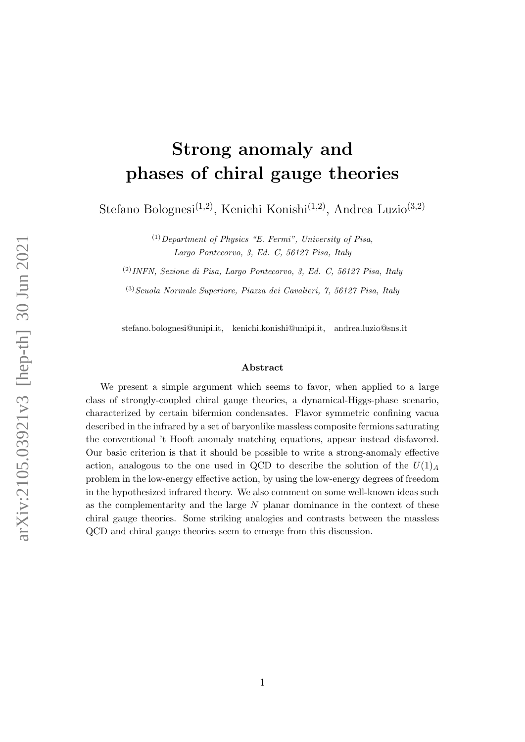# Strong anomaly and phases of chiral gauge theories

Stefano Bolognesi[(1,2)], Kenichi Konishi[(1,2)], Andrea Luzio[(3,2)]

[(1)] *Department of Physics "E. Fermi", University of Pisa, Largo Pontecorvo, 3, Ed. C, 56127 Pisa, Italy*

[(2)] *INFN, Sezione di Pisa, Largo Pontecorvo, 3, Ed. C, 56127 Pisa, Italy*

[(3)] *Scuola Normale Superiore, Piazza dei Cavalieri, 7, 56127 Pisa, Italy*

stefano.bolognesi@unipi.it, kenichi.konishi@unipi.it, andrea.luzio@sns.it

## Abstract

We present a simple argument which seems to favor, when applied to a large class of strongly-coupled chiral gauge theories, a dynamical-Higgs-phase scenario, characterized by certain bifermion condensates. Flavor symmetric confining vacua described in the infrared by a set of baryonlike massless composite fermions saturating the conventional 't Hooft anomaly matching equations, appear instead disfavored. Our basic criterion is that it should be possible to write a strong-anomaly effective action, analogous to the one used in QCD to describe the solution of the $U(1)_A$ problem in the low-energy effective action, by using the low-energy degrees of freedom in the hypothesized infrared theory. We also comment on some well-known ideas such as the complementarity and the large $N$ planar dominance in the context of these chiral gauge theories. Some striking analogies and contrasts between the massless QCD and chiral gauge theories seem to emerge from this discussion.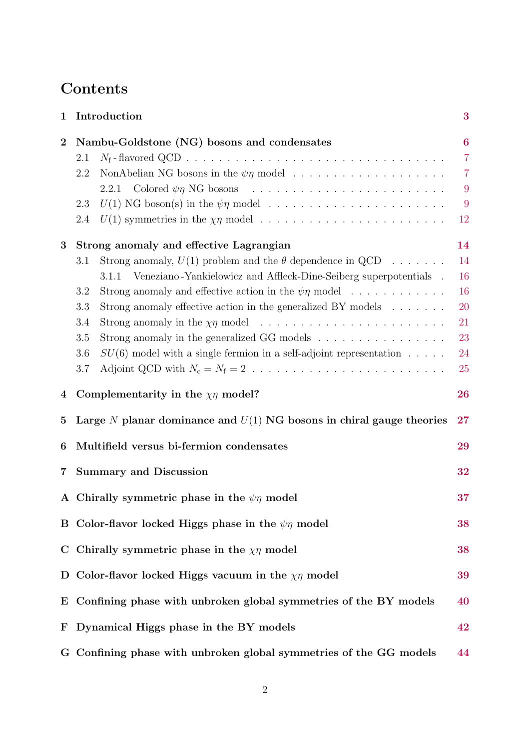# Contents

1 **Introduction** 3

2 **Nambu-Goldstone (NG) bosons and condensates** 6
- 2.1 $N_{\rm f}$ - flavored QCD 7
- 2.2 NonAbelian NG bosons in the $\psi\eta$ model 7
  - 2.2.1 Colored $\psi\eta$ NG bosons 9
- 2.3 $U(1)$ NG boson(s) in the $\psi\eta$ model 9
- 2.4 $U(1)$ symmetries in the $\chi\eta$ model 12

3 **Strong anomaly and effective Lagrangian** 14
- 3.1 Strong anomaly, $U(1)$ problem and the $\theta$ dependence in QCD 14
  - 3.1.1 Veneziano - Yankielowicz and Affleck-Dine-Seiberg superpotentials 16
- 3.2 Strong anomaly and effective action in the $\psi\eta$ model 16
- 3.3 Strong anomaly effective action in the generalized BY models 20
- 3.4 Strong anomaly in the $\chi\eta$ model 21
- 3.5 Strong anomaly in the generalized GG models 23
- 3.6 $SU(6)$ model with a single fermion in a self-adjoint representation 24
- 3.7 Adjoint QCD with $N_{\rm c} = N_{\rm f} = 2$ 25

4 **Complementarity in the $\chi\eta$ model?** 26

5 **Large $N$ planar dominance and $U(1)$ NG bosons in chiral gauge theories** 27

6 **Multifield versus bi-fermion condensates** 29

7 **Summary and Discussion** 32

A **Chirally symmetric phase in the $\psi\eta$ model** 37

B **Color-flavor locked Higgs phase in the $\psi\eta$ model** 38

C **Chirally symmetric phase in the $\chi\eta$ model** 38

D **Color-flavor locked Higgs vacuum in the $\chi\eta$ model** 39

E **Confining phase with unbroken global symmetries of the BY models** 40

F **Dynamical Higgs phase in the BY models** 42

G **Confining phase with unbroken global symmetries of the GG models** 44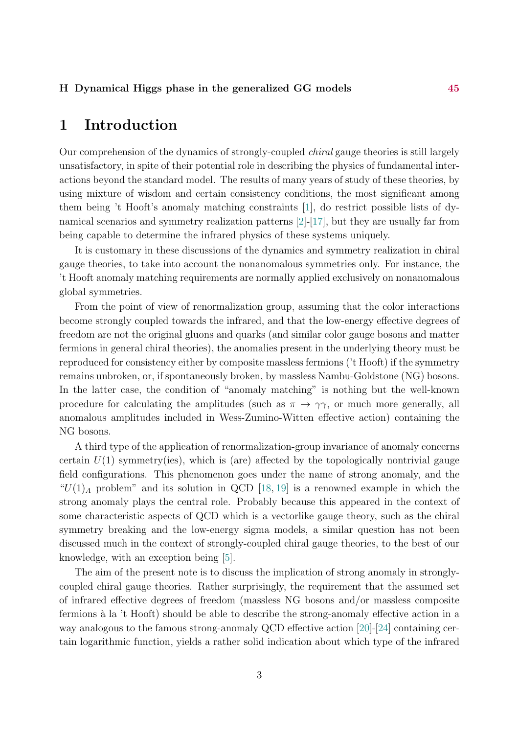H Dynamical Higgs phase in the generalized GG models 45

# 1 Introduction

Our comprehension of the dynamics of strongly-coupled *chiral* gauge theories is still largely unsatisfactory, in spite of their potential role in describing the physics of fundamental interactions beyond the standard model. The results of many years of study of these theories, by using mixture of wisdom and certain consistency conditions, the most significant among them being 't Hooft's anomaly matching constraints [1], do restrict possible lists of dynamical scenarios and symmetry realization patterns [2]-[17], but they are usually far from being capable to determine the infrared physics of these systems uniquely.

It is customary in these discussions of the dynamics and symmetry realization in chiral gauge theories, to take into account the nonanomalous symmetries only. For instance, the 't Hooft anomaly matching requirements are normally applied exclusively on nonanomalous global symmetries.

From the point of view of renormalization group, assuming that the color interactions become strongly coupled towards the infrared, and that the low-energy effective degrees of freedom are not the original gluons and quarks (and similar color gauge bosons and matter fermions in general chiral theories), the anomalies present in the underlying theory must be reproduced for consistency either by composite massless fermions ('t Hooft) if the symmetry remains unbroken, or, if spontaneously broken, by massless Nambu-Goldstone (NG) bosons. In the latter case, the condition of "anomaly matching" is nothing but the well-known procedure for calculating the amplitudes (such as $\pi \to \gamma\gamma$, or much more generally, all anomalous amplitudes included in Wess-Zumino-Witten effective action) containing the NG bosons.

A third type of the application of renormalization-group invariance of anomaly concerns certain $U(1)$ symmetry(ies), which is (are) affected by the topologically nontrivial gauge field configurations. This phenomenon goes under the name of strong anomaly, and the "$U(1)_A$ problem" and its solution in QCD [18, 19] is a renowned example in which the strong anomaly plays the central role. Probably because this appeared in the context of some characteristic aspects of QCD which is a vectorlike gauge theory, such as the chiral symmetry breaking and the low-energy sigma models, a similar question has not been discussed much in the context of strongly-coupled chiral gauge theories, to the best of our knowledge, with an exception being [5].

The aim of the present note is to discuss the implication of strong anomaly in strongly-coupled chiral gauge theories. Rather surprisingly, the requirement that the assumed set of infrared effective degrees of freedom (massless NG bosons and/or massless composite fermions à la 't Hooft) should be able to describe the strong-anomaly effective action in a way analogous to the famous strong-anomaly QCD effective action [20]-[24] containing certain logarithmic function, yields a rather solid indication about which type of the infrared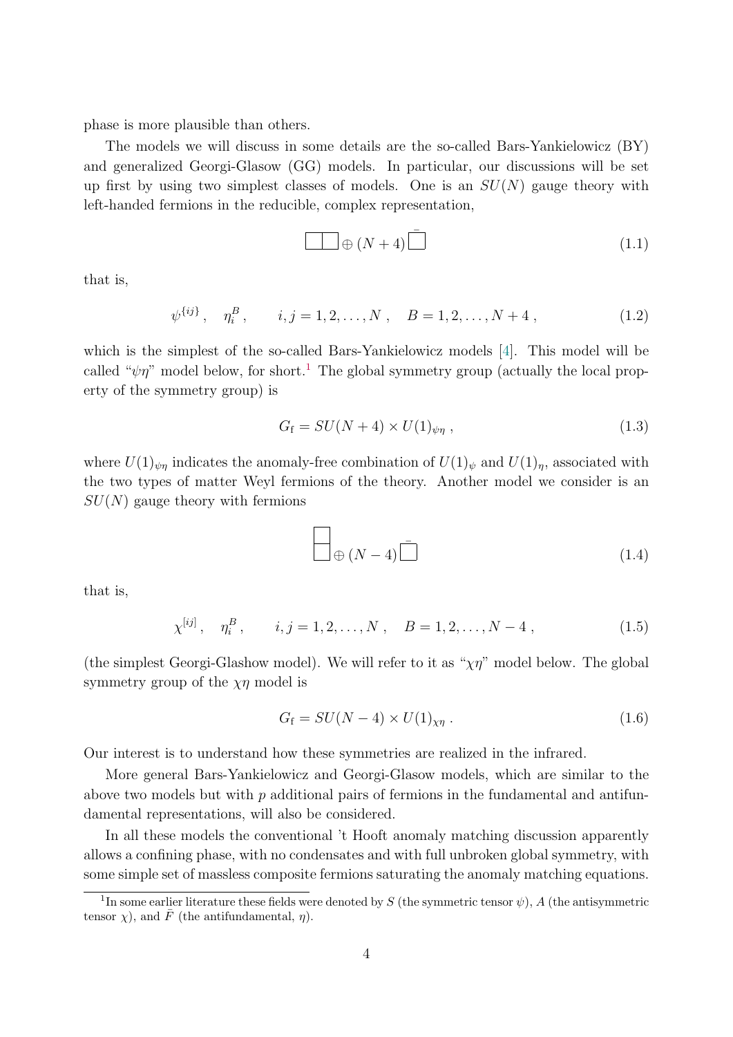phase is more plausible than others.

The models we will discuss in some details are the so-called Bars-Yankielowicz (BY) and generalized Georgi-Glasow (GG) models. In particular, our discussions will be set up first by using two simplest classes of models. One is an $SU(N)$ gauge theory with left-handed fermions in the reducible, complex representation,

$$\yng(2) \oplus (N+4)\,\bar{\yng(1)} \tag{1.1}$$

that is,

$$\psi^{\{ij\}}\,, \quad \eta_i^B\,, \qquad i,j = 1,2,\ldots,N\,, \quad B = 1,2,\ldots,N+4\,, \tag{1.2}$$

which is the simplest of the so-called Bars-Yankielowicz models [4]. This model will be called "$\psi\eta$" model below, for short.[1] The global symmetry group (actually the local property of the symmetry group) is

$$G_{\rm f} = SU(N+4) \times U(1)_{\psi\eta}\,, \tag{1.3}$$

where $U(1)_{\psi\eta}$ indicates the anomaly-free combination of $U(1)_\psi$ and $U(1)_\eta$, associated with the two types of matter Weyl fermions of the theory. Another model we consider is an $SU(N)$ gauge theory with fermions

$$\yng(1,1) \oplus (N-4)\,\bar{\yng(1)} \tag{1.4}$$

that is,

$$\chi^{[ij]}\,, \quad \eta_i^B\,, \qquad i,j = 1,2,\ldots,N\,, \quad B = 1,2,\ldots,N-4\,, \tag{1.5}$$

(the simplest Georgi-Glashow model). We will refer to it as "$\chi\eta$" model below. The global symmetry group of the $\chi\eta$ model is

$$G_{\rm f} = SU(N-4) \times U(1)_{\chi\eta}\,. \tag{1.6}$$

Our interest is to understand how these symmetries are realized in the infrared.

More general Bars-Yankielowicz and Georgi-Glasow models, which are similar to the above two models but with $p$ additional pairs of fermions in the fundamental and antifundamental representations, will also be considered.

In all these models the conventional 't Hooft anomaly matching discussion apparently allows a confining phase, with no condensates and with full unbroken global symmetry, with some simple set of massless composite fermions saturating the anomaly matching equations.

[1] In some earlier literature these fields were denoted by $S$ (the symmetric tensor $\psi$), $A$ (the antisymmetric tensor $\chi$), and $\bar{F}$ (the antifundamental, $\eta$).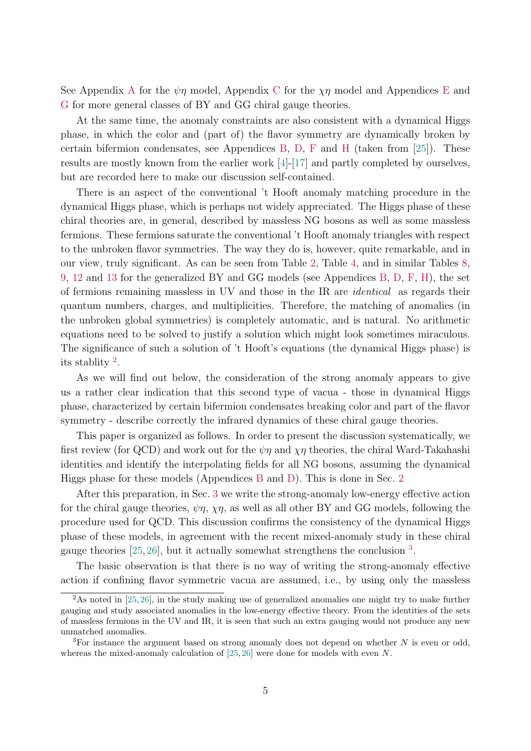See Appendix A for the $\psi\eta$ model, Appendix C for the $\chi\eta$ model and Appendices E and G for more general classes of BY and GG chiral gauge theories.

At the same time, the anomaly constraints are also consistent with a dynamical Higgs phase, in which the color and (part of) the flavor symmetry are dynamically broken by certain bifermion condensates, see Appendices B, D, F and H (taken from [25]). These results are mostly known from the earlier work [4]-[17] and partly completed by ourselves, but are recorded here to make our discussion self-contained.

There is an aspect of the conventional 't Hooft anomaly matching procedure in the dynamical Higgs phase, which is perhaps not widely appreciated. The Higgs phase of these chiral theories are, in general, described by massless NG bosons as well as some massless fermions. These fermions saturate the conventional 't Hooft anomaly triangles with respect to the unbroken flavor symmetries. The way they do is, however, quite remarkable, and in our view, truly significant. As can be seen from Table 2, Table 4, and in similar Tables 8, 9, 12 and 13 for the generalized BY and GG models (see Appendices B, D, F, H), the set of fermions remaining massless in UV and those in the IR are *identical* as regards their quantum numbers, charges, and multiplicities. Therefore, the matching of anomalies (in the unbroken global symmetries) is completely automatic, and is natural. No arithmetic equations need to be solved to justify a solution which might look sometimes miraculous. The significance of such a solution of 't Hooft's equations (the dynamical Higgs phase) is its stablity [2].

As we will find out below, the consideration of the strong anomaly appears to give us a rather clear indication that this second type of vacua - those in dynamical Higgs phase, characterized by certain bifermion condensates breaking color and part of the flavor symmetry - describe correctly the infrared dynamics of these chiral gauge theories.

This paper is organized as follows. In order to present the discussion systematically, we first review (for QCD) and work out for the $\psi\eta$ and $\chi\eta$ theories, the chiral Ward-Takahashi identities and identify the interpolating fields for all NG bosons, assuming the dynamical Higgs phase for these models (Appendices B and D). This is done in Sec. 2

After this preparation, in Sec. 3 we write the strong-anomaly low-energy effective action for the chiral gauge theories, $\psi\eta$, $\chi\eta$, as well as all other BY and GG models, following the procedure used for QCD. This discussion confirms the consistency of the dynamical Higgs phase of these models, in agreement with the recent mixed-anomaly study in these chiral gauge theories [25, 26], but it actually somewhat strengthens the conclusion [3].

The basic observation is that there is no way of writing the strong-anomaly effective action if confining flavor symmetric vacua are assumed, i.e., by using only the massless

---

[2] As noted in [25, 26], in the study making use of generalized anomalies one might try to make further gauging and study associated anomalies in the low-energy effective theory. From the identities of the sets of massless fermions in the UV and IR, it is seen that such an extra gauging would not produce any new unmatched anomalies.

[3] For instance the argument based on strong anomaly does not depend on whether $N$ is even or odd, whereas the mixed-anomaly calculation of [25, 26] were done for models with even $N$.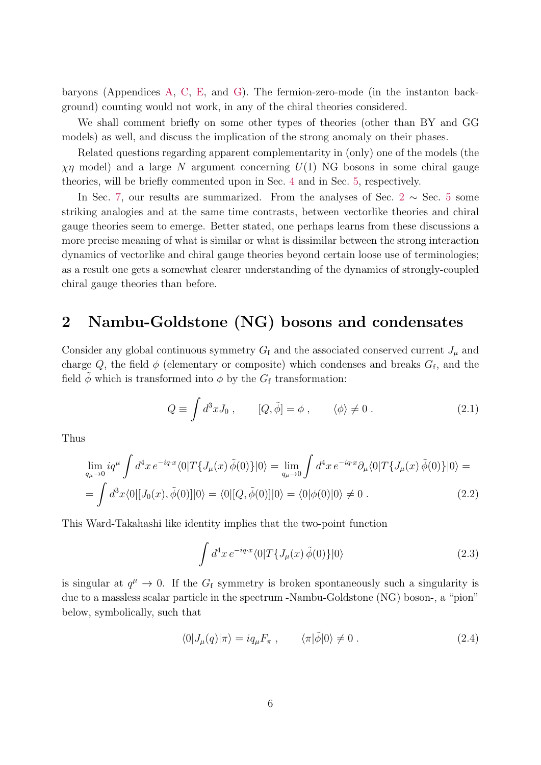baryons (Appendices A, C, E, and G). The fermion-zero-mode (in the instanton background) counting would not work, in any of the chiral theories considered.

We shall comment briefly on some other types of theories (other than BY and GG models) as well, and discuss the implication of the strong anomaly on their phases.

Related questions regarding apparent complementarity in (only) one of the models (the $\chi\eta$ model) and a large $N$ argument concerning $U(1)$ NG bosons in some chiral gauge theories, will be briefly commented upon in Sec. 4 and in Sec. 5, respectively.

In Sec. 7, our results are summarized. From the analyses of Sec. 2 $\sim$ Sec. 5 some striking analogies and at the same time contrasts, between vectorlike theories and chiral gauge theories seem to emerge. Better stated, one perhaps learns from these discussions a more precise meaning of what is similar or what is dissimilar between the strong interaction dynamics of vectorlike and chiral gauge theories beyond certain loose use of terminologies; as a result one gets a somewhat clearer understanding of the dynamics of strongly-coupled chiral gauge theories than before.

## 2 Nambu-Goldstone (NG) bosons and condensates

Consider any global continuous symmetry $G_{\rm f}$ and the associated conserved current $J_\mu$ and charge $Q$, the field $\phi$ (elementary or composite) which condenses and breaks $G_{\rm f}$, and the field $\tilde{\phi}$ which is transformed into $\phi$ by the $G_{\rm f}$ transformation:

$$Q \equiv \int d^3x J_0 \;, \qquad [Q, \tilde{\phi}] = \phi \;, \qquad \langle \phi \rangle \neq 0 \;. \tag{2.1}$$

Thus

$$\lim_{q_\mu \to 0} iq^\mu \int d^4x \, e^{-iq\cdot x} \langle 0|T\{J_\mu(x)\, \tilde{\phi}(0)\}|0\rangle = \lim_{q_\mu \to 0} \int d^4x \, e^{-iq\cdot x} \partial_\mu \langle 0|T\{J_\mu(x)\, \tilde{\phi}(0)\}|0\rangle =$$
$$= \int d^3x \langle 0|[J_0(x), \tilde{\phi}(0)]|0\rangle = \langle 0|[Q, \tilde{\phi}(0)]|0\rangle = \langle 0|\phi(0)|0\rangle \neq 0 \;. \tag{2.2}$$

This Ward-Takahashi like identity implies that the two-point function

$$\int d^4x \, e^{-iq\cdot x} \langle 0|T\{J_\mu(x)\, \tilde{\phi}(0)\}|0\rangle \tag{2.3}$$

is singular at $q^\mu \to 0$. If the $G_{\rm f}$ symmetry is broken spontaneously such a singularity is due to a massless scalar particle in the spectrum -Nambu-Goldstone (NG) boson-, a "pion" below, symbolically, such that

$$\langle 0|J_\mu(q)|\pi\rangle = iq_\mu F_\pi \;, \qquad \langle \pi|\tilde{\phi}|0\rangle \neq 0 \;. \tag{2.4}$$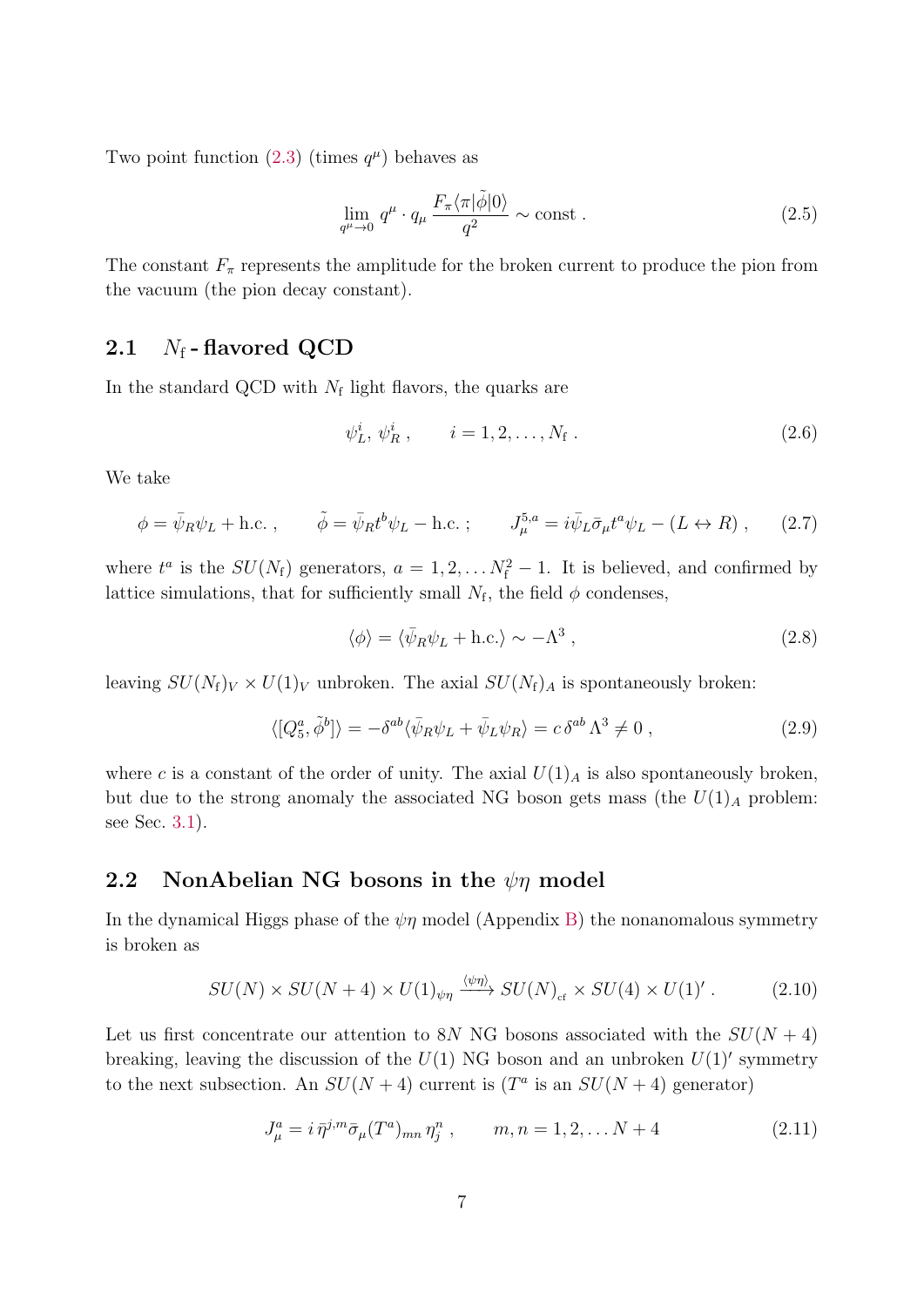Two point function (2.3) (times $q^\mu$) behaves as

$$\lim_{q^\mu \to 0} q^\mu \cdot q_\mu \, \frac{F_\pi \langle \pi | \tilde{\phi} | 0 \rangle}{q^2} \sim \text{const} \; . \tag{2.5}$$

The constant $F_\pi$ represents the amplitude for the broken current to produce the pion from the vacuum (the pion decay constant).

## 2.1 $N_\text{f}$ - flavored QCD

In the standard QCD with $N_\text{f}$ light flavors, the quarks are

$$\psi_L^i, \, \psi_R^i \, , \qquad i = 1, 2, \ldots, N_\text{f} \; . \tag{2.6}$$

We take

$$\phi = \bar{\psi}_R \psi_L + \text{h.c.} \, , \qquad \tilde{\phi} = \bar{\psi}_R t^b \psi_L - \text{h.c.} \, ; \qquad J_\mu^{5,a} = i \bar{\psi}_L \bar{\sigma}_\mu t^a \psi_L - (L \leftrightarrow R) \, , \tag{2.7}$$

where $t^a$ is the $SU(N_\text{f})$ generators, $a = 1, 2, \ldots N_\text{f}^2 - 1$. It is believed, and confirmed by lattice simulations, that for sufficiently small $N_\text{f}$, the field $\phi$ condenses,

$$\langle \phi \rangle = \langle \bar{\psi}_R \psi_L + \text{h.c.} \rangle \sim -\Lambda^3 \, , \tag{2.8}$$

leaving $SU(N_\text{f})_V \times U(1)_V$ unbroken. The axial $SU(N_\text{f})_A$ is spontaneously broken:

$$\langle [Q_5^a, \tilde{\phi}^b] \rangle = -\delta^{ab} \langle \bar{\psi}_R \psi_L + \bar{\psi}_L \psi_R \rangle = c \, \delta^{ab} \Lambda^3 \neq 0 \, , \tag{2.9}$$

where $c$ is a constant of the order of unity. The axial $U(1)_A$ is also spontaneously broken, but due to the strong anomaly the associated NG boson gets mass (the $U(1)_A$ problem: see Sec. 3.1).

## 2.2 NonAbelian NG bosons in the $\psi\eta$ model

In the dynamical Higgs phase of the $\psi\eta$ model (Appendix B) the nonanomalous symmetry is broken as

$$SU(N) \times SU(N+4) \times U(1)_{\psi\eta} \xrightarrow{\langle \psi\eta \rangle} SU(N)_{\text{cf}} \times SU(4) \times U(1)' \, . \tag{2.10}$$

Let us first concentrate our attention to $8N$ NG bosons associated with the $SU(N+4)$ breaking, leaving the discussion of the $U(1)$ NG boson and an unbroken $U(1)'$ symmetry to the next subsection. An $SU(N+4)$ current is ($T^a$ is an $SU(N+4)$ generator)

$$J_\mu^a = i \, \bar{\eta}^{j,m} \bar{\sigma}_\mu (T^a)_{mn} \, \eta_j^n \, , \qquad m, n = 1, 2, \ldots N+4 \tag{2.11}$$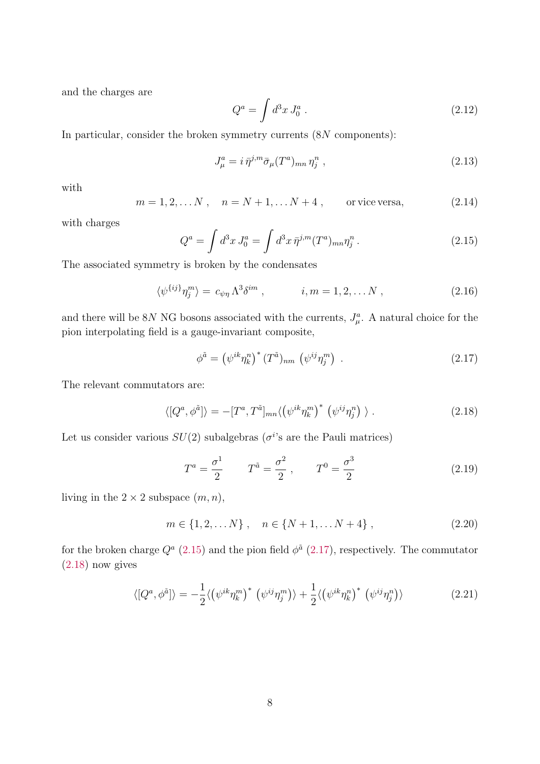and the charges are

$$Q^a = \int d^3x\, J_0^a \,. \tag{2.12}$$

In particular, consider the broken symmetry currents ($8N$ components):

$$J_\mu^a = i\, \bar{\eta}^{j,m} \bar{\sigma}_\mu (T^a)_{mn}\, \eta_j^n \,, \tag{2.13}$$

with

$$m = 1, 2, \ldots N \,, \quad n = N+1, \ldots N+4 \,, \qquad \text{or vice versa,} \tag{2.14}$$

with charges

$$Q^a = \int d^3x\, J_0^a = \int d^3x\, \bar{\eta}^{j,m} (T^a)_{mn} \eta_j^n \,. \tag{2.15}$$

The associated symmetry is broken by the condensates

$$\langle \psi^{\{ij\}} \eta_j^m \rangle = \, c_{\psi\eta}\, \Lambda^3 \delta^{im} \,, \qquad\qquad i, m = 1, 2, \ldots N \,, \tag{2.16}$$

and there will be $8N$ NG bosons associated with the currents, $J_\mu^a$. A natural choice for the pion interpolating field is a gauge-invariant composite,

$$\phi^{\tilde{a}} = \left(\psi^{ik} \eta_k^n\right)^* (T^{\tilde{a}})_{nm} \left(\psi^{ij} \eta_j^m\right) \,. \tag{2.17}$$

The relevant commutators are:

$$\langle [Q^a, \phi^{\tilde{a}}] \rangle = -[T^a, T^{\tilde{a}}]_{mn} \langle \left(\psi^{ik} \eta_k^m\right)^* \left(\psi^{ij} \eta_j^n\right) \rangle \,. \tag{2.18}$$

Let us consider various $SU(2)$ subalgebras ($\sigma^i$'s are the Pauli matrices)

$$T^a = \frac{\sigma^1}{2} \qquad T^{\tilde{a}} = \frac{\sigma^2}{2} \,, \qquad T^0 = \frac{\sigma^3}{2} \tag{2.19}$$

living in the $2 \times 2$ subspace $(m, n)$,

$$m \in \{1, 2, \ldots N\} \,, \quad n \in \{N+1, \ldots N+4\} \,, \tag{2.20}$$

for the broken charge $Q^a$ (2.15) and the pion field $\phi^{\tilde{a}}$ (2.17), respectively. The commutator (2.18) now gives

$$\langle [Q^a, \phi^{\tilde{a}}] \rangle = -\frac{1}{2} \langle \left(\psi^{ik} \eta_k^m\right)^* \left(\psi^{ij} \eta_j^m\right) \rangle + \frac{1}{2} \langle \left(\psi^{ik} \eta_k^n\right)^* \left(\psi^{ij} \eta_j^n\right) \rangle \tag{2.21}$$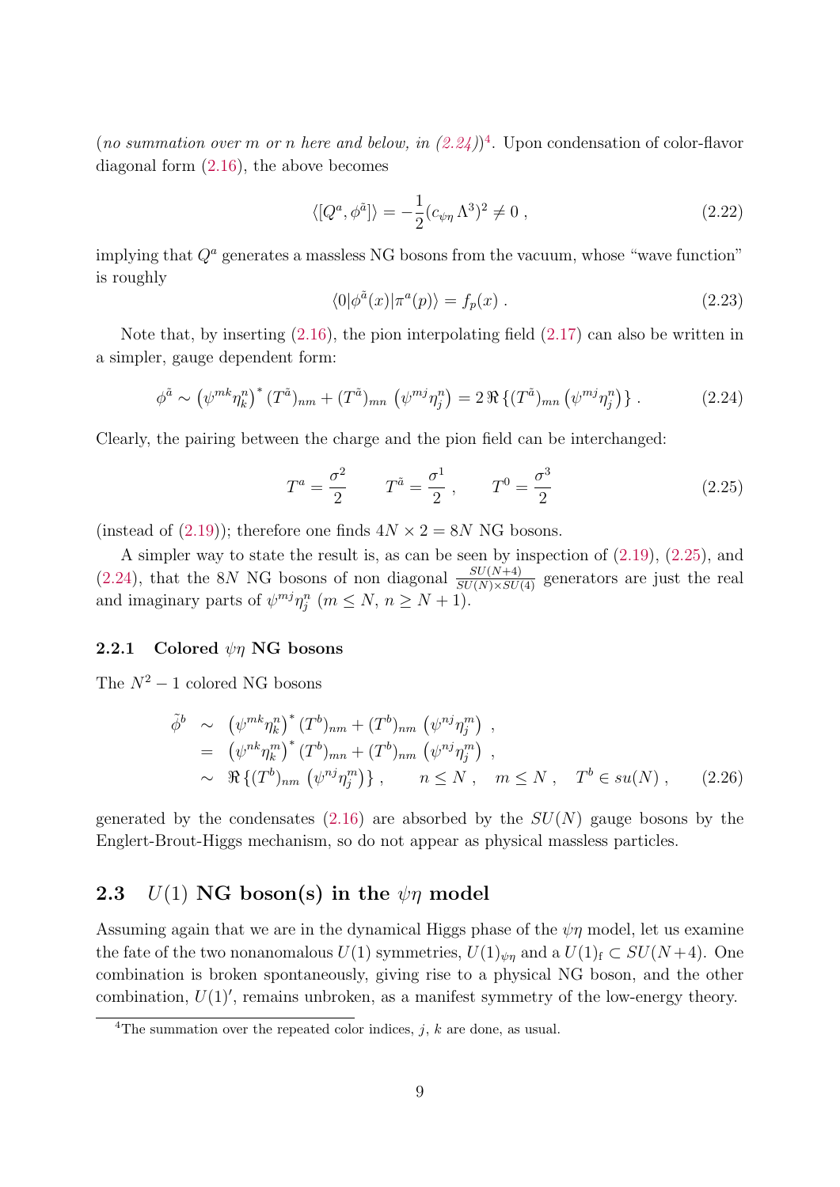(*no summation over m or n here and below, in (2.24)*)[4]. Upon condensation of color-flavor diagonal form (2.16), the above becomes

$$\langle [Q^a, \phi^{\tilde{a}}] \rangle = -\frac{1}{2}(c_{\psi\eta}\Lambda^3)^2 \neq 0 \,, \tag{2.22}$$

implying that $Q^a$ generates a massless NG bosons from the vacuum, whose "wave function" is roughly

$$\langle 0|\phi^{\tilde{a}}(x)|\pi^a(p)\rangle = f_p(x) \,. \tag{2.23}$$

Note that, by inserting (2.16), the pion interpolating field (2.17) can also be written in a simpler, gauge dependent form:

$$\phi^{\tilde{a}} \sim \left(\psi^{mk}\eta_k^n\right)^* (T^{\tilde{a}})_{nm} + (T^{\tilde{a}})_{mn}\left(\psi^{mj}\eta_j^n\right) = 2\,\Re\left\{(T^{\tilde{a}})_{mn}\left(\psi^{mj}\eta_j^n\right)\right\} . \tag{2.24}$$

Clearly, the pairing between the charge and the pion field can be interchanged:

$$T^a = \frac{\sigma^2}{2} \qquad T^{\tilde{a}} = \frac{\sigma^1}{2} \,, \qquad T^0 = \frac{\sigma^3}{2} \tag{2.25}$$

(instead of (2.19)); therefore one finds $4N \times 2 = 8N$ NG bosons.

A simpler way to state the result is, as can be seen by inspection of (2.19), (2.25), and (2.24), that the $8N$ NG bosons of non diagonal $\frac{SU(N+4)}{SU(N)\times SU(4)}$ generators are just the real and imaginary parts of $\psi^{mj}\eta_j^n$ ($m \leq N$, $n \geq N+1$).

### 2.2.1 Colored $\psi\eta$ NG bosons

The $N^2 - 1$ colored NG bosons

$$\begin{aligned}
\tilde{\phi}^b &\sim \left(\psi^{mk}\eta_k^n\right)^* (T^b)_{nm} + (T^b)_{nm}\left(\psi^{nj}\eta_j^m\right) \,, \\
&= \left(\psi^{nk}\eta_k^m\right)^* (T^b)_{mn} + (T^b)_{nm}\left(\psi^{nj}\eta_j^m\right) \,, \\
&\sim \Re\left\{(T^b)_{nm}\left(\psi^{nj}\eta_j^m\right)\right\} , \qquad n \leq N \,, \quad m \leq N \,, \quad T^b \in su(N) \,,
\end{aligned} \tag{2.26}$$

generated by the condensates (2.16) are absorbed by the $SU(N)$ gauge bosons by the Englert-Brout-Higgs mechanism, so do not appear as physical massless particles.

## 2.3 $U(1)$ NG boson(s) in the $\psi\eta$ model

Assuming again that we are in the dynamical Higgs phase of the $\psi\eta$ model, let us examine the fate of the two nonanomalous $U(1)$ symmetries, $U(1)_{\psi\eta}$ and a $U(1)_{\rm f} \subset SU(N+4)$. One combination is broken spontaneously, giving rise to a physical NG boson, and the other combination, $U(1)'$, remains unbroken, as a manifest symmetry of the low-energy theory.

[4] The summation over the repeated color indices, $j$, $k$ are done, as usual.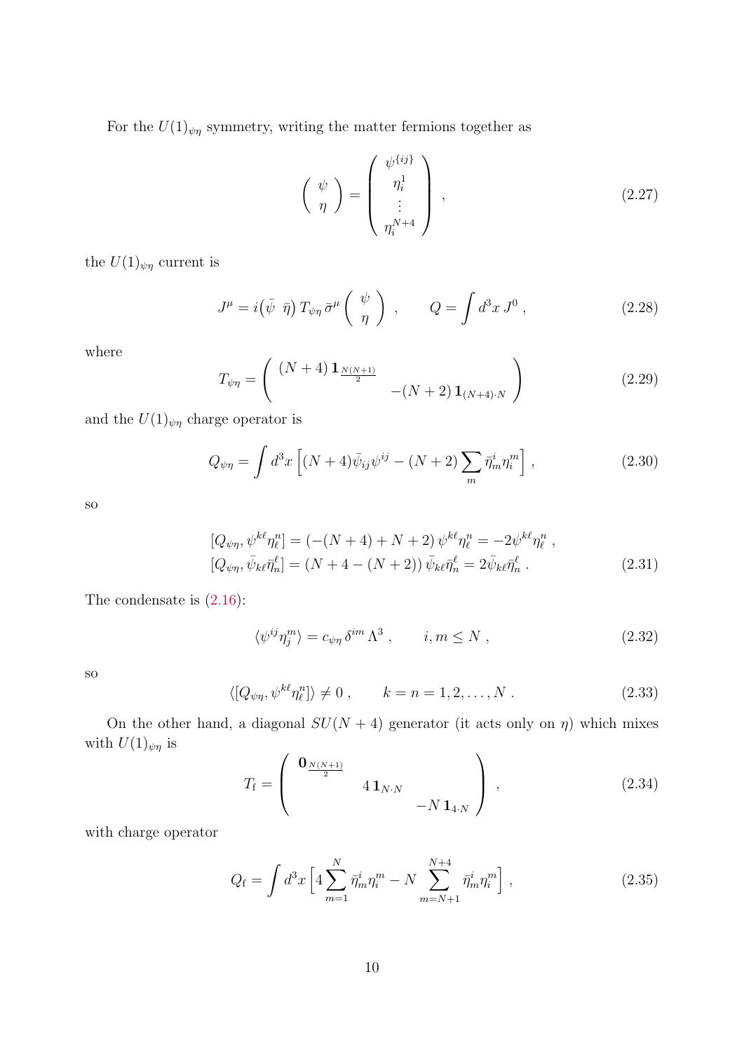For the $U(1)_{\psi\eta}$ symmetry, writing the matter fermions together as

$$
\left( \begin{array}{c} \psi \\ \eta \end{array} \right) = \left( \begin{array}{c} \psi^{\{ij\}} \\ \eta_i^1 \\ \vdots \\ \eta_i^{N+4} \end{array} \right) \ , \tag{2.27}
$$

the $U(1)_{\psi\eta}$ current is

$$
J^\mu = i \big( \bar{\psi} \ \ \bar{\eta} \big) \, T_{\psi\eta} \, \bar{\sigma}^\mu \left( \begin{array}{c} \psi \\ \eta \end{array} \right) \ , \qquad Q = \int d^3x \, J^0 \ , \tag{2.28}
$$

where

$$
T_{\psi\eta} = \left( \begin{array}{cc} (N+4) \, \mathbf{1}_{\frac{N(N+1)}{2}} & \\ & -(N+2) \, \mathbf{1}_{(N+4)\cdot N} \end{array} \right) \tag{2.29}
$$

and the $U(1)_{\psi\eta}$ charge operator is

$$
Q_{\psi\eta} = \int d^3x \left[ (N+4) \bar{\psi}_{ij} \psi^{ij} - (N+2) \sum_m \bar{\eta}_m^i \eta_i^m \right] , \tag{2.30}
$$

so

$$
\begin{aligned}
[Q_{\psi\eta}, \psi^{k\ell} \eta_\ell^n] &= (-(N+4) + N + 2) \, \psi^{k\ell} \eta_\ell^n = -2 \psi^{k\ell} \eta_\ell^n \ , \\
[Q_{\psi\eta}, \bar{\psi}_{k\ell} \bar{\eta}_n^\ell] &= (N + 4 - (N+2)) \, \bar{\psi}_{k\ell} \bar{\eta}_n^\ell = 2 \bar{\psi}_{k\ell} \bar{\eta}_n^\ell \ .
\end{aligned} \tag{2.31}
$$

The condensate is (2.16):

$$
\langle \psi^{ij} \eta_j^m \rangle = c_{\psi\eta} \, \delta^{im} \, \Lambda^3 \ , \qquad i, m \leq N \ , \tag{2.32}
$$

so

$$
\langle [Q_{\psi\eta}, \psi^{k\ell} \eta_\ell^n] \rangle \neq 0 \ , \qquad k = n = 1, 2, \ldots, N \ . \tag{2.33}
$$

On the other hand, a diagonal $SU(N+4)$ generator (it acts only on $\eta$) which mixes with $U(1)_{\psi\eta}$ is

$$
T_{\mathrm{f}} = \left( \begin{array}{ccc} \mathbf{0}_{\frac{N(N+1)}{2}} & & \\ & 4 \, \mathbf{1}_{N \cdot N} & \\ & & -N \, \mathbf{1}_{4 \cdot N} \end{array} \right) \ , \tag{2.34}
$$

with charge operator

$$
Q_{\mathrm{f}} = \int d^3x \left[ 4 \sum_{m=1}^{N} \bar{\eta}_m^i \eta_i^m - N \sum_{m=N+1}^{N+4} \bar{\eta}_m^i \eta_i^m \right] , \tag{2.35}
$$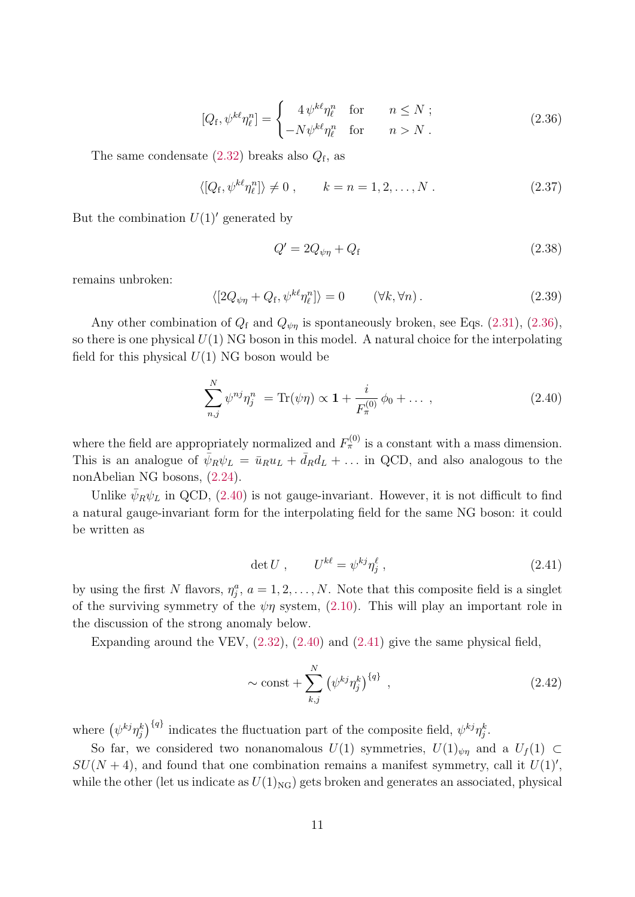$$[Q_{\rm f}, \psi^{k\ell}\eta_\ell^n] = \begin{cases} 4\,\psi^{k\ell}\eta_\ell^n & \text{for} \qquad n \le N\ ; \\ -N\psi^{k\ell}\eta_\ell^n & \text{for} \qquad n > N\ . \end{cases} \tag{2.36}$$

The same condensate (2.32) breaks also $Q_{\rm f}$, as

$$\langle [Q_{\rm f}, \psi^{k\ell}\eta_\ell^n] \rangle \neq 0\ , \qquad k = n = 1, 2, \ldots, N\ . \tag{2.37}$$

But the combination $U(1)'$ generated by

$$Q' = 2Q_{\psi\eta} + Q_{\rm f} \tag{2.38}$$

remains unbroken:

$$\langle [2Q_{\psi\eta} + Q_{\rm f}, \psi^{k\ell}\eta_\ell^n] \rangle = 0 \qquad (\forall k, \forall n)\,. \tag{2.39}$$

Any other combination of $Q_{\rm f}$ and $Q_{\psi\eta}$ is spontaneously broken, see Eqs. (2.31), (2.36), so there is one physical $U(1)$ NG boson in this model. A natural choice for the interpolating field for this physical $U(1)$ NG boson would be

$$\sum_{n,j}^{N} \psi^{nj}\eta_j^n \ = \mathrm{Tr}(\psi\eta) \propto \mathbf{1} + \frac{i}{F_\pi^{(0)}}\,\phi_0 + \ldots\ , \tag{2.40}$$

where the field are appropriately normalized and $F_\pi^{(0)}$ is a constant with a mass dimension. This is an analogue of $\bar{\psi}_R\psi_L = \bar{u}_R u_L + \bar{d}_R d_L + \ldots$ in QCD, and also analogous to the nonAbelian NG bosons, (2.24).

Unlike $\bar{\psi}_R\psi_L$ in QCD, (2.40) is not gauge-invariant. However, it is not difficult to find a natural gauge-invariant form for the interpolating field for the same NG boson: it could be written as

$$\det U\ , \qquad U^{k\ell} = \psi^{kj}\eta_j^\ell\ , \tag{2.41}$$

by using the first $N$ flavors, $\eta_j^a$, $a = 1, 2, \ldots, N$. Note that this composite field is a singlet of the surviving symmetry of the $\psi\eta$ system, (2.10). This will play an important role in the discussion of the strong anomaly below.

Expanding around the VEV, (2.32), (2.40) and (2.41) give the same physical field,

$$\sim \text{const} + \sum_{k,j}^{N} \left(\psi^{kj}\eta_j^k\right)^{\{q\}}\ , \tag{2.42}$$

where $\left(\psi^{kj}\eta_j^k\right)^{\{q\}}$ indicates the fluctuation part of the composite field, $\psi^{kj}\eta_j^k$.

So far, we considered two nonanomalous $U(1)$ symmetries, $U(1)_{\psi\eta}$ and a $U_f(1) \subset SU(N+4)$, and found that one combination remains a manifest symmetry, call it $U(1)'$, while the other (let us indicate as $U(1)_{\rm NG}$) gets broken and generates an associated, physical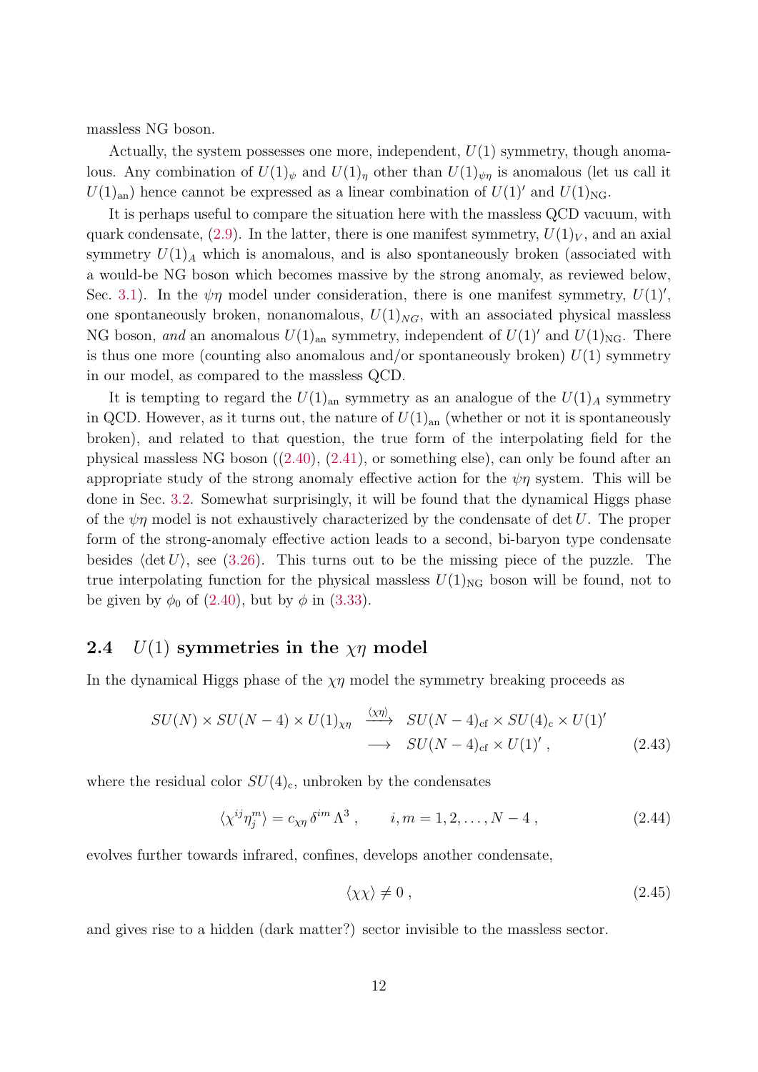massless NG boson.

Actually, the system possesses one more, independent, $U(1)$ symmetry, though anomalous. Any combination of $U(1)_\psi$ and $U(1)_\eta$ other than $U(1)_{\psi\eta}$ is anomalous (let us call it $U(1)_{\rm an}$) hence cannot be expressed as a linear combination of $U(1)'$ and $U(1)_{\rm NG}$.

It is perhaps useful to compare the situation here with the massless QCD vacuum, with quark condensate, (2.9). In the latter, there is one manifest symmetry, $U(1)_V$, and an axial symmetry $U(1)_A$ which is anomalous, and is also spontaneously broken (associated with a would-be NG boson which becomes massive by the strong anomaly, as reviewed below, Sec. 3.1). In the $\psi\eta$ model under consideration, there is one manifest symmetry, $U(1)'$, one spontaneously broken, nonanomalous, $U(1)_{NG}$, with an associated physical massless NG boson, *and* an anomalous $U(1)_{\rm an}$ symmetry, independent of $U(1)'$ and $U(1)_{\rm NG}$. There is thus one more (counting also anomalous and/or spontaneously broken) $U(1)$ symmetry in our model, as compared to the massless QCD.

It is tempting to regard the $U(1)_{\rm an}$ symmetry as an analogue of the $U(1)_A$ symmetry in QCD. However, as it turns out, the nature of $U(1)_{\rm an}$ (whether or not it is spontaneously broken), and related to that question, the true form of the interpolating field for the physical massless NG boson ((2.40), (2.41), or something else), can only be found after an appropriate study of the strong anomaly effective action for the $\psi\eta$ system. This will be done in Sec. 3.2. Somewhat surprisingly, it will be found that the dynamical Higgs phase of the $\psi\eta$ model is not exhaustively characterized by the condensate of $\det U$. The proper form of the strong-anomaly effective action leads to a second, bi-baryon type condensate besides $\langle \det U \rangle$, see (3.26). This turns out to be the missing piece of the puzzle. The true interpolating function for the physical massless $U(1)_{\rm NG}$ boson will be found, not to be given by $\phi_0$ of (2.40), but by $\phi$ in (3.33).

## 2.4 $U(1)$ symmetries in the $\chi\eta$ model

In the dynamical Higgs phase of the $\chi\eta$ model the symmetry breaking proceeds as

$$
\begin{aligned}
SU(N) \times SU(N-4) \times U(1)_{\chi\eta} \;\; &\xrightarrow{\langle \chi\eta \rangle} \;\; SU(N-4)_{\rm cf} \times SU(4)_{\rm c} \times U(1)' \\
&\longrightarrow \;\; SU(N-4)_{\rm cf} \times U(1)' \, ,
\end{aligned}
\tag{2.43}
$$

where the residual color $SU(4)_{\rm c}$, unbroken by the condensates

$$
\langle \chi^{ij} \eta_j^m \rangle = c_{\chi\eta} \, \delta^{im} \, \Lambda^3 \, , \qquad i, m = 1, 2, \ldots, N-4 \, , \tag{2.44}
$$

evolves further towards infrared, confines, develops another condensate,

$$
\langle \chi\chi \rangle \neq 0 \, , \tag{2.45}
$$

and gives rise to a hidden (dark matter?) sector invisible to the massless sector.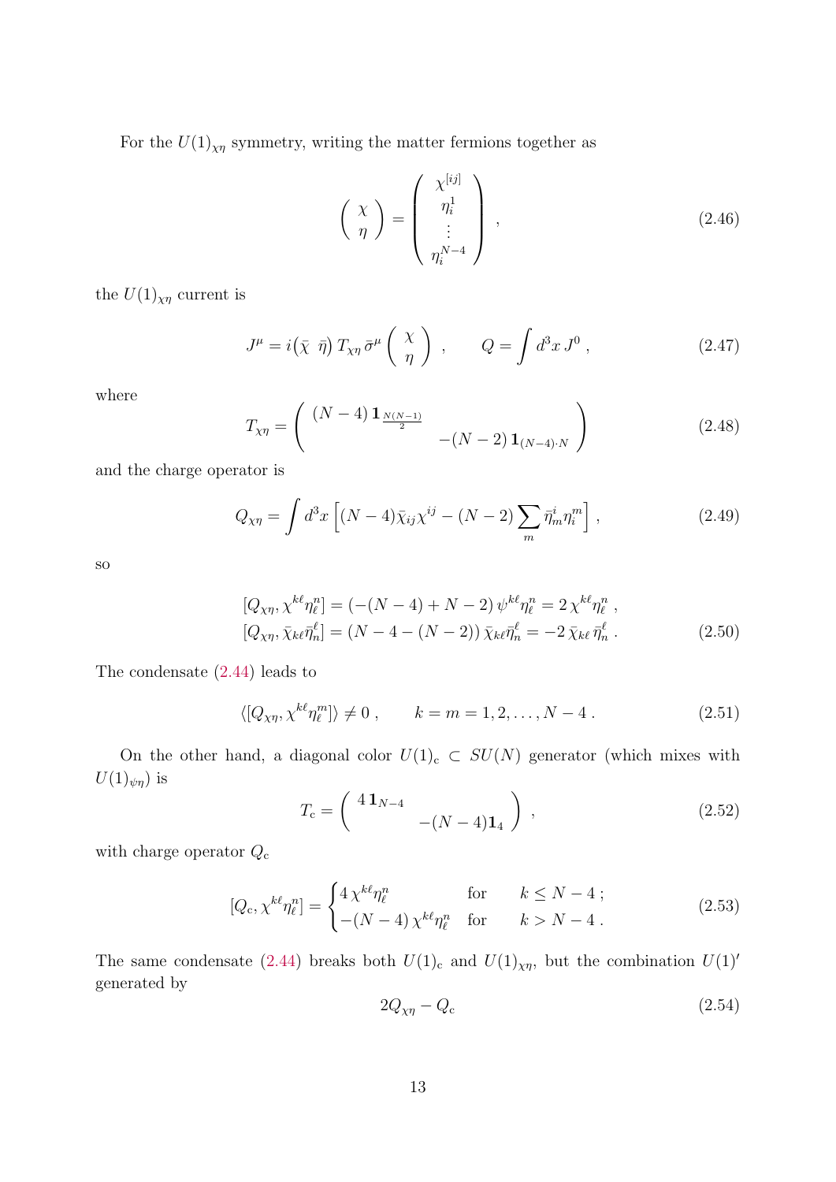For the $U(1)_{\chi\eta}$ symmetry, writing the matter fermions together as

$$\left( \begin{array}{c} \chi \\ \eta \end{array} \right) = \left( \begin{array}{c} \chi^{[ij]} \\ \eta_i^1 \\ \vdots \\ \eta_i^{N-4} \end{array} \right) , \tag{2.46}$$

the $U(1)_{\chi\eta}$ current is

$$J^\mu = i \big( \bar{\chi} \;\; \bar{\eta} \big) \, T_{\chi\eta} \, \bar{\sigma}^\mu \left( \begin{array}{c} \chi \\ \eta \end{array} \right) , \qquad Q = \int d^3x \, J^0 \, , \tag{2.47}$$

where

$$T_{\chi\eta} = \left( \begin{array}{cc} (N-4) \, \mathbf{1}_{\frac{N(N-1)}{2}} & \\ & -(N-2) \, \mathbf{1}_{(N-4)\cdot N} \end{array} \right) \tag{2.48}$$

and the charge operator is

$$Q_{\chi\eta} = \int d^3x \left[ (N-4) \bar{\chi}_{ij} \chi^{ij} - (N-2) \sum_m \bar{\eta}_m^i \eta_i^m \right] , \tag{2.49}$$

so

$$\begin{aligned} [Q_{\chi\eta}, \chi^{k\ell} \eta_\ell^n] &= (-(N-4) + N-2) \, \psi^{k\ell} \eta_\ell^n = 2 \, \chi^{k\ell} \eta_\ell^n \, , \\ [Q_{\chi\eta}, \bar{\chi}_{k\ell} \bar{\eta}_n^\ell] &= (N-4-(N-2)) \, \bar{\chi}_{k\ell} \bar{\eta}_n^\ell = -2 \, \bar{\chi}_{k\ell} \, \bar{\eta}_n^\ell \, . \end{aligned} \tag{2.50}$$

The condensate (2.44) leads to

$$\langle [Q_{\chi\eta}, \chi^{k\ell} \eta_\ell^m] \rangle \neq 0 \, , \qquad k = m = 1, 2, \ldots, N-4 \, . \tag{2.51}$$

On the other hand, a diagonal color $U(1)_{\rm c} \subset SU(N)$ generator (which mixes with $U(1)_{\psi\eta}$) is

$$T_{\rm c} = \left( \begin{array}{cc} 4 \, \mathbf{1}_{N-4} & \\ & -(N-4) \mathbf{1}_4 \end{array} \right) , \tag{2.52}$$

with charge operator $Q_{\rm c}$

$$[Q_{\rm c}, \chi^{k\ell} \eta_\ell^n] = \begin{cases} 4 \, \chi^{k\ell} \eta_\ell^n & \text{for} \qquad k \leq N-4 \, ; \\ -(N-4) \, \chi^{k\ell} \eta_\ell^n & \text{for} \qquad k > N-4 \, . \end{cases} \tag{2.53}$$

The same condensate (2.44) breaks both $U(1)_{\rm c}$ and $U(1)_{\chi\eta}$, but the combination $U(1)'$ generated by

$$2 Q_{\chi\eta} - Q_{\rm c} \tag{2.54}$$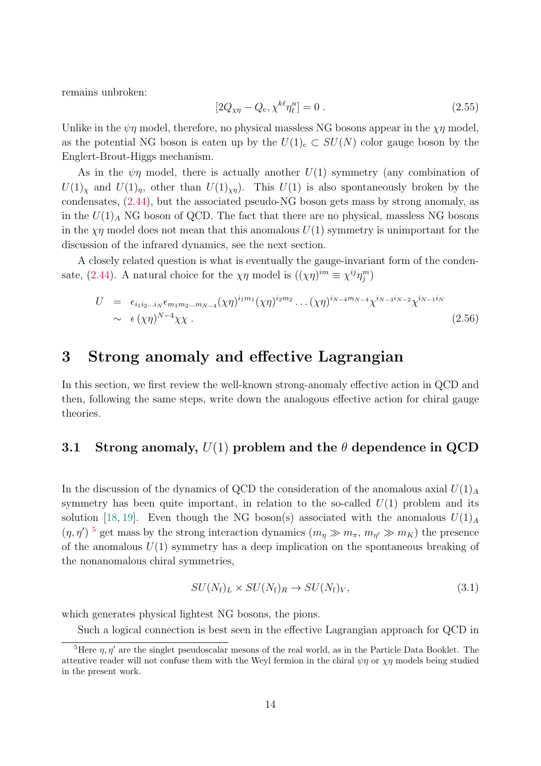remains unbroken:

$$[2Q_{\chi\eta} - Q_{\rm c}, \chi^{k\ell}\eta^n_\ell] = 0 \,. \tag{2.55}$$

Unlike in the $\psi\eta$ model, therefore, no physical massless NG bosons appear in the $\chi\eta$ model, as the potential NG boson is eaten up by the $U(1)_{\rm c} \subset SU(N)$ color gauge boson by the Englert-Brout-Higgs mechanism.

As in the $\psi\eta$ model, there is actually another $U(1)$ symmetry (any combination of $U(1)_\chi$ and $U(1)_\eta$, other than $U(1)_{\chi\eta}$). This $U(1)$ is also spontaneously broken by the condensates, (2.44), but the associated pseudo-NG boson gets mass by strong anomaly, as in the $U(1)_A$ NG boson of QCD. The fact that there are no physical, massless NG bosons in the $\chi\eta$ model does not mean that this anomalous $U(1)$ symmetry is unimportant for the discussion of the infrared dynamics, see the next section.

A closely related question is what is eventually the gauge-invariant form of the condensate, (2.44). A natural choice for the $\chi\eta$ model is ($(\chi\eta)^{im} \equiv \chi^{ij}\eta^m_j$)

$$\begin{aligned} U &= \epsilon_{i_1 i_2 \ldots i_N} \epsilon_{m_1 m_2 \ldots m_{N-4}} (\chi\eta)^{i_1 m_1} (\chi\eta)^{i_2 m_2} \ldots (\chi\eta)^{i_{N-4} m_{N-4}} \chi^{i_{N-3} i_{N-2}} \chi^{i_{N-1} i_N} \\ &\sim \epsilon \, (\chi\eta)^{N-4} \chi\chi \,. \end{aligned} \tag{2.56}$$

# 3 Strong anomaly and effective Lagrangian

In this section, we first review the well-known strong-anomaly effective action in QCD and then, following the same steps, write down the analogous effective action for chiral gauge theories.

## 3.1 Strong anomaly, $U(1)$ problem and the $\theta$ dependence in QCD

In the discussion of the dynamics of QCD the consideration of the anomalous axial $U(1)_A$ symmetry has been quite important, in relation to the so-called $U(1)$ problem and its solution [18, 19]. Even though the NG boson(s) associated with the anomalous $U(1)_A$ $(\eta, \eta')$ [5] get mass by the strong interaction dynamics ($m_\eta \gg m_\pi$, $m_{\eta'} \gg m_K$) the presence of the anomalous $U(1)$ symmetry has a deep implication on the spontaneous breaking of the nonanomalous chiral symmetries,

$$SU(N_{\rm f})_L \times SU(N_{\rm f})_R \to SU(N_{\rm f})_V, \tag{3.1}$$

which generates physical lightest NG bosons, the pions.

Such a logical connection is best seen in the effective Lagrangian approach for QCD in

[5] Here $\eta, \eta'$ are the singlet pseudoscalar mesons of the real world, as in the Particle Data Booklet. The attentive reader will not confuse them with the Weyl fermion in the chiral $\psi\eta$ or $\chi\eta$ models being studied in the present work.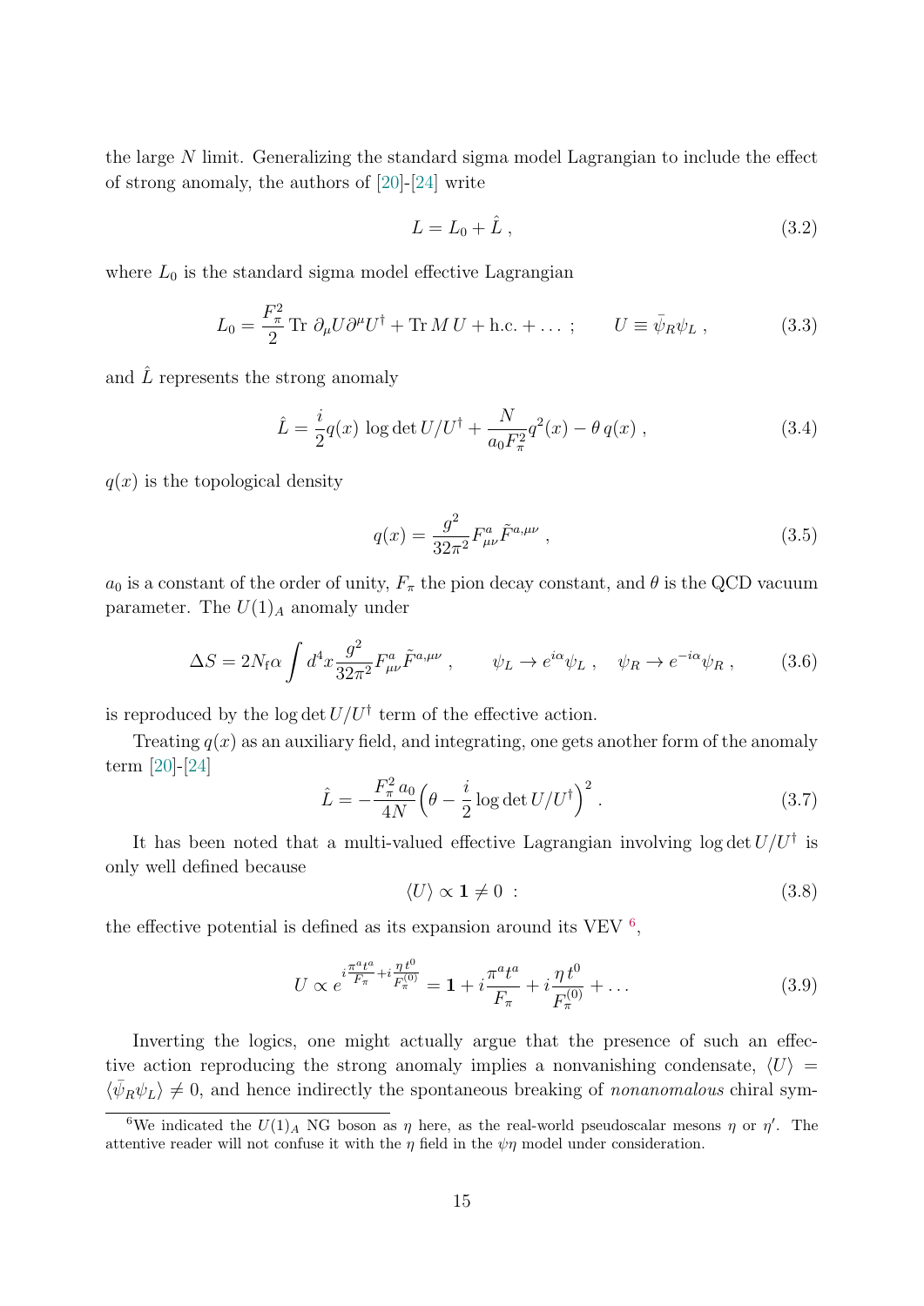the large $N$ limit. Generalizing the standard sigma model Lagrangian to include the effect of strong anomaly, the authors of [20]-[24] write

$$L = L_0 + \hat{L} \;, \tag{3.2}$$

where $L_0$ is the standard sigma model effective Lagrangian

$$L_0 = \frac{F_\pi^2}{2}\,\mathrm{Tr}\;\partial_\mu U \partial^\mu U^\dagger + \mathrm{Tr}\,M\,U + \mathrm{h.c.} + \ldots \;; \qquad U \equiv \bar{\psi}_R \psi_L \;, \tag{3.3}$$

and $\hat{L}$ represents the strong anomaly

$$\hat{L} = \frac{i}{2} q(x)\, \log\det U/U^\dagger + \frac{N}{a_0 F_\pi^2} q^2(x) - \theta\, q(x) \;, \tag{3.4}$$

$q(x)$ is the topological density

$$q(x) = \frac{g^2}{32\pi^2} F^a_{\mu\nu} \tilde{F}^{a,\mu\nu} \;, \tag{3.5}$$

$a_0$ is a constant of the order of unity, $F_\pi$ the pion decay constant, and $\theta$ is the QCD vacuum parameter. The $U(1)_A$ anomaly under

$$\Delta S = 2N_{\mathrm{f}}\alpha \int d^4x \frac{g^2}{32\pi^2} F^a_{\mu\nu} \tilde{F}^{a,\mu\nu} \;, \qquad \psi_L \to e^{i\alpha}\psi_L \;, \quad \psi_R \to e^{-i\alpha}\psi_R \;, \tag{3.6}$$

is reproduced by the $\log\det U/U^\dagger$ term of the effective action.

Treating $q(x)$ as an auxiliary field, and integrating, one gets another form of the anomaly term [20]-[24]

$$\hat{L} = -\frac{F_\pi^2\, a_0}{4N}\Big(\theta - \frac{i}{2}\log\det U/U^\dagger\Big)^2 \;. \tag{3.7}$$

It has been noted that a multi-valued effective Lagrangian involving $\log\det U/U^\dagger$ is only well defined because

$$\langle U \rangle \propto \mathbf{1} \neq 0 \;: \tag{3.8}$$

the effective potential is defined as its expansion around its VEV [6],

$$U \propto e^{i\frac{\pi^a t^a}{F_\pi} + i\frac{\eta\, t^0}{F_\pi^{(0)}}} = \mathbf{1} + i\frac{\pi^a t^a}{F_\pi} + i\frac{\eta\, t^0}{F_\pi^{(0)}} + \ldots \tag{3.9}$$

Inverting the logics, one might actually argue that the presence of such an effective action reproducing the strong anomaly implies a nonvanishing condensate, $\langle U \rangle = \langle \bar{\psi}_R \psi_L \rangle \neq 0$, and hence indirectly the spontaneous breaking of *nonanomalous* chiral sym-

[6] We indicated the $U(1)_A$ NG boson as $\eta$ here, as the real-world pseudoscalar mesons $\eta$ or $\eta'$. The attentive reader will not confuse it with the $\eta$ field in the $\psi\eta$ model under consideration.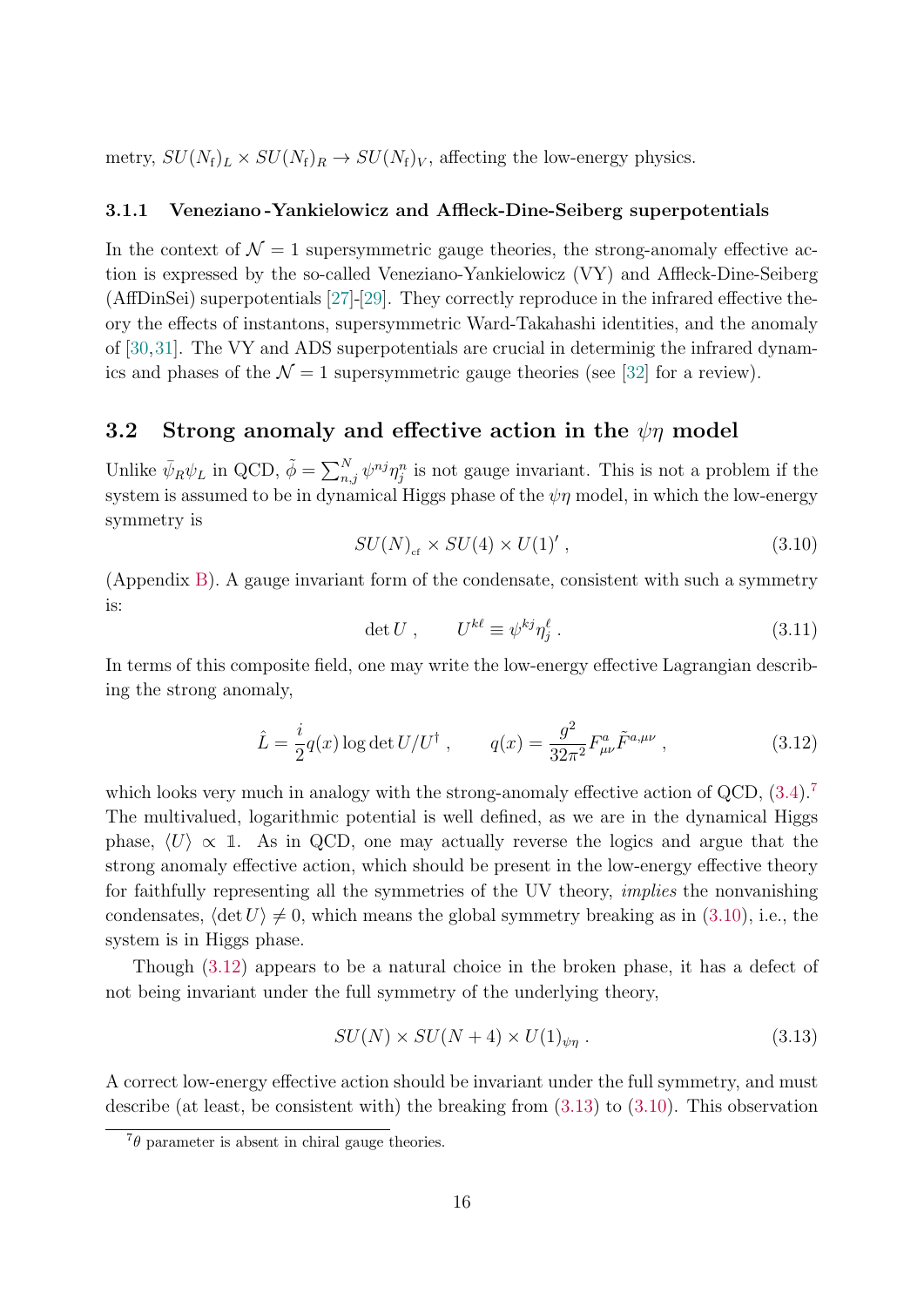metry, $SU(N_{\rm f})_L \times SU(N_{\rm f})_R \to SU(N_{\rm f})_V$, affecting the low-energy physics.

### 3.1.1 Veneziano-Yankielowicz and Affleck-Dine-Seiberg superpotentials

In the context of $\mathcal{N}=1$ supersymmetric gauge theories, the strong-anomaly effective action is expressed by the so-called Veneziano-Yankielowicz (VY) and Affleck-Dine-Seiberg (AffDinSei) superpotentials [27]-[29]. They correctly reproduce in the infrared effective theory the effects of instantons, supersymmetric Ward-Takahashi identities, and the anomaly of [30,31]. The VY and ADS superpotentials are crucial in determinig the infrared dynamics and phases of the $\mathcal{N}=1$ supersymmetric gauge theories (see [32] for a review).

## 3.2 Strong anomaly and effective action in the $\psi\eta$ model

Unlike $\bar{\psi}_R\psi_L$ in QCD, $\tilde{\phi} = \sum_{n,j}^N \psi^{nj}\eta_j^n$ is not gauge invariant. This is not a problem if the system is assumed to be in dynamical Higgs phase of the $\psi\eta$ model, in which the low-energy symmetry is

$$SU(N)_{\rm cf} \times SU(4) \times U(1)' \,, \tag{3.10}$$

(Appendix B). A gauge invariant form of the condensate, consistent with such a symmetry is:

$$\det U \,, \qquad U^{k\ell} \equiv \psi^{kj}\eta_j^\ell \,. \tag{3.11}$$

In terms of this composite field, one may write the low-energy effective Lagrangian describing the strong anomaly,

$$\hat{L} = \frac{i}{2} q(x) \log \det U/U^\dagger \,, \qquad q(x) = \frac{g^2}{32\pi^2} F^a_{\mu\nu}\tilde{F}^{a,\mu\nu} \,, \tag{3.12}$$

which looks very much in analogy with the strong-anomaly effective action of QCD, (3.4).[7] The multivalued, logarithmic potential is well defined, as we are in the dynamical Higgs phase, $\langle U \rangle \propto \mathbb{1}$. As in QCD, one may actually reverse the logics and argue that the strong anomaly effective action, which should be present in the low-energy effective theory for faithfully representing all the symmetries of the UV theory, *implies* the nonvanishing condensates, $\langle \det U \rangle \neq 0$, which means the global symmetry breaking as in (3.10), i.e., the system is in Higgs phase.

Though (3.12) appears to be a natural choice in the broken phase, it has a defect of not being invariant under the full symmetry of the underlying theory,

$$SU(N) \times SU(N+4) \times U(1)_{\psi\eta} \,. \tag{3.13}$$

A correct low-energy effective action should be invariant under the full symmetry, and must describe (at least, be consistent with) the breaking from (3.13) to (3.10). This observation

[7] $\theta$ parameter is absent in chiral gauge theories.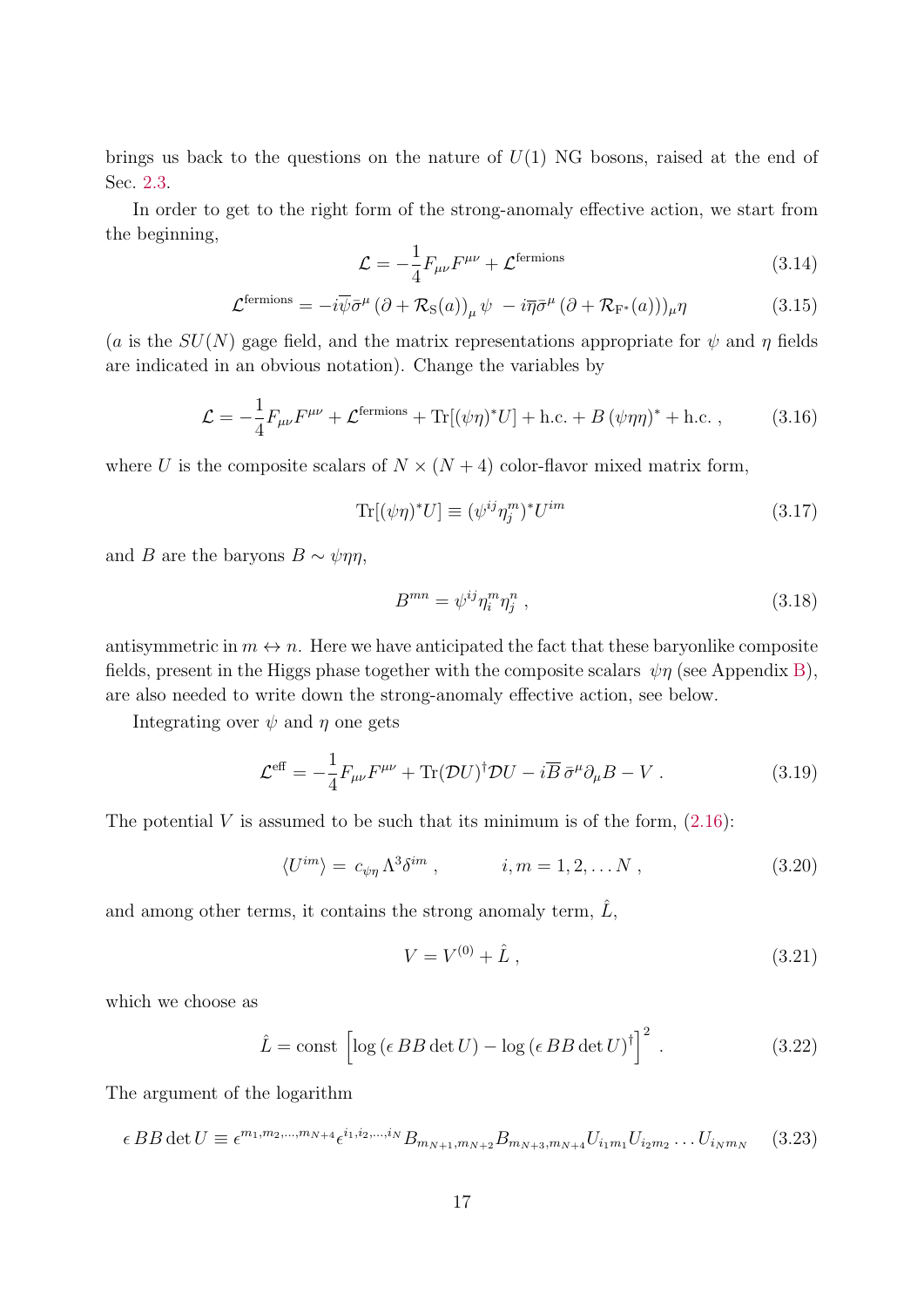brings us back to the questions on the nature of $U(1)$ NG bosons, raised at the end of Sec. 2.3.

In order to get to the right form of the strong-anomaly effective action, we start from the beginning,

$$\mathcal{L} = -\frac{1}{4} F_{\mu\nu} F^{\mu\nu} + \mathcal{L}^{\rm fermions} \tag{3.14}$$

$$\mathcal{L}^{\rm fermions} = -i\overline{\psi}\bar{\sigma}^{\mu} \left(\partial + \mathcal{R}_{\rm S}(a)\right)_{\mu} \psi \; - i\overline{\eta}\bar{\sigma}^{\mu} \left(\partial + \mathcal{R}_{\rm F^*}(a)\right)_{\mu} \eta \tag{3.15}$$

($a$ is the $SU(N)$ gage field, and the matrix representations appropriate for $\psi$ and $\eta$ fields are indicated in an obvious notation). Change the variables by

$$\mathcal{L} = -\frac{1}{4} F_{\mu\nu} F^{\mu\nu} + \mathcal{L}^{\rm fermions} + {\rm Tr}[(\psi\eta)^* U] + {\rm h.c.} + B \, (\psi\eta\eta)^* + {\rm h.c.} \,, \tag{3.16}$$

where $U$ is the composite scalars of $N \times (N+4)$ color-flavor mixed matrix form,

$${\rm Tr}[(\psi\eta)^* U] \equiv (\psi^{ij} \eta_j^m)^* U^{im} \tag{3.17}$$

and $B$ are the baryons $B \sim \psi\eta\eta$,

$$B^{mn} = \psi^{ij} \eta_i^m \eta_j^n \,, \tag{3.18}$$

antisymmetric in $m \leftrightarrow n$. Here we have anticipated the fact that these baryonlike composite fields, present in the Higgs phase together with the composite scalars $\psi\eta$ (see Appendix B), are also needed to write down the strong-anomaly effective action, see below.

Integrating over $\psi$ and $\eta$ one gets

$$\mathcal{L}^{\rm eff} = -\frac{1}{4} F_{\mu\nu} F^{\mu\nu} + {\rm Tr}(\mathcal{D}U)^\dagger \mathcal{D}U - i\overline{B} \, \bar{\sigma}^{\mu} \partial_{\mu} B - V \,. \tag{3.19}$$

The potential $V$ is assumed to be such that its minimum is of the form, (2.16):

$$\langle U^{im} \rangle = \, c_{\psi\eta} \, \Lambda^3 \delta^{im} \,, \qquad\qquad i, m = 1, 2, \ldots N \,, \tag{3.20}$$

and among other terms, it contains the strong anomaly term, $\hat{L}$,

$$V = V^{(0)} + \hat{L} \,, \tag{3.21}$$

which we choose as

$$\hat{L} = {\rm const} \, \left[ \log \left( \epsilon \, BB \det U \right) - \log \left( \epsilon \, BB \det U \right)^\dagger \right]^2 \,. \tag{3.22}$$

The argument of the logarithm

$$\epsilon \, BB \det U \equiv \epsilon^{m_1, m_2, \ldots, m_{N+4}} \epsilon^{i_1, i_2, \ldots, i_N} B_{m_{N+1}, m_{N+2}} B_{m_{N+3}, m_{N+4}} U_{i_1 m_1} U_{i_2 m_2} \ldots U_{i_N m_N} \tag{3.23}$$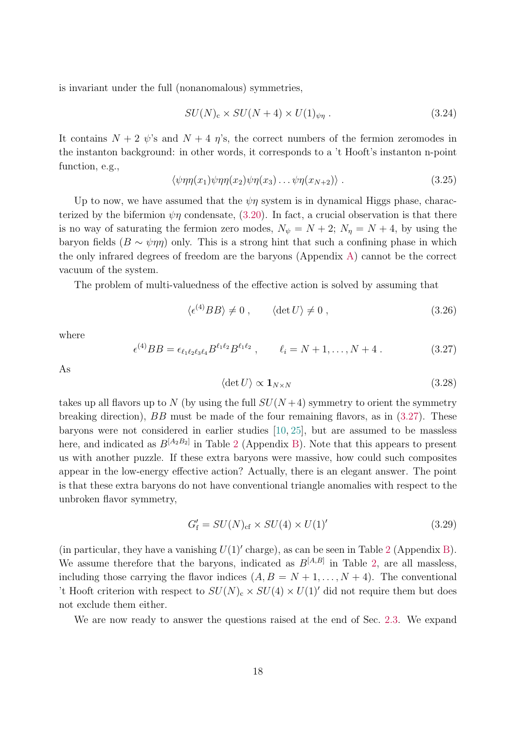is invariant under the full (nonanomalous) symmetries,

$$SU(N)_{\rm c} \times SU(N+4) \times U(1)_{\psi\eta} \; . \tag{3.24}$$

It contains $N+2$ $\psi$'s and $N+4$ $\eta$'s, the correct numbers of the fermion zeromodes in the instanton background: in other words, it corresponds to a 't Hooft's instanton n-point function, e.g.,

$$\langle \psi\eta\eta(x_1)\psi\eta\eta(x_2)\psi\eta(x_3)\ldots\psi\eta(x_{N+2})\rangle \; . \tag{3.25}$$

Up to now, we have assumed that the $\psi\eta$ system is in dynamical Higgs phase, characterized by the bifermion $\psi\eta$ condensate, (3.20). In fact, a crucial observation is that there is no way of saturating the fermion zero modes, $N_\psi = N+2$; $N_\eta = N+4$, by using the baryon fields ($B \sim \psi\eta\eta$) only. This is a strong hint that such a confining phase in which the only infrared degrees of freedom are the baryons (Appendix A) cannot be the correct vacuum of the system.

The problem of multi-valuedness of the effective action is solved by assuming that

$$\langle \epsilon^{(4)} BB \rangle \neq 0 \; , \qquad \langle \det U \rangle \neq 0 \; , \tag{3.26}$$

where

$$\epsilon^{(4)} BB = \epsilon_{\ell_1\ell_2\ell_3\ell_4} B^{\ell_1\ell_2} B^{\ell_1\ell_2} \; , \qquad \ell_i = N+1, \ldots, N+4 \; . \tag{3.27}$$

As

$$\langle \det U \rangle \propto \mathbf{1}_{N\times N} \tag{3.28}$$

takes up all flavors up to $N$ (by using the full $SU(N+4)$ symmetry to orient the symmetry breaking direction), $BB$ must be made of the four remaining flavors, as in (3.27). These baryons were not considered in earlier studies [10, 25], but are assumed to be massless here, and indicated as $B^{[A_2B_2]}$ in Table 2 (Appendix B). Note that this appears to present us with another puzzle. If these extra baryons were massive, how could such composites appear in the low-energy effective action? Actually, there is an elegant answer. The point is that these extra baryons do not have conventional triangle anomalies with respect to the unbroken flavor symmetry,

$$G_{\rm f}' = SU(N)_{\rm cf} \times SU(4) \times U(1)' \tag{3.29}$$

(in particular, they have a vanishing $U(1)'$ charge), as can be seen in Table 2 (Appendix B). We assume therefore that the baryons, indicated as $B^{[A,B]}$ in Table 2, are all massless, including those carrying the flavor indices $(A, B = N+1, \ldots, N+4)$. The conventional 't Hooft criterion with respect to $SU(N)_{\rm c} \times SU(4) \times U(1)'$ did not require them but does not exclude them either.

We are now ready to answer the questions raised at the end of Sec. 2.3. We expand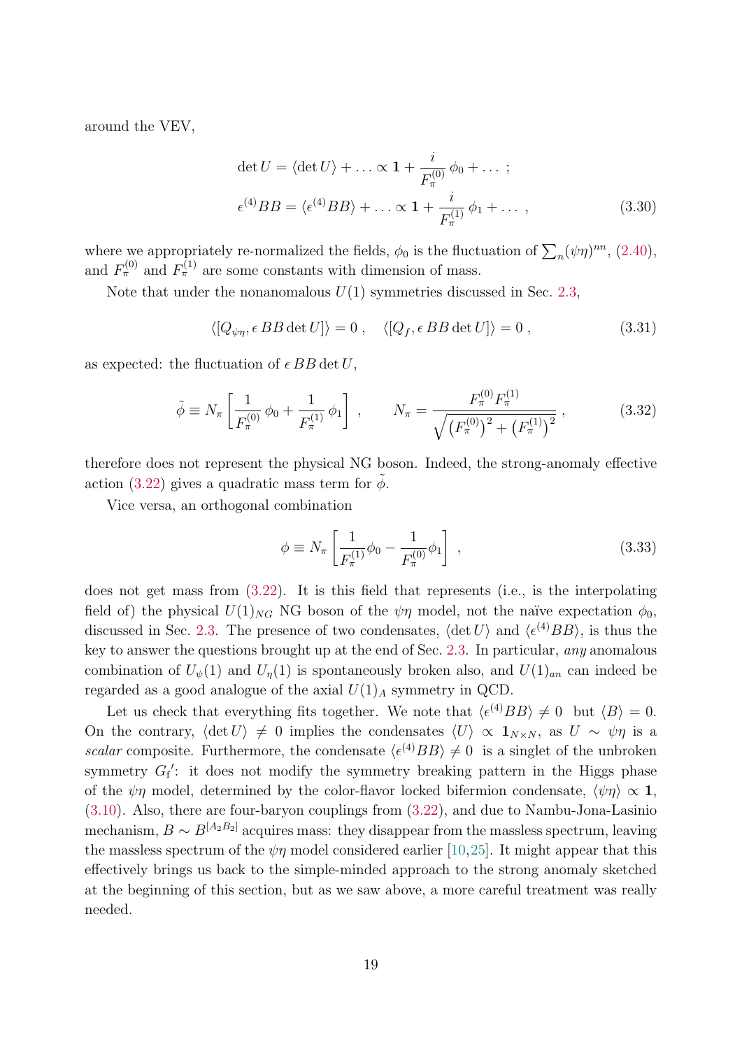around the VEV,

$$
\begin{aligned}
\det U &= \langle \det U \rangle + \ldots \propto \mathbf{1} + \frac{i}{F_\pi^{(0)}}\, \phi_0 + \ldots \ ; \\
\epsilon^{(4)} BB &= \langle \epsilon^{(4)} BB \rangle + \ldots \propto \mathbf{1} + \frac{i}{F_\pi^{(1)}}\, \phi_1 + \ldots \ ,
\end{aligned}
\tag{3.30}
$$

where we appropriately re-normalized the fields, $\phi_0$ is the fluctuation of $\sum_n (\psi\eta)^{nn}$, (2.40), and $F_\pi^{(0)}$ and $F_\pi^{(1)}$ are some constants with dimension of mass.

Note that under the nonanomalous $U(1)$ symmetries discussed in Sec. 2.3,

$$
\langle [Q_{\psi\eta}, \epsilon\, BB \det U] \rangle = 0 \ , \quad \langle [Q_f, \epsilon\, BB \det U] \rangle = 0 \ , \tag{3.31}
$$

as expected: the fluctuation of $\epsilon\, BB \det U$,

$$
\tilde{\phi} \equiv N_\pi \left[ \frac{1}{F_\pi^{(0)}}\, \phi_0 + \frac{1}{F_\pi^{(1)}}\, \phi_1 \right] \ , \qquad N_\pi = \frac{F_\pi^{(0)} F_\pi^{(1)}}{\sqrt{\left(F_\pi^{(0)}\right)^2 + \left(F_\pi^{(1)}\right)^2}} \ , \tag{3.32}
$$

therefore does not represent the physical NG boson. Indeed, the strong-anomaly effective action (3.22) gives a quadratic mass term for $\tilde{\phi}$.

Vice versa, an orthogonal combination

$$
\phi \equiv N_\pi \left[ \frac{1}{F_\pi^{(1)}} \phi_0 - \frac{1}{F_\pi^{(0)}} \phi_1 \right] \ , \tag{3.33}
$$

does not get mass from (3.22). It is this field that represents (i.e., is the interpolating field of) the physical $U(1)_{NG}$ NG boson of the $\psi\eta$ model, not the naïve expectation $\phi_0$, discussed in Sec. 2.3. The presence of two condensates, $\langle \det U \rangle$ and $\langle \epsilon^{(4)} BB \rangle$, is thus the key to answer the questions brought up at the end of Sec. 2.3. In particular, *any* anomalous combination of $U_\psi(1)$ and $U_\eta(1)$ is spontaneously broken also, and $U(1)_{an}$ can indeed be regarded as a good analogue of the axial $U(1)_A$ symmetry in QCD.

Let us check that everything fits together. We note that $\langle \epsilon^{(4)} BB \rangle \neq 0$ but $\langle B \rangle = 0$. On the contrary, $\langle \det U \rangle \neq 0$ implies the condensates $\langle U \rangle \propto \mathbf{1}_{N \times N}$, as $U \sim \psi\eta$ is a *scalar* composite. Furthermore, the condensate $\langle \epsilon^{(4)} BB \rangle \neq 0$ is a singlet of the unbroken symmetry ${G_f}'$: it does not modify the symmetry breaking pattern in the Higgs phase of the $\psi\eta$ model, determined by the color-flavor locked bifermion condensate, $\langle \psi\eta \rangle \propto \mathbf{1}$, (3.10). Also, there are four-baryon couplings from (3.22), and due to Nambu-Jona-Lasinio mechanism, $B \sim B^{[A_2 B_2]}$ acquires mass: they disappear from the massless spectrum, leaving the massless spectrum of the $\psi\eta$ model considered earlier [10,25]. It might appear that this effectively brings us back to the simple-minded approach to the strong anomaly sketched at the beginning of this section, but as we saw above, a more careful treatment was really needed.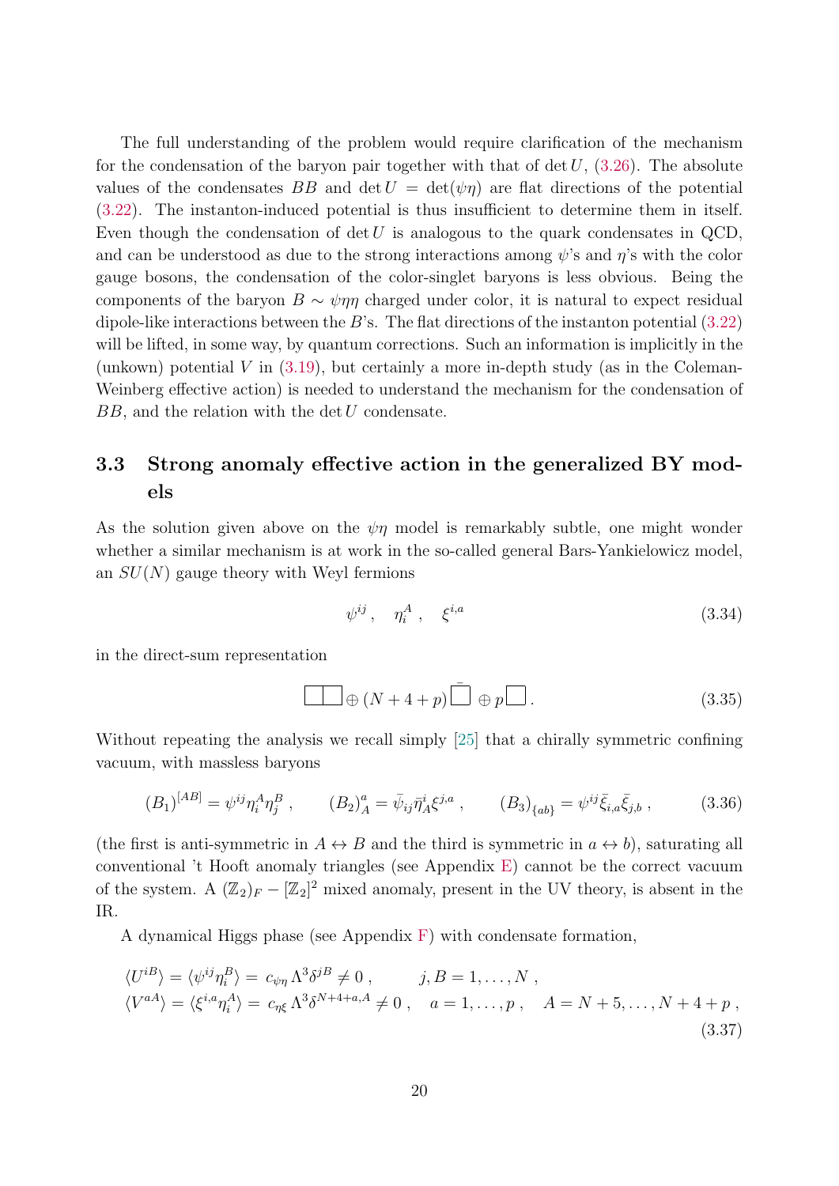The full understanding of the problem would require clarification of the mechanism for the condensation of the baryon pair together with that of $\det U$, (3.26). The absolute values of the condensates $BB$ and $\det U = \det(\psi\eta)$ are flat directions of the potential (3.22). The instanton-induced potential is thus insufficient to determine them in itself. Even though the condensation of $\det U$ is analogous to the quark condensates in QCD, and can be understood as due to the strong interactions among $\psi$'s and $\eta$'s with the color gauge bosons, the condensation of the color-singlet baryons is less obvious. Being the components of the baryon $B \sim \psi\eta\eta$ charged under color, it is natural to expect residual dipole-like interactions between the $B$'s. The flat directions of the instanton potential (3.22) will be lifted, in some way, by quantum corrections. Such an information is implicitly in the (unkown) potential $V$ in (3.19), but certainly a more in-depth study (as in the Coleman-Weinberg effective action) is needed to understand the mechanism for the condensation of $BB$, and the relation with the $\det U$ condensate.

## 3.3 Strong anomaly effective action in the generalized BY models

As the solution given above on the $\psi\eta$ model is remarkably subtle, one might wonder whether a similar mechanism is at work in the so-called general Bars-Yankielowicz model, an $SU(N)$ gauge theory with Weyl fermions

$$\psi^{ij} \,, \quad \eta_i^A \,, \quad \xi^{i,a} \tag{3.34}$$

in the direct-sum representation

$$\yng(2) \oplus (N+4+p)\,\bar{\yng(1)} \oplus p\,\yng(1)\,. \tag{3.35}$$

Without repeating the analysis we recall simply [25] that a chirally symmetric confining vacuum, with massless baryons

$$(B_1)^{[AB]} = \psi^{ij}\eta_i^A\eta_j^B \,, \qquad (B_2)^a_A = \bar{\psi}_{ij}\bar{\eta}^i_A\xi^{j,a} \,, \qquad (B_3)_{\{ab\}} = \psi^{ij}\bar{\xi}_{i,a}\bar{\xi}_{j,b} \,, \tag{3.36}$$

(the first is anti-symmetric in $A \leftrightarrow B$ and the third is symmetric in $a \leftrightarrow b$), saturating all conventional 't Hooft anomaly triangles (see Appendix E) cannot be the correct vacuum of the system. A $(\mathbb{Z}_2)_F - [\mathbb{Z}_2]^2$ mixed anomaly, present in the UV theory, is absent in the IR.

A dynamical Higgs phase (see Appendix F) with condensate formation,

$$\begin{aligned}
\langle U^{iB}\rangle &= \langle \psi^{ij}\eta_i^B\rangle = c_{\psi\eta}\,\Lambda^3\delta^{jB} \neq 0 \,, \qquad j,B = 1,\ldots,N \,, \\
\langle V^{aA}\rangle &= \langle \xi^{i,a}\eta_i^A\rangle = c_{\eta\xi}\,\Lambda^3\delta^{N+4+a,A} \neq 0 \,, \quad a = 1,\ldots,p \,, \quad A = N+5,\ldots,N+4+p \,,
\end{aligned} \tag{3.37}$$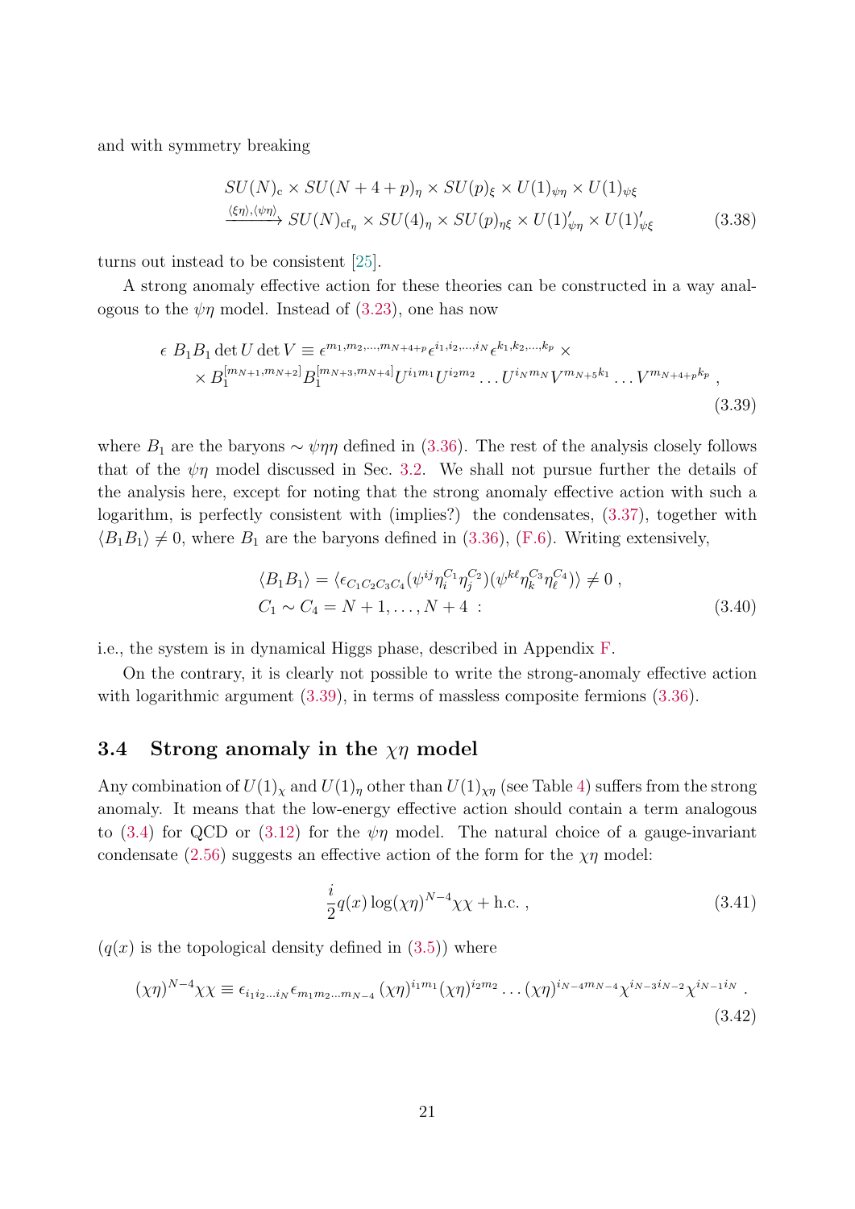and with symmetry breaking

$$
\begin{aligned}
& SU(N)_{\rm c} \times SU(N+4+p)_\eta \times SU(p)_\xi \times U(1)_{\psi\eta} \times U(1)_{\psi\xi} \\
& \xrightarrow{\langle \xi\eta\rangle, \langle \psi\eta\rangle} SU(N)_{{\rm cf}_\eta} \times SU(4)_\eta \times SU(p)_{\eta\xi} \times U(1)_{\psi\eta}' \times U(1)_{\psi\xi}'
\end{aligned} \tag{3.38}
$$

turns out instead to be consistent [25].

A strong anomaly effective action for these theories can be constructed in a way analogous to the $\psi\eta$ model. Instead of (3.23), one has now

$$
\begin{aligned}
\epsilon \; B_1 B_1 \det U \det V \equiv \; & \epsilon^{m_1, m_2, \ldots, m_{N+4+p}} \epsilon^{i_1, i_2, \ldots, i_N} \epsilon^{k_1, k_2, \ldots, k_p} \times \\
& \times B_1^{[m_{N+1}, m_{N+2}]} B_1^{[m_{N+3}, m_{N+4}]} U^{i_1 m_1} U^{i_2 m_2} \ldots U^{i_N m_N} V^{m_{N+5} k_1} \ldots V^{m_{N+4+p} k_p} ,
\end{aligned} \tag{3.39}
$$

where $B_1$ are the baryons $\sim \psi\eta\eta$ defined in (3.36). The rest of the analysis closely follows that of the $\psi\eta$ model discussed in Sec. 3.2. We shall not pursue further the details of the analysis here, except for noting that the strong anomaly effective action with such a logarithm, is perfectly consistent with (implies?) the condensates, (3.37), together with $\langle B_1 B_1\rangle \neq 0$, where $B_1$ are the baryons defined in (3.36), (F.6). Writing extensively,

$$
\begin{aligned}
& \langle B_1 B_1 \rangle = \langle \epsilon_{C_1 C_2 C_3 C_4} (\psi^{ij} \eta_i^{C_1} \eta_j^{C_2}) (\psi^{k\ell} \eta_k^{C_3} \eta_\ell^{C_4}) \rangle \neq 0 \, , \\
& C_1 \sim C_4 = N+1, \ldots, N+4 \; :
\end{aligned} \tag{3.40}
$$

i.e., the system is in dynamical Higgs phase, described in Appendix F.

On the contrary, it is clearly not possible to write the strong-anomaly effective action with logarithmic argument (3.39), in terms of massless composite fermions (3.36).

### 3.4 Strong anomaly in the $\chi\eta$ model

Any combination of $U(1)_\chi$ and $U(1)_\eta$ other than $U(1)_{\chi\eta}$ (see Table 4) suffers from the strong anomaly. It means that the low-energy effective action should contain a term analogous to (3.4) for QCD or (3.12) for the $\psi\eta$ model. The natural choice of a gauge-invariant condensate (2.56) suggests an effective action of the form for the $\chi\eta$ model:

$$
\frac{i}{2} q(x) \log (\chi\eta)^{N-4} \chi\chi + \text{h.c.} \, , \tag{3.41}
$$

($q(x)$ is the topological density defined in (3.5)) where

$$
(\chi\eta)^{N-4} \chi\chi \equiv \epsilon_{i_1 i_2 \ldots i_N} \epsilon_{m_1 m_2 \ldots m_{N-4}} \, (\chi\eta)^{i_1 m_1} (\chi\eta)^{i_2 m_2} \ldots (\chi\eta)^{i_{N-4} m_{N-4}} \chi^{i_{N-3} i_{N-2}} \chi^{i_{N-1} i_N} \, . \tag{3.42}
$$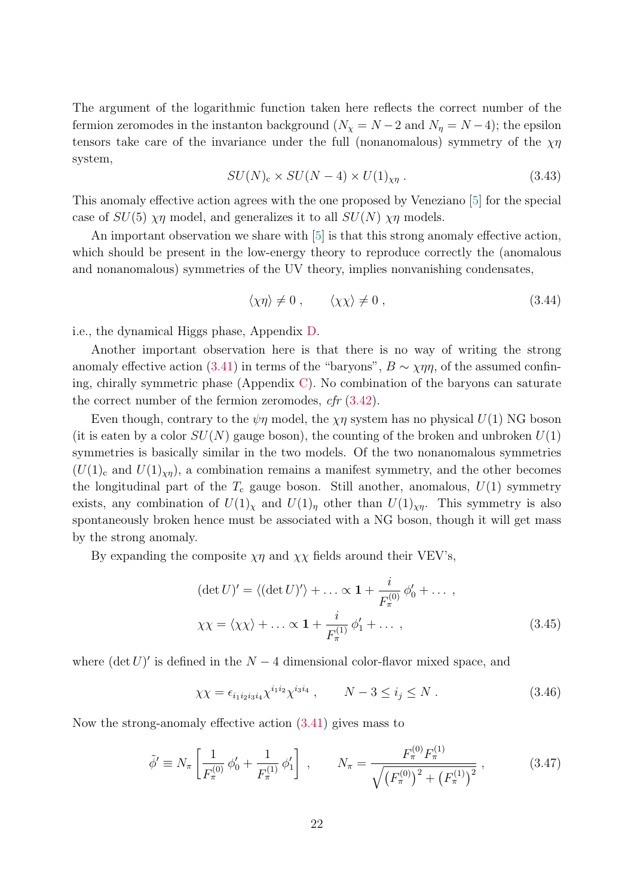The argument of the logarithmic function taken here reflects the correct number of the fermion zeromodes in the instanton background ($N_\chi = N-2$ and $N_\eta = N-4$); the epsilon tensors take care of the invariance under the full (nonanomalous) symmetry of the $\chi\eta$ system,

$$
SU(N)_{\rm c} \times SU(N-4) \times U(1)_{\chi\eta} \,. \tag{3.43}
$$

This anomaly effective action agrees with the one proposed by Veneziano [5] for the special case of $SU(5)$ $\chi\eta$ model, and generalizes it to all $SU(N)$ $\chi\eta$ models.

An important observation we share with [5] is that this strong anomaly effective action, which should be present in the low-energy theory to reproduce correctly the (anomalous and nonanomalous) symmetries of the UV theory, implies nonvanishing condensates,

$$
\langle \chi\eta \rangle \neq 0 \,, \qquad \langle \chi\chi \rangle \neq 0 \,, \tag{3.44}
$$

i.e., the dynamical Higgs phase, Appendix D.

Another important observation here is that there is no way of writing the strong anomaly effective action (3.41) in terms of the "baryons", $B \sim \chi\eta\eta$, of the assumed confining, chirally symmetric phase (Appendix C). No combination of the baryons can saturate the correct number of the fermion zeromodes, *cfr* (3.42).

Even though, contrary to the $\psi\eta$ model, the $\chi\eta$ system has no physical $U(1)$ NG boson (it is eaten by a color $SU(N)$ gauge boson), the counting of the broken and unbroken $U(1)$ symmetries is basically similar in the two models. Of the two nonanomalous symmetries ($U(1)_{\rm c}$ and $U(1)_{\chi\eta}$), a combination remains a manifest symmetry, and the other becomes the longitudinal part of the $T_{\rm c}$ gauge boson. Still another, anomalous, $U(1)$ symmetry exists, any combination of $U(1)_\chi$ and $U(1)_\eta$ other than $U(1)_{\chi\eta}$. This symmetry is also spontaneously broken hence must be associated with a NG boson, though it will get mass by the strong anomaly.

By expanding the composite $\chi\eta$ and $\chi\chi$ fields around their VEV's,

$$
\begin{aligned}
(\det U)' &= \langle (\det U)' \rangle + \ldots \propto \mathbf{1} + \frac{i}{F_\pi^{(0)}}\, \phi_0' + \ldots \,, \\
\chi\chi &= \langle \chi\chi \rangle + \ldots \propto \mathbf{1} + \frac{i}{F_\pi^{(1)}}\, \phi_1' + \ldots \,,
\end{aligned} \tag{3.45}
$$

where $(\det U)'$ is defined in the $N-4$ dimensional color-flavor mixed space, and

$$
\chi\chi = \epsilon_{i_1 i_2 i_3 i_4} \chi^{i_1 i_2} \chi^{i_3 i_4} \,, \qquad N-3 \leq i_j \leq N \,. \tag{3.46}
$$

Now the strong-anomaly effective action (3.41) gives mass to

$$
\tilde{\phi}' \equiv N_\pi \left[ \frac{1}{F_\pi^{(0)}}\, \phi_0' + \frac{1}{F_\pi^{(1)}}\, \phi_1' \right] \,, \qquad N_\pi = \frac{F_\pi^{(0)} F_\pi^{(1)}}{\sqrt{\left(F_\pi^{(0)}\right)^2 + \left(F_\pi^{(1)}\right)^2}} \,, \tag{3.47}
$$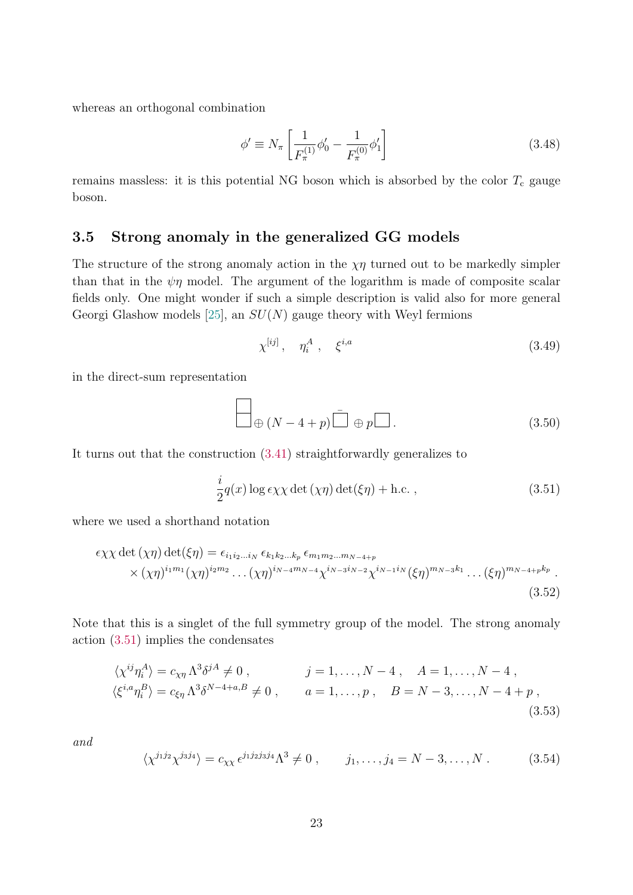whereas an orthogonal combination

$$\phi' \equiv N_\pi \left[ \frac{1}{F_\pi^{(1)}} \phi_0' - \frac{1}{F_\pi^{(0)}} \phi_1' \right] \tag{3.48}$$

remains massless: it is this potential NG boson which is absorbed by the color $T_c$ gauge boson.

### 3.5 Strong anomaly in the generalized GG models

The structure of the strong anomaly action in the $\chi\eta$ turned out to be markedly simpler than that in the $\psi\eta$ model. The argument of the logarithm is made of composite scalar fields only. One might wonder if such a simple description is valid also for more general Georgi Glashow models [25], an $SU(N)$ gauge theory with Weyl fermions

$$\chi^{[ij]} , \quad \eta_i^A , \quad \xi^{i,a} \tag{3.49}$$

in the direct-sum representation

$$\begin{array}{|c|}\hline \\ \hline \\ \hline \end{array} \oplus (N-4+p)\, \bar{\square} \oplus p\, \square \, . \tag{3.50}$$

It turns out that the construction (3.41) straightforwardly generalizes to

$$\frac{i}{2} q(x) \log \epsilon\chi\chi \det(\chi\eta) \det(\xi\eta) + \text{h.c.} \, , \tag{3.51}$$

where we used a shorthand notation

$$\begin{aligned} \epsilon\chi\chi \det(\chi\eta)\det(\xi\eta) &= \epsilon_{i_1 i_2 \ldots i_N}\, \epsilon_{k_1 k_2 \ldots k_p}\, \epsilon_{m_1 m_2 \ldots m_{N-4+p}} \\ &\times (\chi\eta)^{i_1 m_1} (\chi\eta)^{i_2 m_2} \ldots (\chi\eta)^{i_{N-4} m_{N-4}} \chi^{i_{N-3} i_{N-2}} \chi^{i_{N-1} i_N} (\xi\eta)^{m_{N-3} k_1} \ldots (\xi\eta)^{m_{N-4+p} k_p} \, . \end{aligned} \tag{3.52}$$

Note that this is a singlet of the full symmetry group of the model. The strong anomaly action (3.51) implies the condensates

$$\begin{aligned} \langle \chi^{ij} \eta_i^A \rangle &= c_{\chi\eta} \Lambda^3 \delta^{jA} \neq 0 \, , \qquad & j &= 1, \ldots, N-4 \, , \quad A = 1, \ldots, N-4 \, , \\ \langle \xi^{i,a} \eta_i^B \rangle &= c_{\xi\eta} \Lambda^3 \delta^{N-4+a, B} \neq 0 \, , \qquad & a &= 1, \ldots, p \, , \quad B = N-3, \ldots, N-4+p \, , \end{aligned} \tag{3.53}$$

*and*

$$\langle \chi^{j_1 j_2} \chi^{j_3 j_4} \rangle = c_{\chi\chi}\, \epsilon^{j_1 j_2 j_3 j_4} \Lambda^3 \neq 0 \, , \qquad j_1, \ldots, j_4 = N-3, \ldots, N \, . \tag{3.54}$$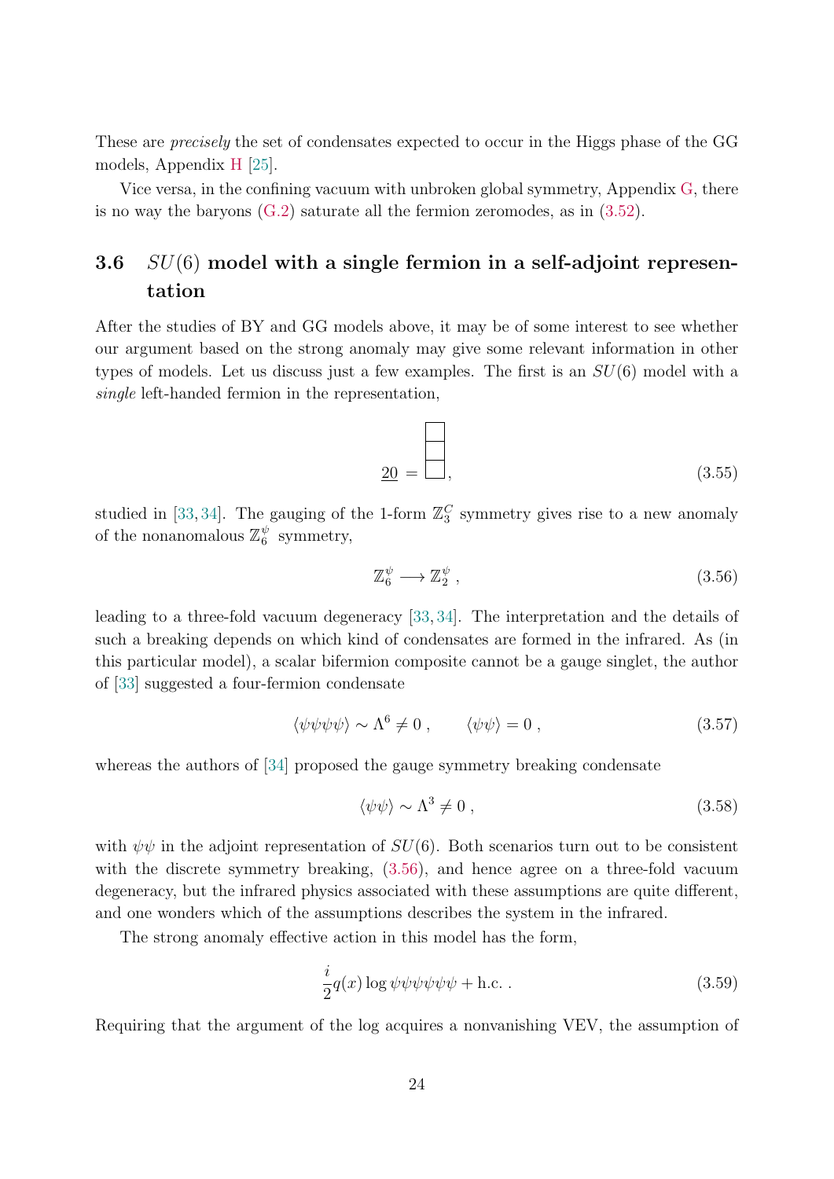These are *precisely* the set of condensates expected to occur in the Higgs phase of the GG models, Appendix H [25].

Vice versa, in the confining vacuum with unbroken global symmetry, Appendix G, there is no way the baryons (G.2) saturate all the fermion zeromodes, as in (3.52).

### 3.6 $SU(6)$ model with a single fermion in a self-adjoint representation

After the studies of BY and GG models above, it may be of some interest to see whether our argument based on the strong anomaly may give some relevant information in other types of models. Let us discuss just a few examples. The first is an $SU(6)$ model with a *single* left-handed fermion in the representation,

$$\underline{20} = \begin{array}{|c|}\hline \\ \hline \\ \hline \\ \hline \end{array} \,, \tag{3.55}$$

studied in [33, 34]. The gauging of the 1-form $\mathbb{Z}_3^C$ symmetry gives rise to a new anomaly of the nonanomalous $\mathbb{Z}_6^\psi$ symmetry,

$$\mathbb{Z}_6^\psi \longrightarrow \mathbb{Z}_2^\psi \,, \tag{3.56}$$

leading to a three-fold vacuum degeneracy [33, 34]. The interpretation and the details of such a breaking depends on which kind of condensates are formed in the infrared. As (in this particular model), a scalar bifermion composite cannot be a gauge singlet, the author of [33] suggested a four-fermion condensate

$$\langle \psi\psi\psi\psi \rangle \sim \Lambda^6 \neq 0 \,, \qquad \langle \psi\psi \rangle = 0 \,, \tag{3.57}$$

whereas the authors of [34] proposed the gauge symmetry breaking condensate

$$\langle \psi\psi \rangle \sim \Lambda^3 \neq 0 \,, \tag{3.58}$$

with $\psi\psi$ in the adjoint representation of $SU(6)$. Both scenarios turn out to be consistent with the discrete symmetry breaking, (3.56), and hence agree on a three-fold vacuum degeneracy, but the infrared physics associated with these assumptions are quite different, and one wonders which of the assumptions describes the system in the infrared.

The strong anomaly effective action in this model has the form,

$$\frac{i}{2} q(x) \log \psi\psi\psi\psi\psi\psi + \text{h.c.} \,. \tag{3.59}$$

Requiring that the argument of the log acquires a nonvanishing VEV, the assumption of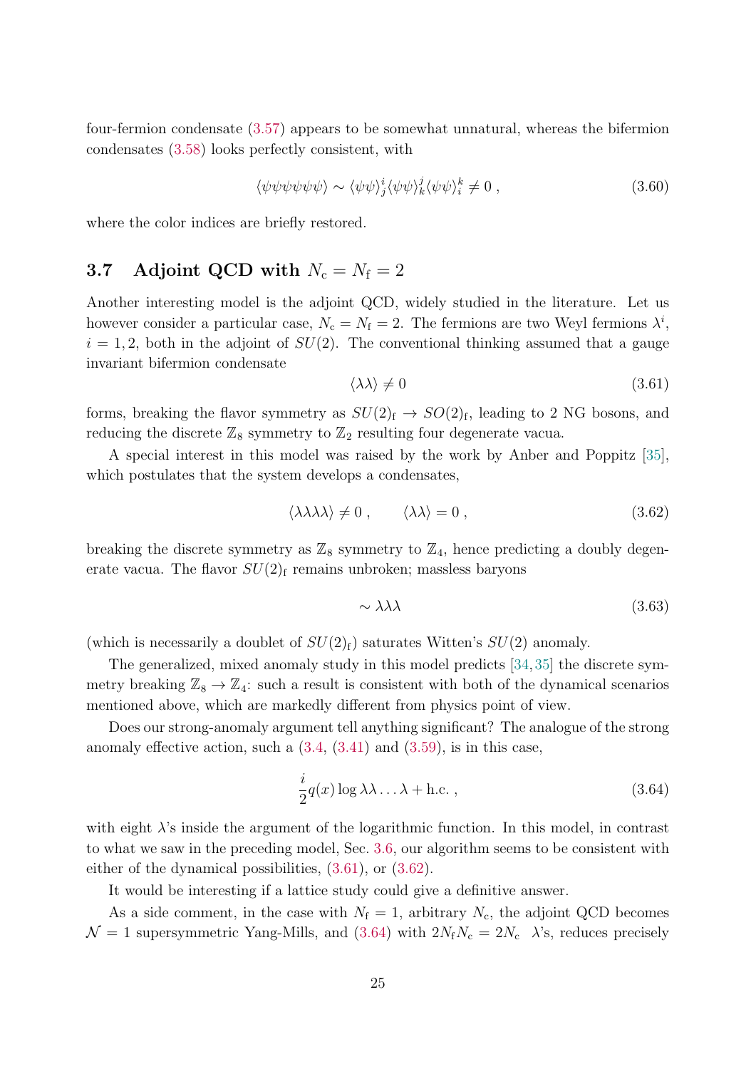four-fermion condensate (3.57) appears to be somewhat unnatural, whereas the bifermion condensates (3.58) looks perfectly consistent, with

$$\langle \psi\psi\psi\psi\psi\psi \rangle \sim \langle \psi\psi \rangle^i_j \langle \psi\psi \rangle^j_k \langle \psi\psi \rangle^k_i \neq 0 \;, \tag{3.60}$$

where the color indices are briefly restored.

## 3.7 Adjoint QCD with $N_{\rm c} = N_{\rm f} = 2$

Another interesting model is the adjoint QCD, widely studied in the literature. Let us however consider a particular case, $N_{\rm c} = N_{\rm f} = 2$. The fermions are two Weyl fermions $\lambda^i$, $i = 1, 2$, both in the adjoint of $SU(2)$. The conventional thinking assumed that a gauge invariant bifermion condensate

$$\langle \lambda\lambda \rangle \neq 0 \tag{3.61}$$

forms, breaking the flavor symmetry as $SU(2)_{\rm f} \to SO(2)_{\rm f}$, leading to 2 NG bosons, and reducing the discrete $\mathbb{Z}_8$ symmetry to $\mathbb{Z}_2$ resulting four degenerate vacua.

A special interest in this model was raised by the work by Anber and Poppitz [35], which postulates that the system develops a condensates,

$$\langle \lambda\lambda\lambda\lambda \rangle \neq 0 \;, \qquad \langle \lambda\lambda \rangle = 0 \;, \tag{3.62}$$

breaking the discrete symmetry as $\mathbb{Z}_8$ symmetry to $\mathbb{Z}_4$, hence predicting a doubly degenerate vacua. The flavor $SU(2)_{\rm f}$ remains unbroken; massless baryons

$$\sim \lambda\lambda\lambda \tag{3.63}$$

(which is necessarily a doublet of $SU(2)_{\rm f}$) saturates Witten's $SU(2)$ anomaly.

The generalized, mixed anomaly study in this model predicts [34, 35] the discrete symmetry breaking $\mathbb{Z}_8 \to \mathbb{Z}_4$: such a result is consistent with both of the dynamical scenarios mentioned above, which are markedly different from physics point of view.

Does our strong-anomaly argument tell anything significant? The analogue of the strong anomaly effective action, such a (3.4, (3.41) and (3.59), is in this case,

$$\frac{i}{2} q(x) \log \lambda\lambda \ldots \lambda + \text{h.c.} \;, \tag{3.64}$$

with eight $\lambda$'s inside the argument of the logarithmic function. In this model, in contrast to what we saw in the preceding model, Sec. 3.6, our algorithm seems to be consistent with either of the dynamical possibilities, (3.61), or (3.62).

It would be interesting if a lattice study could give a definitive answer.

As a side comment, in the case with $N_{\rm f} = 1$, arbitrary $N_{\rm c}$, the adjoint QCD becomes $\mathcal{N} = 1$ supersymmetric Yang-Mills, and (3.64) with $2N_{\rm f}N_{\rm c} = 2N_{\rm c}$ $\lambda$'s, reduces precisely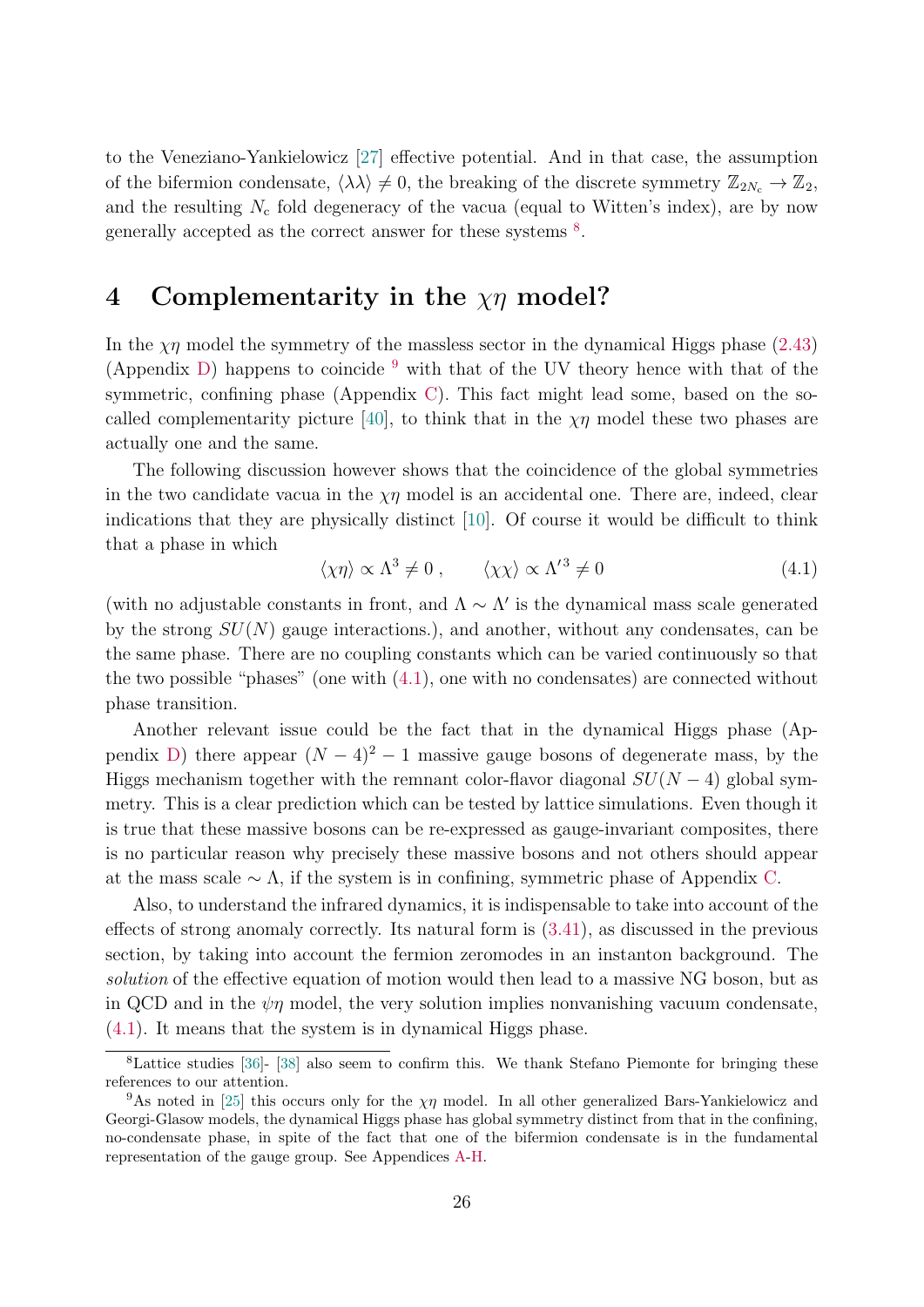to the Veneziano-Yankielowicz [27] effective potential. And in that case, the assumption of the bifermion condensate, $\langle\lambda\lambda\rangle \neq 0$, the breaking of the discrete symmetry $\mathbb{Z}_{2N_c} \to \mathbb{Z}_2$, and the resulting $N_c$ fold degeneracy of the vacua (equal to Witten's index), are by now generally accepted as the correct answer for these systems [8].

# 4 Complementarity in the $\chi\eta$ model?

In the $\chi\eta$ model the symmetry of the massless sector in the dynamical Higgs phase (2.43) (Appendix D) happens to coincide [9] with that of the UV theory hence with that of the symmetric, confining phase (Appendix C). This fact might lead some, based on the so-called complementarity picture [40], to think that in the $\chi\eta$ model these two phases are actually one and the same.

The following discussion however shows that the coincidence of the global symmetries in the two candidate vacua in the $\chi\eta$ model is an accidental one. There are, indeed, clear indications that they are physically distinct [10]. Of course it would be difficult to think that a phase in which

$$\langle\chi\eta\rangle \propto \Lambda^3 \neq 0 \;, \qquad \langle\chi\chi\rangle \propto \Lambda'^3 \neq 0 \tag{4.1}$$

(with no adjustable constants in front, and $\Lambda \sim \Lambda'$ is the dynamical mass scale generated by the strong $SU(N)$ gauge interactions.), and another, without any condensates, can be the same phase. There are no coupling constants which can be varied continuously so that the two possible "phases" (one with (4.1), one with no condensates) are connected without phase transition.

Another relevant issue could be the fact that in the dynamical Higgs phase (Appendix D) there appear $(N-4)^2-1$ massive gauge bosons of degenerate mass, by the Higgs mechanism together with the remnant color-flavor diagonal $SU(N-4)$ global symmetry. This is a clear prediction which can be tested by lattice simulations. Even though it is true that these massive bosons can be re-expressed as gauge-invariant composites, there is no particular reason why precisely these massive bosons and not others should appear at the mass scale $\sim \Lambda$, if the system is in confining, symmetric phase of Appendix C.

Also, to understand the infrared dynamics, it is indispensable to take into account of the effects of strong anomaly correctly. Its natural form is (3.41), as discussed in the previous section, by taking into account the fermion zeromodes in an instanton background. The *solution* of the effective equation of motion would then lead to a massive NG boson, but as in QCD and in the $\psi\eta$ model, the very solution implies nonvanishing vacuum condensate, (4.1). It means that the system is in dynamical Higgs phase.

[8] Lattice studies [36]- [38] also seem to confirm this. We thank Stefano Piemonte for bringing these references to our attention.

[9] As noted in [25] this occurs only for the $\chi\eta$ model. In all other generalized Bars-Yankielowicz and Georgi-Glasow models, the dynamical Higgs phase has global symmetry distinct from that in the confining, no-condensate phase, in spite of the fact that one of the bifermion condensate is in the fundamental representation of the gauge group. See Appendices A-H.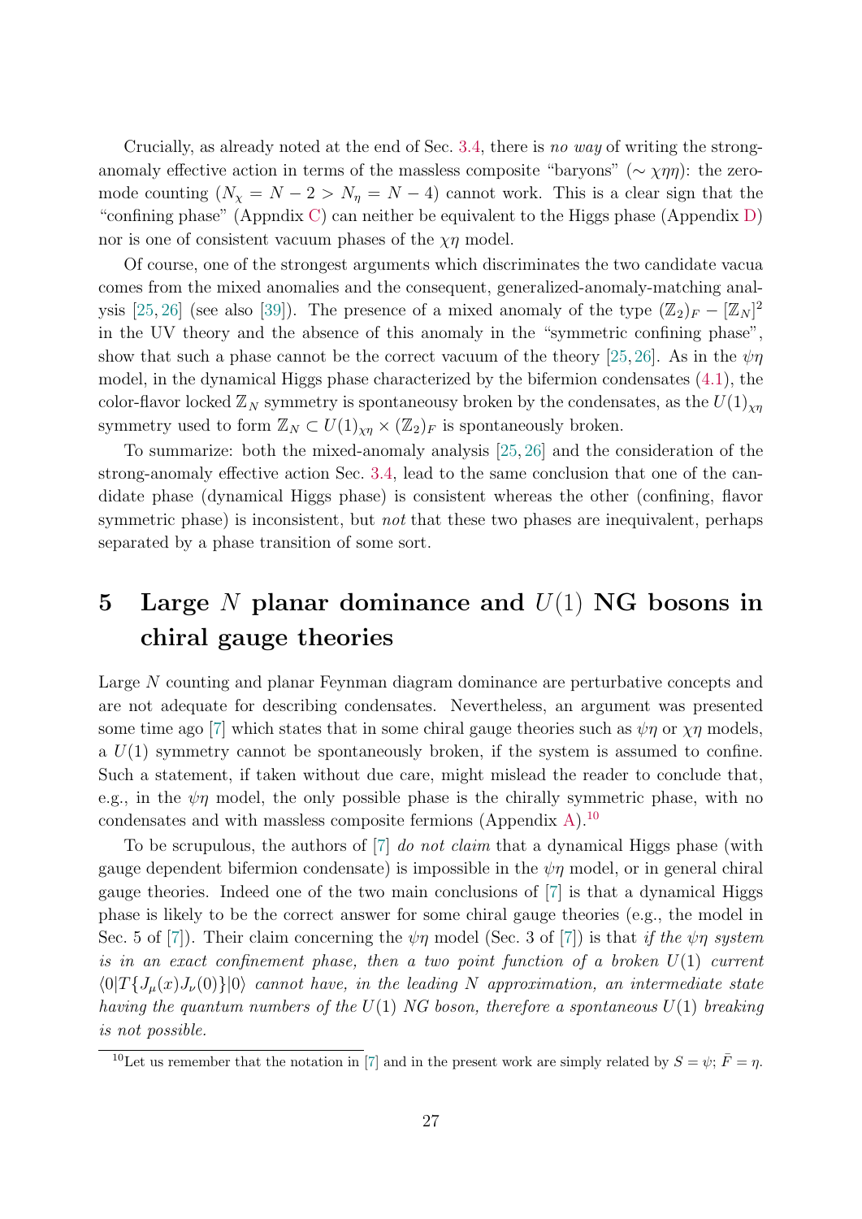Crucially, as already noted at the end of Sec. 3.4, there is *no way* of writing the strong-anomaly effective action in terms of the massless composite "baryons" ($\sim \chi\eta\eta$): the zero-mode counting ($N_\chi = N-2 > N_\eta = N-4$) cannot work. This is a clear sign that the "confining phase" (Appndix C) can neither be equivalent to the Higgs phase (Appendix D) nor is one of consistent vacuum phases of the $\chi\eta$ model.

Of course, one of the strongest arguments which discriminates the two candidate vacua comes from the mixed anomalies and the consequent, generalized-anomaly-matching analysis [25, 26] (see also [39]). The presence of a mixed anomaly of the type $(\mathbb{Z}_2)_F - [\mathbb{Z}_N]^2$ in the UV theory and the absence of this anomaly in the "symmetric confining phase", show that such a phase cannot be the correct vacuum of the theory [25, 26]. As in the $\psi\eta$ model, in the dynamical Higgs phase characterized by the bifermion condensates (4.1), the color-flavor locked $\mathbb{Z}_N$ symmetry is spontaneousy broken by the condensates, as the $U(1)_{\chi\eta}$ symmetry used to form $\mathbb{Z}_N \subset U(1)_{\chi\eta} \times (\mathbb{Z}_2)_F$ is spontaneously broken.

To summarize: both the mixed-anomaly analysis [25, 26] and the consideration of the strong-anomaly effective action Sec. 3.4, lead to the same conclusion that one of the candidate phase (dynamical Higgs phase) is consistent whereas the other (confining, flavor symmetric phase) is inconsistent, but *not* that these two phases are inequivalent, perhaps separated by a phase transition of some sort.

# 5 Large $N$ planar dominance and $U(1)$ NG bosons in chiral gauge theories

Large $N$ counting and planar Feynman diagram dominance are perturbative concepts and are not adequate for describing condensates. Nevertheless, an argument was presented some time ago [7] which states that in some chiral gauge theories such as $\psi\eta$ or $\chi\eta$ models, a $U(1)$ symmetry cannot be spontaneously broken, if the system is assumed to confine. Such a statement, if taken without due care, might mislead the reader to conclude that, e.g., in the $\psi\eta$ model, the only possible phase is the chirally symmetric phase, with no condensates and with massless composite fermions (Appendix A).[10]

To be scrupulous, the authors of [7] *do not claim* that a dynamical Higgs phase (with gauge dependent bifermion condensate) is impossible in the $\psi\eta$ model, or in general chiral gauge theories. Indeed one of the two main conclusions of [7] is that a dynamical Higgs phase is likely to be the correct answer for some chiral gauge theories (e.g., the model in Sec. 5 of [7]). Their claim concerning the $\psi\eta$ model (Sec. 3 of [7]) is that *if the $\psi\eta$ system is in an exact confinement phase, then a two point function of a broken $U(1)$ current $\langle 0|T\{J_\mu(x)J_\nu(0)\}|0\rangle$ cannot have, in the leading $N$ approximation, an intermediate state having the quantum numbers of the $U(1)$ NG boson, therefore a spontaneous $U(1)$ breaking is not possible.*

[10] Let us remember that the notation in [7] and in the present work are simply related by $S = \psi$; $\bar{F} = \eta$.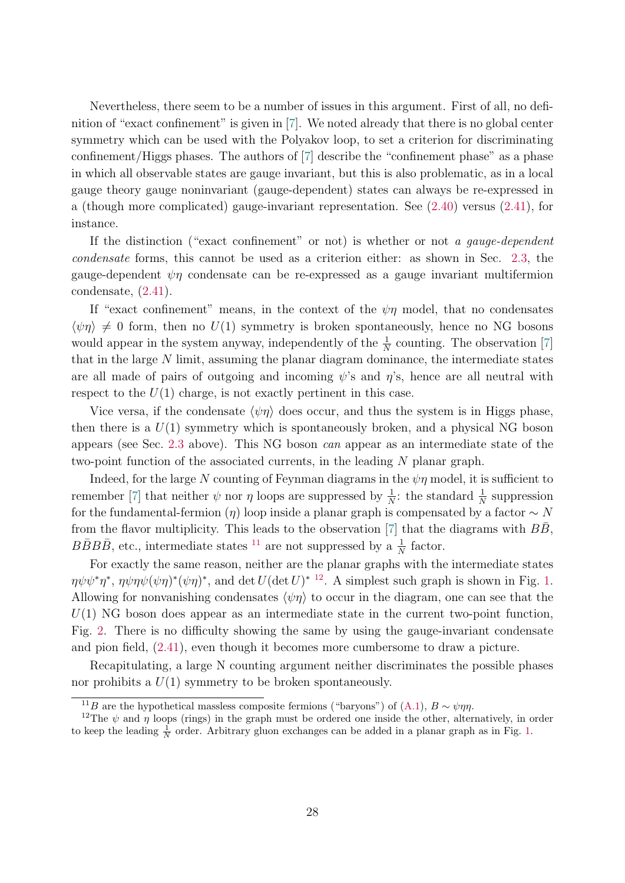Nevertheless, there seem to be a number of issues in this argument. First of all, no definition of "exact confinement" is given in [7]. We noted already that there is no global center symmetry which can be used with the Polyakov loop, to set a criterion for discriminating confinement/Higgs phases. The authors of [7] describe the "confinement phase" as a phase in which all observable states are gauge invariant, but this is also problematic, as in a local gauge theory gauge noninvariant (gauge-dependent) states can always be re-expressed in a (though more complicated) gauge-invariant representation. See (2.40) versus (2.41), for instance.

If the distinction ("exact confinement" or not) is whether or not *a gauge-dependent condensate* forms, this cannot be used as a criterion either: as shown in Sec. 2.3, the gauge-dependent $\psi\eta$ condensate can be re-expressed as a gauge invariant multifermion condensate, (2.41).

If "exact confinement" means, in the context of the $\psi\eta$ model, that no condensates $\langle\psi\eta\rangle \neq 0$ form, then no $U(1)$ symmetry is broken spontaneously, hence no NG bosons would appear in the system anyway, independently of the $\frac{1}{N}$ counting. The observation [7] that in the large $N$ limit, assuming the planar diagram dominance, the intermediate states are all made of pairs of outgoing and incoming $\psi$'s and $\eta$'s, hence are all neutral with respect to the $U(1)$ charge, is not exactly pertinent in this case.

Vice versa, if the condensate $\langle\psi\eta\rangle$ does occur, and thus the system is in Higgs phase, then there is a $U(1)$ symmetry which is spontaneously broken, and a physical NG boson appears (see Sec. 2.3 above). This NG boson *can* appear as an intermediate state of the two-point function of the associated currents, in the leading $N$ planar graph.

Indeed, for the large $N$ counting of Feynman diagrams in the $\psi\eta$ model, it is sufficient to remember [7] that neither $\psi$ nor $\eta$ loops are suppressed by $\frac{1}{N}$: the standard $\frac{1}{N}$ suppression for the fundamental-fermion ($\eta$) loop inside a planar graph is compensated by a factor $\sim N$ from the flavor multiplicity. This leads to the observation [7] that the diagrams with $B\bar{B}$, $B\bar{B}B\bar{B}$, etc., intermediate states [11] are not suppressed by a $\frac{1}{N}$ factor.

For exactly the same reason, neither are the planar graphs with the intermediate states $\eta\psi\psi^*\eta^*$, $\eta\psi\eta\psi(\psi\eta)^*(\psi\eta)^*$, and $\det U(\det U)^*$ [12]. A simplest such graph is shown in Fig. 1. Allowing for nonvanishing condensates $\langle\psi\eta\rangle$ to occur in the diagram, one can see that the $U(1)$ NG boson does appear as an intermediate state in the current two-point function, Fig. 2. There is no difficulty showing the same by using the gauge-invariant condensate and pion field, (2.41), even though it becomes more cumbersome to draw a picture.

Recapitulating, a large N counting argument neither discriminates the possible phases nor prohibits a $U(1)$ symmetry to be broken spontaneously.

---

[11] $B$ are the hypothetical massless composite fermions ("baryons") of (A.1), $B \sim \psi\eta\eta$.

[12] The $\psi$ and $\eta$ loops (rings) in the graph must be ordered one inside the other, alternatively, in order to keep the leading $\frac{1}{N}$ order. Arbitrary gluon exchanges can be added in a planar graph as in Fig. 1.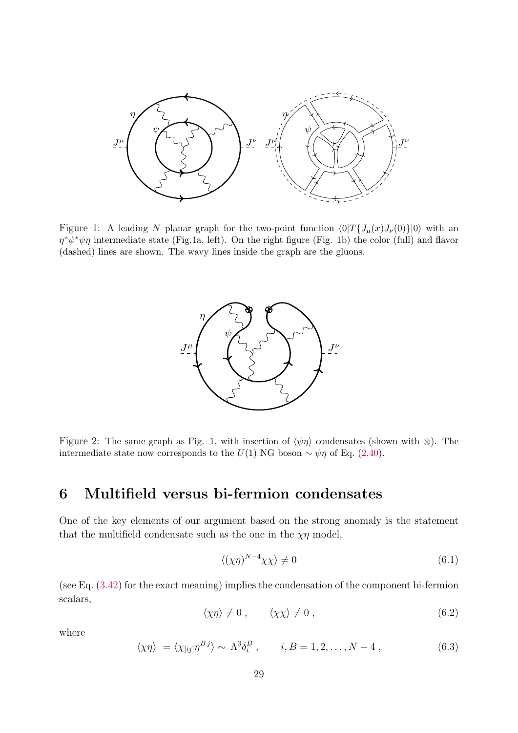Figure 1: A leading $N$ planar graph for the two-point function $\langle 0|T\{J_\mu(x)J_\nu(0)\}|0\rangle$ with an $\eta^*\psi^*\psi\eta$ intermediate state (Fig.1a, left). On the right figure (Fig. 1b) the color (full) and flavor (dashed) lines are shown. The wavy lines inside the graph are the gluons.

Figure 2: The same graph as Fig. 1, with insertion of $\langle\psi\eta\rangle$ condensates (shown with $\otimes$). The intermediate state now corresponds to the $U(1)$ NG boson $\sim \psi\eta$ of Eq. (2.40).

# 6 Multifield versus bi-fermion condensates

One of the key elements of our argument based on the strong anomaly is the statement that the multifield condensate such as the one in the $\chi\eta$ model,

$$\langle(\chi\eta)^{N-4}\chi\chi\rangle \neq 0 \tag{6.1}$$

(see Eq. (3.42) for the exact meaning) implies the condensation of the component bi-fermion scalars,

$$\langle\chi\eta\rangle \neq 0\ , \qquad \langle\chi\chi\rangle \neq 0\ , \tag{6.2}$$

where

$$\langle\chi\eta\rangle\ = \langle\chi_{[ij]}\eta^{B\,j}\rangle \sim \Lambda^3\delta_i^B\ , \qquad i, B = 1, 2, \ldots, N-4\ , \tag{6.3}$$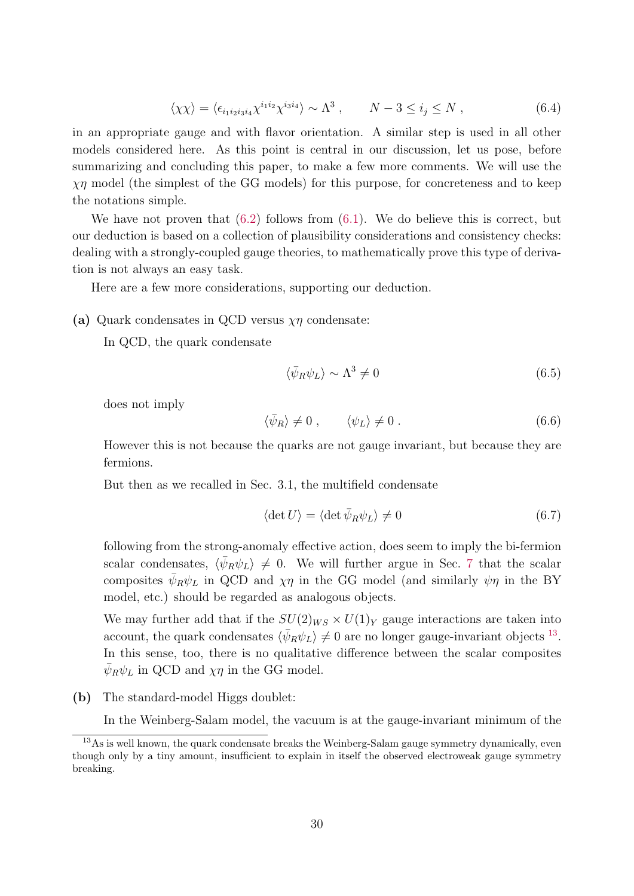$$\langle \chi\chi \rangle = \langle \epsilon_{i_1 i_2 i_3 i_4} \chi^{i_1 i_2} \chi^{i_3 i_4} \rangle \sim \Lambda^3 \;, \qquad N-3 \le i_j \le N \;, \tag{6.4}$$

in an appropriate gauge and with flavor orientation. A similar step is used in all other models considered here. As this point is central in our discussion, let us pose, before summarizing and concluding this paper, to make a few more comments. We will use the $\chi\eta$ model (the simplest of the GG models) for this purpose, for concreteness and to keep the notations simple.

We have not proven that (6.2) follows from (6.1). We do believe this is correct, but our deduction is based on a collection of plausibility considerations and consistency checks: dealing with a strongly-coupled gauge theories, to mathematically prove this type of derivation is not always an easy task.

Here are a few more considerations, supporting our deduction.

**(a)** Quark condensates in QCD versus $\chi\eta$ condensate:

In QCD, the quark condensate

$$\langle \bar{\psi}_R \psi_L \rangle \sim \Lambda^3 \neq 0 \tag{6.5}$$

does not imply

$$\langle \bar{\psi}_R \rangle \neq 0 \;, \qquad \langle \psi_L \rangle \neq 0 \;. \tag{6.6}$$

However this is not because the quarks are not gauge invariant, but because they are fermions.

But then as we recalled in Sec. 3.1, the multifield condensate

$$\langle \det U \rangle = \langle \det \bar{\psi}_R \psi_L \rangle \neq 0 \tag{6.7}$$

following from the strong-anomaly effective action, does seem to imply the bi-fermion scalar condensates, $\langle \bar{\psi}_R \psi_L \rangle \neq 0$. We will further argue in Sec. 7 that the scalar composites $\bar{\psi}_R \psi_L$ in QCD and $\chi\eta$ in the GG model (and similarly $\psi\eta$ in the BY model, etc.) should be regarded as analogous objects.

We may further add that if the $SU(2)_{WS} \times U(1)_Y$ gauge interactions are taken into account, the quark condensates $\langle \bar{\psi}_R \psi_L \rangle \neq 0$ are no longer gauge-invariant objects [13]. In this sense, too, there is no qualitative difference between the scalar composites $\bar{\psi}_R \psi_L$ in QCD and $\chi\eta$ in the GG model.

**(b)** The standard-model Higgs doublet:

In the Weinberg-Salam model, the vacuum is at the gauge-invariant minimum of the

[13] As is well known, the quark condensate breaks the Weinberg-Salam gauge symmetry dynamically, even though only by a tiny amount, insufficient to explain in itself the observed electroweak gauge symmetry breaking.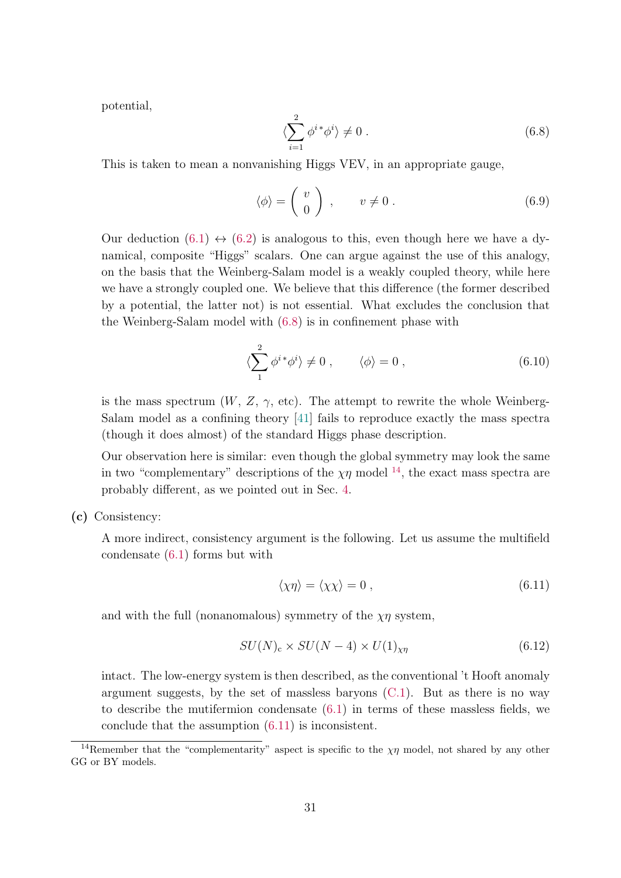potential,

$$\langle \sum_{i=1}^{2} \phi^{i\,*} \phi^{i} \rangle \neq 0 \; . \tag{6.8}$$

This is taken to mean a nonvanishing Higgs VEV, in an appropriate gauge,

$$\langle \phi \rangle = \begin{pmatrix} v \\ 0 \end{pmatrix} \; , \qquad v \neq 0 \; . \tag{6.9}$$

Our deduction (6.1) $\leftrightarrow$ (6.2) is analogous to this, even though here we have a dynamical, composite "Higgs" scalars. One can argue against the use of this analogy, on the basis that the Weinberg-Salam model is a weakly coupled theory, while here we have a strongly coupled one. We believe that this difference (the former described by a potential, the latter not) is not essential. What excludes the conclusion that the Weinberg-Salam model with (6.8) is in confinement phase with

$$\langle \sum_{1}^{2} \phi^{i\,*} \phi^{i} \rangle \neq 0 \; , \qquad \langle \phi \rangle = 0 \; , \tag{6.10}$$

is the mass spectrum ($W$, $Z$, $\gamma$, etc). The attempt to rewrite the whole Weinberg-Salam model as a confining theory [41] fails to reproduce exactly the mass spectra (though it does almost) of the standard Higgs phase description.

Our observation here is similar: even though the global symmetry may look the same in two "complementary" descriptions of the $\chi\eta$ model [14], the exact mass spectra are probably different, as we pointed out in Sec. 4.

**(c)** Consistency:

A more indirect, consistency argument is the following. Let us assume the multifield condensate (6.1) forms but with

$$\langle \chi\eta \rangle = \langle \chi\chi \rangle = 0 \; , \tag{6.11}$$

and with the full (nonanomalous) symmetry of the $\chi\eta$ system,

$$SU(N)_{\rm c} \times SU(N-4) \times U(1)_{\chi\eta} \tag{6.12}$$

intact. The low-energy system is then described, as the conventional 't Hooft anomaly argument suggests, by the set of massless baryons (C.1). But as there is no way to describe the mutifermion condensate (6.1) in terms of these massless fields, we conclude that the assumption (6.11) is inconsistent.

[14] Remember that the "complementarity" aspect is specific to the $\chi\eta$ model, not shared by any other GG or BY models.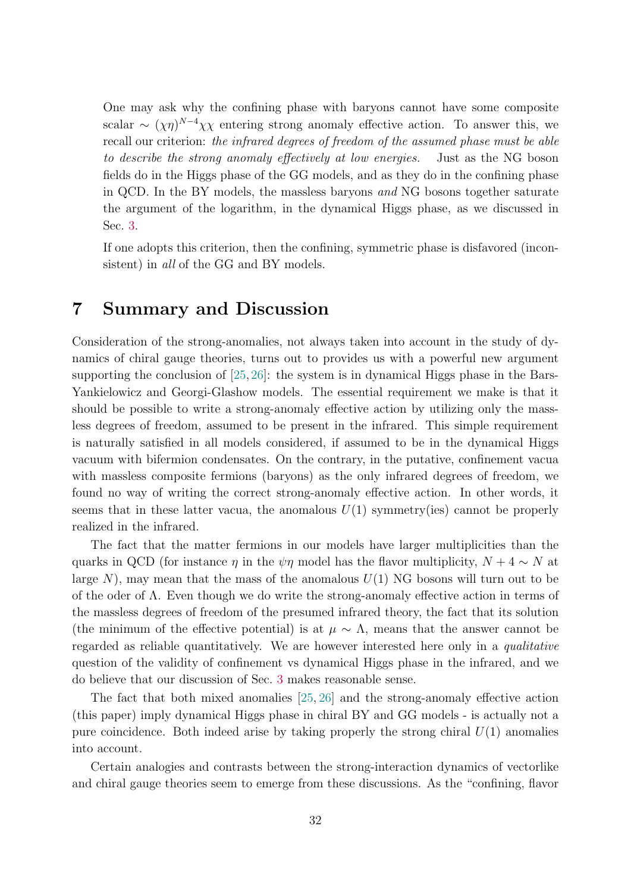One may ask why the confining phase with baryons cannot have some composite scalar $\sim (\chi\eta)^{N-4}\chi\chi$ entering strong anomaly effective action. To answer this, we recall our criterion: *the infrared degrees of freedom of the assumed phase must be able to describe the strong anomaly effectively at low energies.* Just as the NG boson fields do in the Higgs phase of the GG models, and as they do in the confining phase in QCD. In the BY models, the massless baryons *and* NG bosons together saturate the argument of the logarithm, in the dynamical Higgs phase, as we discussed in Sec. 3.

If one adopts this criterion, then the confining, symmetric phase is disfavored (inconsistent) in *all* of the GG and BY models.

# 7 Summary and Discussion

Consideration of the strong-anomalies, not always taken into account in the study of dynamics of chiral gauge theories, turns out to provides us with a powerful new argument supporting the conclusion of [25,26]: the system is in dynamical Higgs phase in the Bars-Yankielowicz and Georgi-Glashow models. The essential requirement we make is that it should be possible to write a strong-anomaly effective action by utilizing only the massless degrees of freedom, assumed to be present in the infrared. This simple requirement is naturally satisfied in all models considered, if assumed to be in the dynamical Higgs vacuum with bifermion condensates. On the contrary, in the putative, confinement vacua with massless composite fermions (baryons) as the only infrared degrees of freedom, we found no way of writing the correct strong-anomaly effective action. In other words, it seems that in these latter vacua, the anomalous $U(1)$ symmetry(ies) cannot be properly realized in the infrared.

The fact that the matter fermions in our models have larger multiplicities than the quarks in QCD (for instance $\eta$ in the $\psi\eta$ model has the flavor multiplicity, $N+4 \sim N$ at large $N$), may mean that the mass of the anomalous $U(1)$ NG bosons will turn out to be of the oder of $\Lambda$. Even though we do write the strong-anomaly effective action in terms of the massless degrees of freedom of the presumed infrared theory, the fact that its solution (the minimum of the effective potential) is at $\mu \sim \Lambda$, means that the answer cannot be regarded as reliable quantitatively. We are however interested here only in a *qualitative* question of the validity of confinement vs dynamical Higgs phase in the infrared, and we do believe that our discussion of Sec. 3 makes reasonable sense.

The fact that both mixed anomalies [25,26] and the strong-anomaly effective action (this paper) imply dynamical Higgs phase in chiral BY and GG models - is actually not a pure coincidence. Both indeed arise by taking properly the strong chiral $U(1)$ anomalies into account.

Certain analogies and contrasts between the strong-interaction dynamics of vectorlike and chiral gauge theories seem to emerge from these discussions. As the "confining, flavor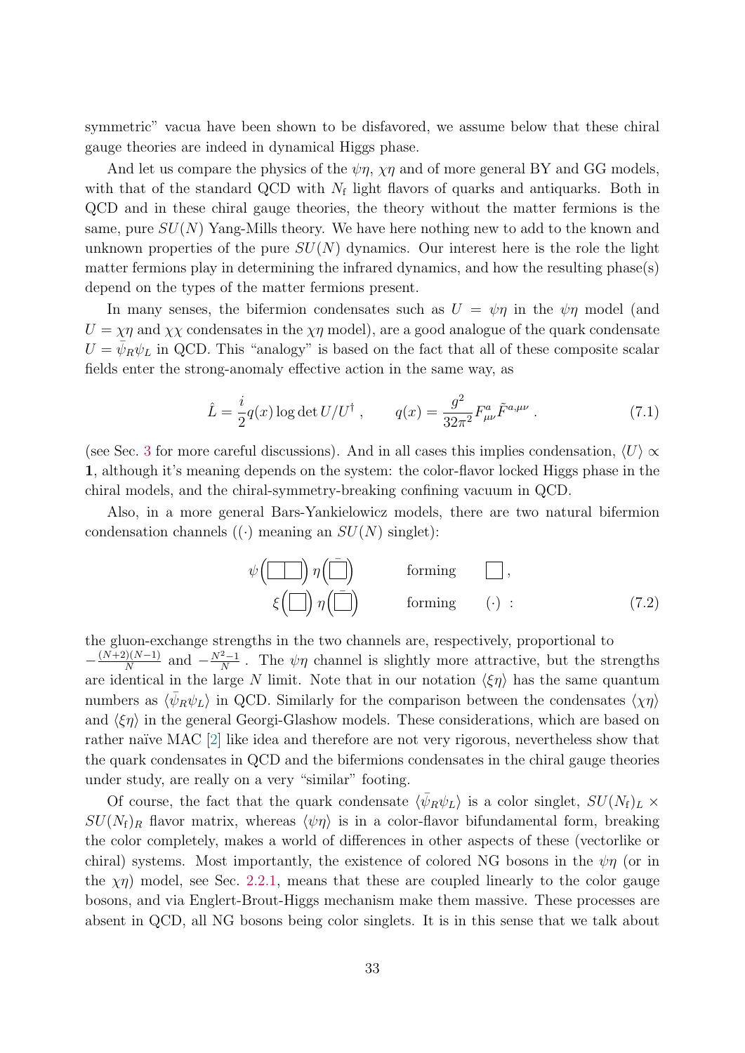symmetric" vacua have been shown to be disfavored, we assume below that these chiral gauge theories are indeed in dynamical Higgs phase.

And let us compare the physics of the $\psi\eta$, $\chi\eta$ and of more general BY and GG models, with that of the standard QCD with $N_{\rm f}$ light flavors of quarks and antiquarks. Both in QCD and in these chiral gauge theories, the theory without the matter fermions is the same, pure $SU(N)$ Yang-Mills theory. We have here nothing new to add to the known and unknown properties of the pure $SU(N)$ dynamics. Our interest here is the role the light matter fermions play in determining the infrared dynamics, and how the resulting phase(s) depend on the types of the matter fermions present.

In many senses, the bifermion condensates such as $U = \psi\eta$ in the $\psi\eta$ model (and $U = \chi\eta$ and $\chi\chi$ condensates in the $\chi\eta$ model), are a good analogue of the quark condensate $U = \bar{\psi}_R\psi_L$ in QCD. This "analogy" is based on the fact that all of these composite scalar fields enter the strong-anomaly effective action in the same way, as

$$\hat{L} = \frac{i}{2} q(x) \log \det U/U^\dagger \,, \qquad q(x) = \frac{g^2}{32\pi^2} F^a_{\mu\nu} \tilde{F}^{a,\mu\nu} \,. \tag{7.1}$$

(see Sec. 3 for more careful discussions). And in all cases this implies condensation, $\langle U \rangle \propto \mathbf{1}$, although it's meaning depends on the system: the color-flavor locked Higgs phase in the chiral models, and the chiral-symmetry-breaking confining vacuum in QCD.

Also, in a more general Bars-Yankielowicz models, there are two natural bifermion condensation channels ($(\cdot)$ meaning an $SU(N)$ singlet):

$$\begin{aligned} \psi\Big(\,\square\!\square\,\Big)\,\eta\Big(\bar{\square}\Big) \qquad & \text{forming} \qquad \square\,, \\ \xi\Big(\square\Big)\,\eta\Big(\bar{\square}\Big) \qquad & \text{forming} \qquad (\cdot)\ : \end{aligned} \tag{7.2}$$

the gluon-exchange strengths in the two channels are, respectively, proportional to $-\frac{(N+2)(N-1)}{N}$ and $-\frac{N^2-1}{N}$ . The $\psi\eta$ channel is slightly more attractive, but the strengths are identical in the large $N$ limit. Note that in our notation $\langle \xi\eta \rangle$ has the same quantum numbers as $\langle \bar{\psi}_R\psi_L \rangle$ in QCD. Similarly for the comparison between the condensates $\langle \chi\eta \rangle$ and $\langle \xi\eta \rangle$ in the general Georgi-Glashow models. These considerations, which are based on rather naïve MAC [2] like idea and therefore are not very rigorous, nevertheless show that the quark condensates in QCD and the bifermions condensates in the chiral gauge theories under study, are really on a very "similar" footing.

Of course, the fact that the quark condensate $\langle \bar{\psi}_R\psi_L \rangle$ is a color singlet, $SU(N_{\rm f})_L \times SU(N_{\rm f})_R$ flavor matrix, whereas $\langle \psi\eta \rangle$ is in a color-flavor bifundamental form, breaking the color completely, makes a world of differences in other aspects of these (vectorlike or chiral) systems. Most importantly, the existence of colored NG bosons in the $\psi\eta$ (or in the $\chi\eta$) model, see Sec. 2.2.1, means that these are coupled linearly to the color gauge bosons, and via Englert-Brout-Higgs mechanism make them massive. These processes are absent in QCD, all NG bosons being color singlets. It is in this sense that we talk about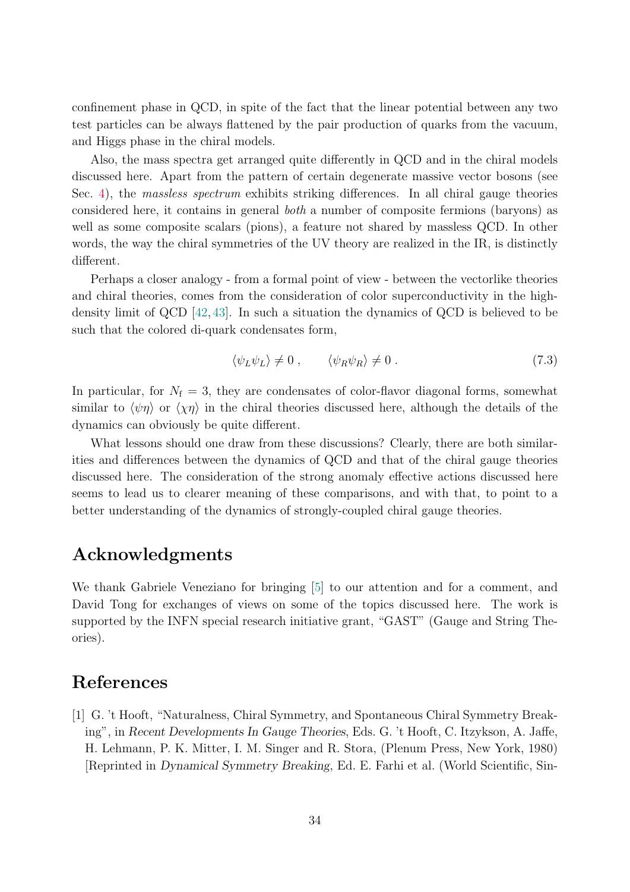confinement phase in QCD, in spite of the fact that the linear potential between any two test particles can be always flattened by the pair production of quarks from the vacuum, and Higgs phase in the chiral models.

Also, the mass spectra get arranged quite differently in QCD and in the chiral models discussed here. Apart from the pattern of certain degenerate massive vector bosons (see Sec. 4), the *massless spectrum* exhibits striking differences. In all chiral gauge theories considered here, it contains in general *both* a number of composite fermions (baryons) as well as some composite scalars (pions), a feature not shared by massless QCD. In other words, the way the chiral symmetries of the UV theory are realized in the IR, is distinctly different.

Perhaps a closer analogy - from a formal point of view - between the vectorlike theories and chiral theories, comes from the consideration of color superconductivity in the high-density limit of QCD [42, 43]. In such a situation the dynamics of QCD is believed to be such that the colored di-quark condensates form,

$$\langle \psi_L \psi_L \rangle \neq 0 \, , \qquad \langle \psi_R \psi_R \rangle \neq 0 \, . \tag{7.3}$$

In particular, for $N_{\rm f} = 3$, they are condensates of color-flavor diagonal forms, somewhat similar to $\langle \psi \eta \rangle$ or $\langle \chi \eta \rangle$ in the chiral theories discussed here, although the details of the dynamics can obviously be quite different.

What lessons should one draw from these discussions? Clearly, there are both similarities and differences between the dynamics of QCD and that of the chiral gauge theories discussed here. The consideration of the strong anomaly effective actions discussed here seems to lead us to clearer meaning of these comparisons, and with that, to point to a better understanding of the dynamics of strongly-coupled chiral gauge theories.

## Acknowledgments

We thank Gabriele Veneziano for bringing [5] to our attention and for a comment, and David Tong for exchanges of views on some of the topics discussed here. The work is supported by the INFN special research initiative grant, "GAST" (Gauge and String Theories).

## References

[1] G. 't Hooft, "Naturalness, Chiral Symmetry, and Spontaneous Chiral Symmetry Breaking", in *Recent Developments In Gauge Theories*, Eds. G. 't Hooft, C. Itzykson, A. Jaffe, H. Lehmann, P. K. Mitter, I. M. Singer and R. Stora, (Plenum Press, New York, 1980) [Reprinted in *Dynamical Symmetry Breaking*, Ed. E. Farhi et al. (World Scientific, Sin-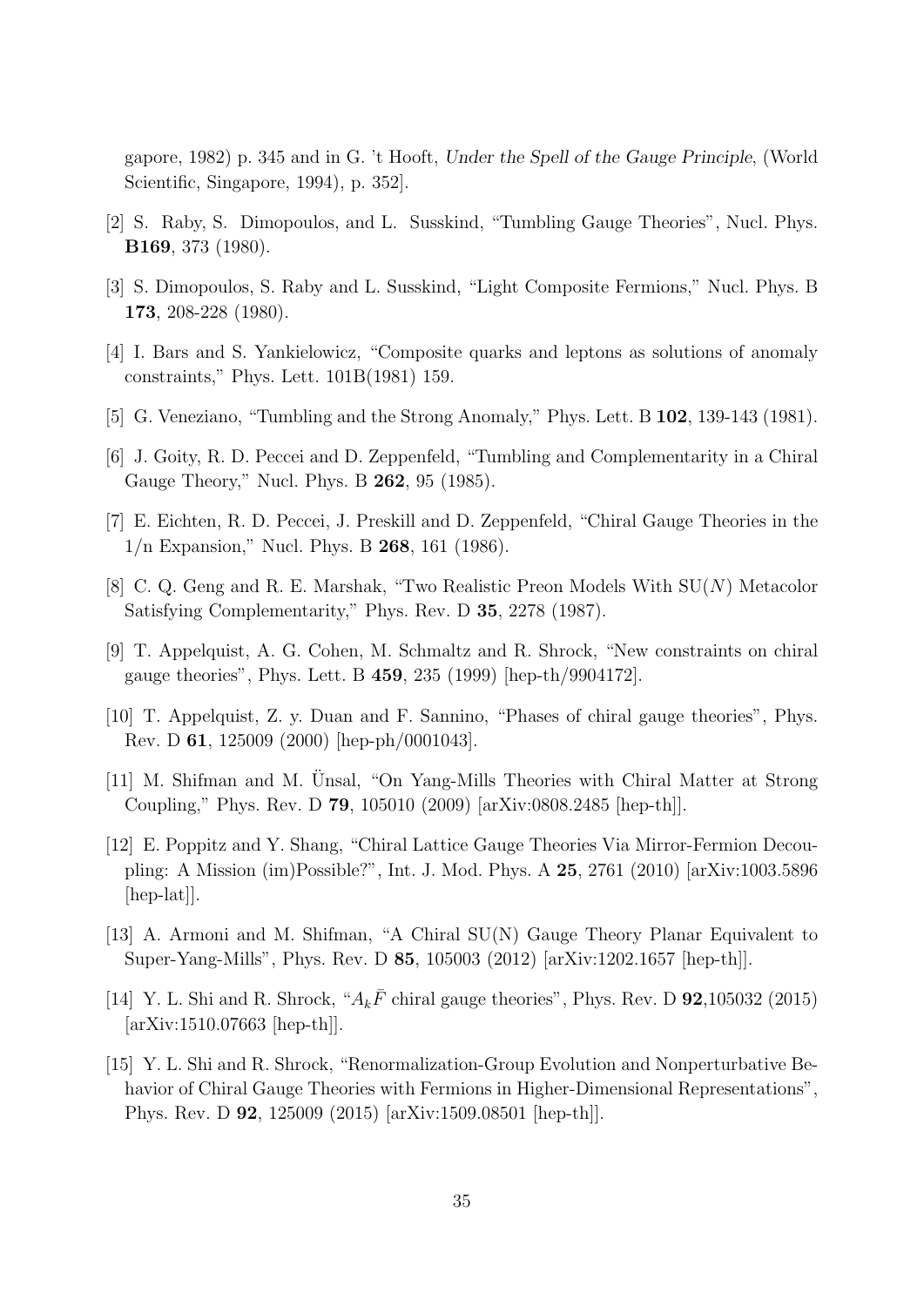gapore, 1982) p. 345 and in G. 't Hooft, *Under the Spell of the Gauge Principle*, (World Scientific, Singapore, 1994), p. 352].

[2] S. Raby, S. Dimopoulos, and L. Susskind, "Tumbling Gauge Theories", Nucl. Phys. **B169**, 373 (1980).

[3] S. Dimopoulos, S. Raby and L. Susskind, "Light Composite Fermions," Nucl. Phys. B **173**, 208-228 (1980).

[4] I. Bars and S. Yankielowicz, "Composite quarks and leptons as solutions of anomaly constraints," Phys. Lett. 101B(1981) 159.

[5] G. Veneziano, "Tumbling and the Strong Anomaly," Phys. Lett. B **102**, 139-143 (1981).

[6] J. Goity, R. D. Peccei and D. Zeppenfeld, "Tumbling and Complementarity in a Chiral Gauge Theory," Nucl. Phys. B **262**, 95 (1985).

[7] E. Eichten, R. D. Peccei, J. Preskill and D. Zeppenfeld, "Chiral Gauge Theories in the 1/n Expansion," Nucl. Phys. B **268**, 161 (1986).

[8] C. Q. Geng and R. E. Marshak, "Two Realistic Preon Models With SU($N$) Metacolor Satisfying Complementarity," Phys. Rev. D **35**, 2278 (1987).

[9] T. Appelquist, A. G. Cohen, M. Schmaltz and R. Shrock, "New constraints on chiral gauge theories", Phys. Lett. B **459**, 235 (1999) [hep-th/9904172].

[10] T. Appelquist, Z. y. Duan and F. Sannino, "Phases of chiral gauge theories", Phys. Rev. D **61**, 125009 (2000) [hep-ph/0001043].

[11] M. Shifman and M. Ünsal, "On Yang-Mills Theories with Chiral Matter at Strong Coupling," Phys. Rev. D **79**, 105010 (2009) [arXiv:0808.2485 [hep-th]].

[12] E. Poppitz and Y. Shang, "Chiral Lattice Gauge Theories Via Mirror-Fermion Decoupling: A Mission (im)Possible?", Int. J. Mod. Phys. A **25**, 2761 (2010) [arXiv:1003.5896 [hep-lat]].

[13] A. Armoni and M. Shifman, "A Chiral SU(N) Gauge Theory Planar Equivalent to Super-Yang-Mills", Phys. Rev. D **85**, 105003 (2012) [arXiv:1202.1657 [hep-th]].

[14] Y. L. Shi and R. Shrock, "$A_k \bar{F}$ chiral gauge theories", Phys. Rev. D **92**,105032 (2015) [arXiv:1510.07663 [hep-th]].

[15] Y. L. Shi and R. Shrock, "Renormalization-Group Evolution and Nonperturbative Behavior of Chiral Gauge Theories with Fermions in Higher-Dimensional Representations", Phys. Rev. D **92**, 125009 (2015) [arXiv:1509.08501 [hep-th]].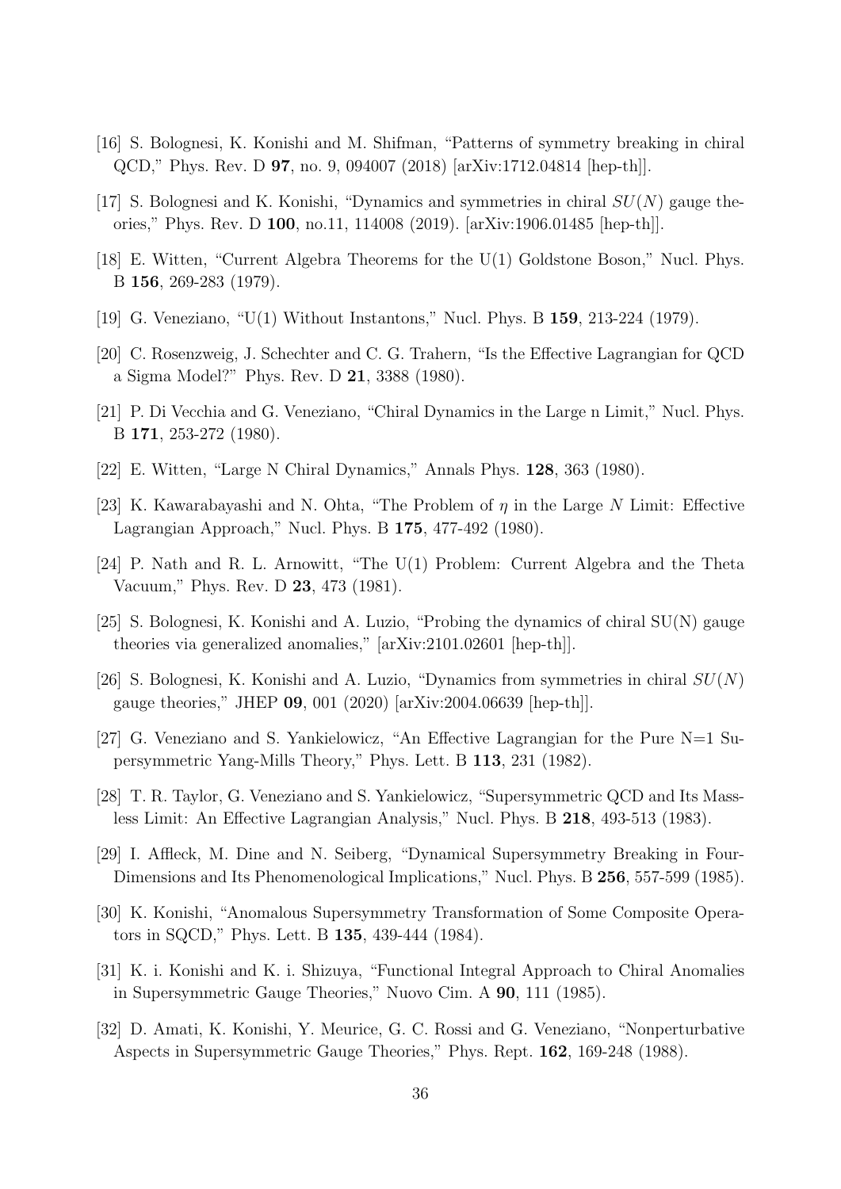[16] S. Bolognesi, K. Konishi and M. Shifman, "Patterns of symmetry breaking in chiral QCD," Phys. Rev. D **97**, no. 9, 094007 (2018) [arXiv:1712.04814 [hep-th]].

[17] S. Bolognesi and K. Konishi, "Dynamics and symmetries in chiral $SU(N)$ gauge theories," Phys. Rev. D **100**, no.11, 114008 (2019). [arXiv:1906.01485 [hep-th]].

[18] E. Witten, "Current Algebra Theorems for the U(1) Goldstone Boson," Nucl. Phys. B **156**, 269-283 (1979).

[19] G. Veneziano, "U(1) Without Instantons," Nucl. Phys. B **159**, 213-224 (1979).

[20] C. Rosenzweig, J. Schechter and C. G. Trahern, "Is the Effective Lagrangian for QCD a Sigma Model?" Phys. Rev. D **21**, 3388 (1980).

[21] P. Di Vecchia and G. Veneziano, "Chiral Dynamics in the Large n Limit," Nucl. Phys. B **171**, 253-272 (1980).

[22] E. Witten, "Large N Chiral Dynamics," Annals Phys. **128**, 363 (1980).

[23] K. Kawarabayashi and N. Ohta, "The Problem of $\eta$ in the Large $N$ Limit: Effective Lagrangian Approach," Nucl. Phys. B **175**, 477-492 (1980).

[24] P. Nath and R. L. Arnowitt, "The U(1) Problem: Current Algebra and the Theta Vacuum," Phys. Rev. D **23**, 473 (1981).

[25] S. Bolognesi, K. Konishi and A. Luzio, "Probing the dynamics of chiral SU(N) gauge theories via generalized anomalies," [arXiv:2101.02601 [hep-th]].

[26] S. Bolognesi, K. Konishi and A. Luzio, "Dynamics from symmetries in chiral $SU(N)$ gauge theories," JHEP **09**, 001 (2020) [arXiv:2004.06639 [hep-th]].

[27] G. Veneziano and S. Yankielowicz, "An Effective Lagrangian for the Pure N=1 Supersymmetric Yang-Mills Theory," Phys. Lett. B **113**, 231 (1982).

[28] T. R. Taylor, G. Veneziano and S. Yankielowicz, "Supersymmetric QCD and Its Massless Limit: An Effective Lagrangian Analysis," Nucl. Phys. B **218**, 493-513 (1983).

[29] I. Affleck, M. Dine and N. Seiberg, "Dynamical Supersymmetry Breaking in Four-Dimensions and Its Phenomenological Implications," Nucl. Phys. B **256**, 557-599 (1985).

[30] K. Konishi, "Anomalous Supersymmetry Transformation of Some Composite Operators in SQCD," Phys. Lett. B **135**, 439-444 (1984).

[31] K. i. Konishi and K. i. Shizuya, "Functional Integral Approach to Chiral Anomalies in Supersymmetric Gauge Theories," Nuovo Cim. A **90**, 111 (1985).

[32] D. Amati, K. Konishi, Y. Meurice, G. C. Rossi and G. Veneziano, "Nonperturbative Aspects in Supersymmetric Gauge Theories," Phys. Rept. **162**, 169-248 (1988).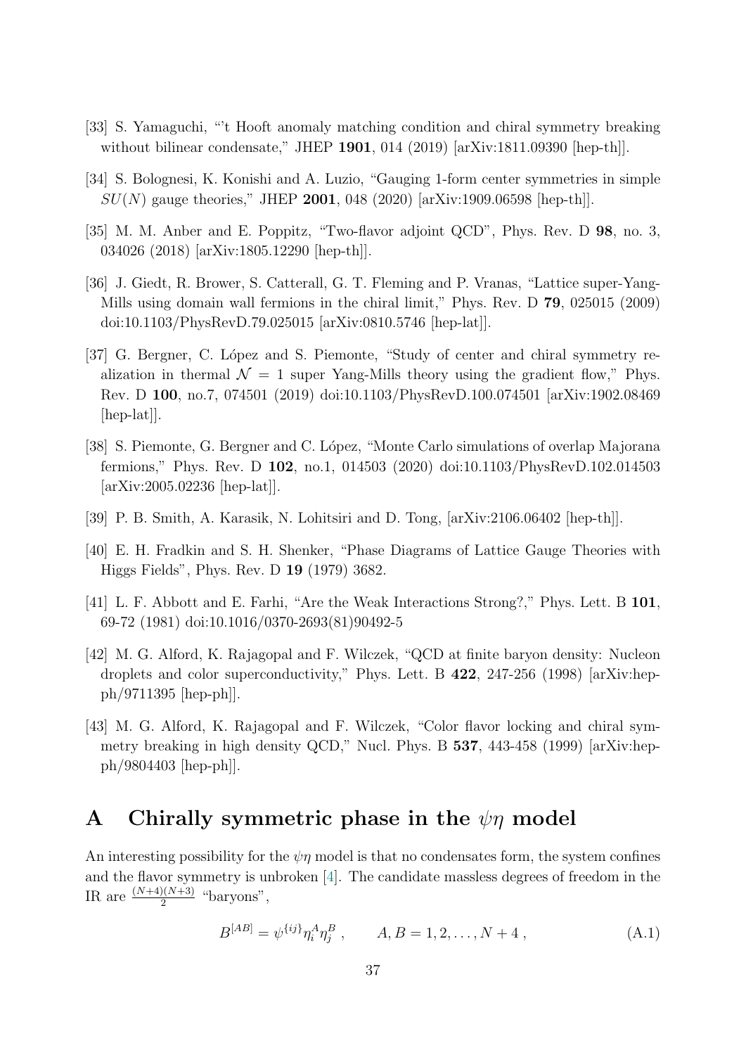[33] S. Yamaguchi, "'t Hooft anomaly matching condition and chiral symmetry breaking without bilinear condensate," JHEP **1901**, 014 (2019) [arXiv:1811.09390 [hep-th]].

[34] S. Bolognesi, K. Konishi and A. Luzio, "Gauging 1-form center symmetries in simple $SU(N)$ gauge theories," JHEP **2001**, 048 (2020) [arXiv:1909.06598 [hep-th]].

[35] M. M. Anber and E. Poppitz, "Two-flavor adjoint QCD", Phys. Rev. D **98**, no. 3, 034026 (2018) [arXiv:1805.12290 [hep-th]].

[36] J. Giedt, R. Brower, S. Catterall, G. T. Fleming and P. Vranas, "Lattice super-Yang-Mills using domain wall fermions in the chiral limit," Phys. Rev. D **79**, 025015 (2009) doi:10.1103/PhysRevD.79.025015 [arXiv:0810.5746 [hep-lat]].

[37] G. Bergner, C. López and S. Piemonte, "Study of center and chiral symmetry realization in thermal $\mathcal{N} = 1$ super Yang-Mills theory using the gradient flow," Phys. Rev. D **100**, no.7, 074501 (2019) doi:10.1103/PhysRevD.100.074501 [arXiv:1902.08469 [hep-lat]].

[38] S. Piemonte, G. Bergner and C. López, "Monte Carlo simulations of overlap Majorana fermions," Phys. Rev. D **102**, no.1, 014503 (2020) doi:10.1103/PhysRevD.102.014503 [arXiv:2005.02236 [hep-lat]].

[39] P. B. Smith, A. Karasik, N. Lohitsiri and D. Tong, [arXiv:2106.06402 [hep-th]].

[40] E. H. Fradkin and S. H. Shenker, "Phase Diagrams of Lattice Gauge Theories with Higgs Fields", Phys. Rev. D **19** (1979) 3682.

[41] L. F. Abbott and E. Farhi, "Are the Weak Interactions Strong?," Phys. Lett. B **101**, 69-72 (1981) doi:10.1016/0370-2693(81)90492-5

[42] M. G. Alford, K. Rajagopal and F. Wilczek, "QCD at finite baryon density: Nucleon droplets and color superconductivity," Phys. Lett. B **422**, 247-256 (1998) [arXiv:hep-ph/9711395 [hep-ph]].

[43] M. G. Alford, K. Rajagopal and F. Wilczek, "Color flavor locking and chiral symmetry breaking in high density QCD," Nucl. Phys. B **537**, 443-458 (1999) [arXiv:hep-ph/9804403 [hep-ph]].

# A Chirally symmetric phase in the $\psi\eta$ model

An interesting possibility for the $\psi\eta$ model is that no condensates form, the system confines and the flavor symmetry is unbroken [4]. The candidate massless degrees of freedom in the IR are $\frac{(N+4)(N+3)}{2}$ "baryons",

$$B^{[AB]} = \psi^{\{ij\}} \eta_i^A \eta_j^B \ , \qquad A, B = 1, 2, \ldots, N+4 \ , \tag{A.1}$$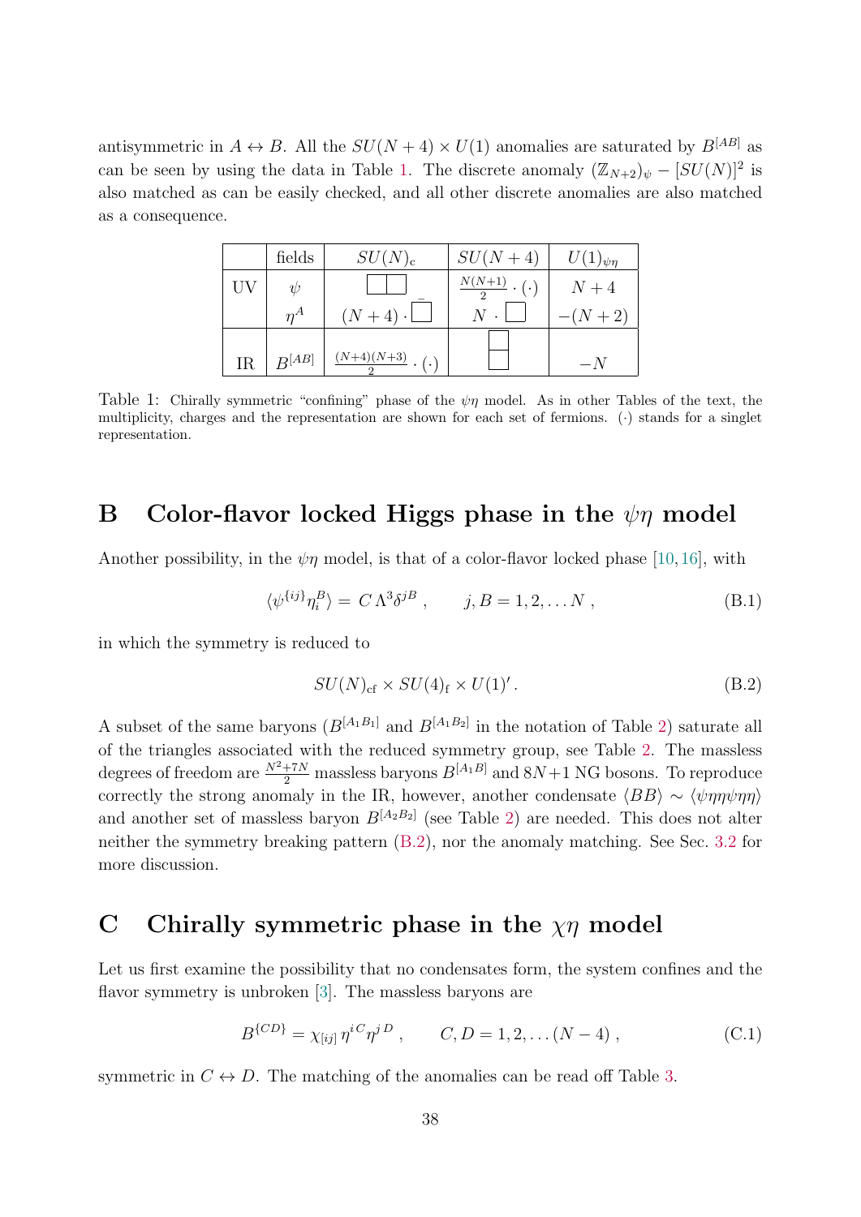antisymmetric in $A \leftrightarrow B$. All the $SU(N+4) \times U(1)$ anomalies are saturated by $B^{[AB]}$ as can be seen by using the data in Table 1. The discrete anomaly $(\mathbb{Z}_{N+2})_\psi - [SU(N)]^2$ is also matched as can be easily checked, and all other discrete anomalies are also matched as a consequence.

| | fields | $SU(N)_c$ | $SU(N+4)$ | $U(1)_{\psi\eta}$ |
|---|---|---|---|---|
| UV | $\psi$ | $\square\!\square$ | $\frac{N(N+1)}{2} \cdot (\cdot)$ | $N+4$ |
| | $\eta^A$ | $(N+4) \cdot \bar{\square}$ | $N \cdot \square$ | $-(N+2)$ |
| IR | $B^{[AB]}$ | $\frac{(N+4)(N+3)}{2} \cdot (\cdot)$ | $\begin{matrix}\square\\\square\end{matrix}$ | $-N$ |

Table 1: Chirally symmetric "confining" phase of the $\psi\eta$ model. As in other Tables of the text, the multiplicity, charges and the representation are shown for each set of fermions. $(\cdot)$ stands for a singlet representation.

# B Color-flavor locked Higgs phase in the $\psi\eta$ model

Another possibility, in the $\psi\eta$ model, is that of a color-flavor locked phase [10,16], with

$$\langle \psi^{\{ij\}} \eta_i^B \rangle = C\, \Lambda^3 \delta^{jB} \,, \qquad j, B = 1, 2, \ldots N \,, \tag{B.1}$$

in which the symmetry is reduced to

$$SU(N)_{\rm cf} \times SU(4)_{\rm f} \times U(1)' \,. \tag{B.2}$$

A subset of the same baryons ($B^{[A_1 B_1]}$ and $B^{[A_1 B_2]}$ in the notation of Table 2) saturate all of the triangles associated with the reduced symmetry group, see Table 2. The massless degrees of freedom are $\frac{N^2+7N}{2}$ massless baryons $B^{[A_1 B]}$ and $8N+1$ NG bosons. To reproduce correctly the strong anomaly in the IR, however, another condensate $\langle BB \rangle \sim \langle \psi\eta\eta\psi\eta\eta \rangle$ and another set of massless baryon $B^{[A_2 B_2]}$ (see Table 2) are needed. This does not alter neither the symmetry breaking pattern (B.2), nor the anomaly matching. See Sec. 3.2 for more discussion.

# C Chirally symmetric phase in the $\chi\eta$ model

Let us first examine the possibility that no condensates form, the system confines and the flavor symmetry is unbroken [3]. The massless baryons are

$$B^{\{CD\}} = \chi_{[ij]}\, \eta^{i\, C} \eta^{j\, D} \,, \qquad C, D = 1, 2, \ldots (N-4) \,, \tag{C.1}$$

symmetric in $C \leftrightarrow D$. The matching of the anomalies can be read off Table 3.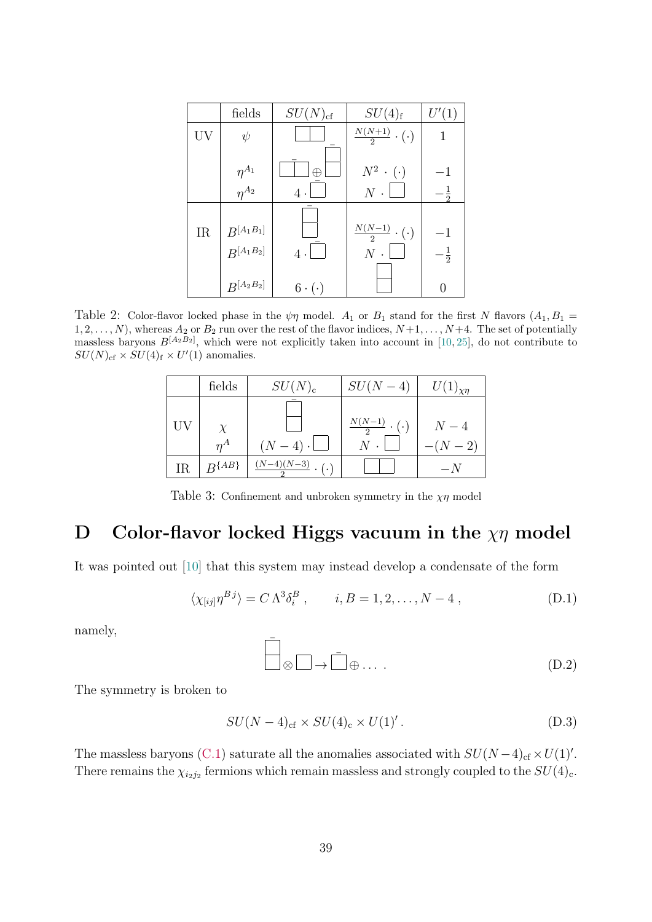|  | fields | $SU(N)_{\rm cf}$ | $SU(4)_{\rm f}$ | $U'(1)$ |
|---|---|---|---|---|
| UV | $\psi$ | $\bar{\tiny\yng(2)}$ | $\frac{N(N+1)}{2} \cdot (\cdot)$ | $1$ |
|  | $\eta^{A_1}$ | $\bar{\tiny\yng(2)} \oplus \bar{\tiny\yng(1,1)}$ | $N^2 \cdot (\cdot)$ | $-1$ |
|  | $\eta^{A_2}$ | $4 \cdot \bar{\tiny\yng(1)}$ | $N \cdot \tiny\yng(1)$ | $-\frac{1}{2}$ |
| IR | $B^{[A_1 B_1]}$ | $\bar{\tiny\yng(1,1)}$ | $\frac{N(N-1)}{2} \cdot (\cdot)$ | $-1$ |
|  | $B^{[A_1 B_2]}$ | $4 \cdot \bar{\tiny\yng(1)}$ | $N \cdot \tiny\yng(1)$ | $-\frac{1}{2}$ |
|  | $B^{[A_2 B_2]}$ | $6 \cdot (\cdot)$ | $\tiny\yng(1,1)$ | $0$ |

Table 2: Color-flavor locked phase in the $\psi\eta$ model. $A_1$ or $B_1$ stand for the first $N$ flavors ($A_1, B_1 = 1, 2, \ldots, N$), whereas $A_2$ or $B_2$ run over the rest of the flavor indices, $N+1, \ldots, N+4$. The set of potentially massless baryons $B^{[A_2 B_2]}$, which were not explicitly taken into account in [10, 25], do not contribute to $SU(N)_{\rm cf} \times SU(4)_{\rm f} \times U'(1)$ anomalies.

|  | fields | $SU(N)_{\rm c}$ | $SU(N-4)$ | $U(1)_{\chi\eta}$ |
|---|---|---|---|---|
| UV | $\chi$ | $\bar{\tiny\yng(1,1)}$ | $\frac{N(N-1)}{2} \cdot (\cdot)$ | $N-4$ |
|  | $\eta^A$ | $(N-4) \cdot \tiny\yng(1)$ | $N \cdot \tiny\yng(1)$ | $-(N-2)$ |
| IR | $B^{\{AB\}}$ | $\frac{(N-4)(N-3)}{2} \cdot (\cdot)$ | $\tiny\yng(2)$ | $-N$ |

Table 3: Confinement and unbroken symmetry in the $\chi\eta$ model

# D Color-flavor locked Higgs vacuum in the $\chi\eta$ model

It was pointed out [10] that this system may instead develop a condensate of the form

$$\langle \chi_{[ij]} \eta^{Bj} \rangle = C\, \Lambda^3 \delta_i^B \,, \qquad i, B = 1, 2, \ldots, N-4 \,, \tag{D.1}$$

namely,

$$\bar{\tiny\yng(1,1)} \otimes \tiny\yng(1) \to \bar{\tiny\yng(1)} \oplus \ldots \,. \tag{D.2}$$

The symmetry is broken to

$$SU(N-4)_{\rm cf} \times SU(4)_{\rm c} \times U(1)' \,. \tag{D.3}$$

The massless baryons (C.1) saturate all the anomalies associated with $SU(N-4)_{\rm cf} \times U(1)'$. There remains the $\chi_{i_2 j_2}$ fermions which remain massless and strongly coupled to the $SU(4)_{\rm c}$.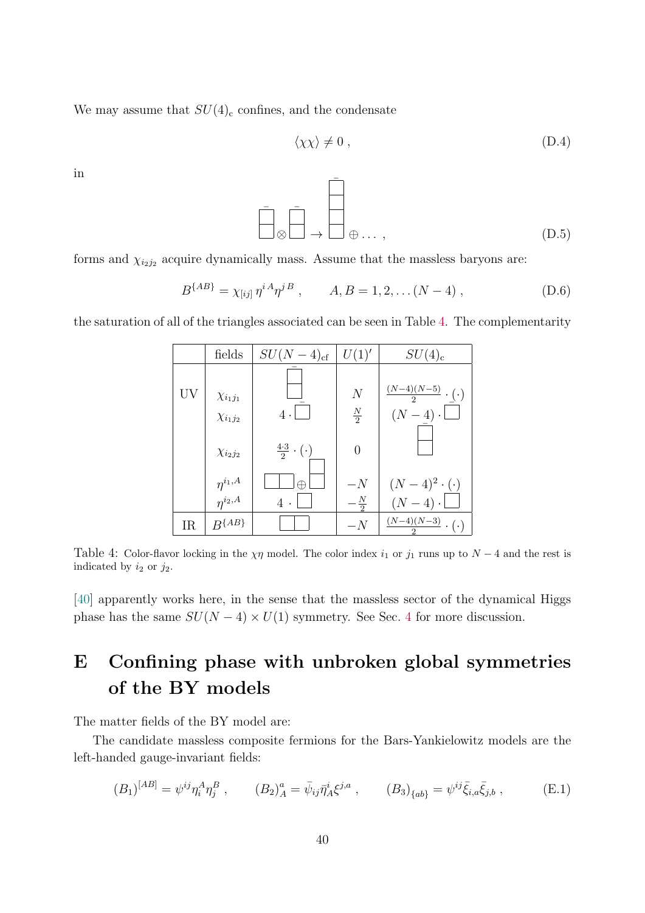We may assume that $SU(4)_{\rm c}$ confines, and the condensate

$$\langle \chi\chi \rangle \neq 0 \,, \tag{D.4}$$

in

$$\bar{\begin{array}{|c|}\hline \phantom{x} \\ \hline \phantom{x} \\ \hline \end{array}} \otimes \bar{\begin{array}{|c|}\hline \phantom{x} \\ \hline \phantom{x} \\ \hline \end{array}} \to \bar{\begin{array}{|c|}\hline \phantom{x} \\ \hline \phantom{x} \\ \hline \phantom{x} \\ \hline \phantom{x} \\ \hline \end{array}} \oplus \ldots \,, \tag{D.5}$$

forms and $\chi_{i_2 j_2}$ acquire dynamically mass. Assume that the massless baryons are:

$$B^{\{AB\}} = \chi_{[ij]}\, \eta^{i\,A} \eta^{j\,B} \,, \qquad A, B = 1, 2, \ldots (N-4) \,, \tag{D.6}$$

the saturation of all of the triangles associated can be seen in Table 4. The complementarity

| | fields | $SU(N-4)_{\rm cf}$ | $U(1)'$ | $SU(4)_{\rm c}$ |
|---|---|---|---|---|
| UV | $\chi_{i_1 j_1}$ | $\bar{\begin{array}{\|c\|}\hline \phantom{x} \\ \hline \phantom{x} \\ \hline \end{array}}$ | $N$ | $\frac{(N-4)(N-5)}{2} \cdot (\cdot)$ |
| | $\chi_{i_1 j_2}$ | $4 \cdot \bar{\square}$ | $\frac{N}{2}$ | $(N-4) \cdot \bar{\square}$ |
| | $\chi_{i_2 j_2}$ | $\frac{4 \cdot 3}{2} \cdot (\cdot)$ | $0$ | $\bar{\begin{array}{\|c\|}\hline \phantom{x} \\ \hline \phantom{x} \\ \hline \end{array}}$ |
| | $\eta^{i_1, A}$ | $\square\square \oplus \begin{array}{\|c\|}\hline \phantom{x} \\ \hline \phantom{x} \\ \hline \end{array}$ | $-N$ | $(N-4)^2 \cdot (\cdot)$ |
| | $\eta^{i_2, A}$ | $4 \cdot \square$ | $-\frac{N}{2}$ | $(N-4) \cdot \square$ |
| IR | $B^{\{AB\}}$ | $\square\square$ | $-N$ | $\frac{(N-4)(N-3)}{2} \cdot (\cdot)$ |

Table 4: Color-flavor locking in the $\chi\eta$ model. The color index $i_1$ or $j_1$ runs up to $N-4$ and the rest is indicated by $i_2$ or $j_2$.

[40] apparently works here, in the sense that the massless sector of the dynamical Higgs phase has the same $SU(N-4) \times U(1)$ symmetry. See Sec. 4 for more discussion.

# E Confining phase with unbroken global symmetries of the BY models

The matter fields of the BY model are:

The candidate massless composite fermions for the Bars-Yankielowitz models are the left-handed gauge-invariant fields:

$$(B_1)^{[AB]} = \psi^{ij} \eta_i^A \eta_j^B \,, \qquad (B_2)^a_A = \bar{\psi}_{ij} \bar{\eta}^i_A \xi^{j,a} \,, \qquad (B_3)_{\{ab\}} = \psi^{ij} \bar{\xi}_{i,a} \bar{\xi}_{j,b} \,, \tag{E.1}$$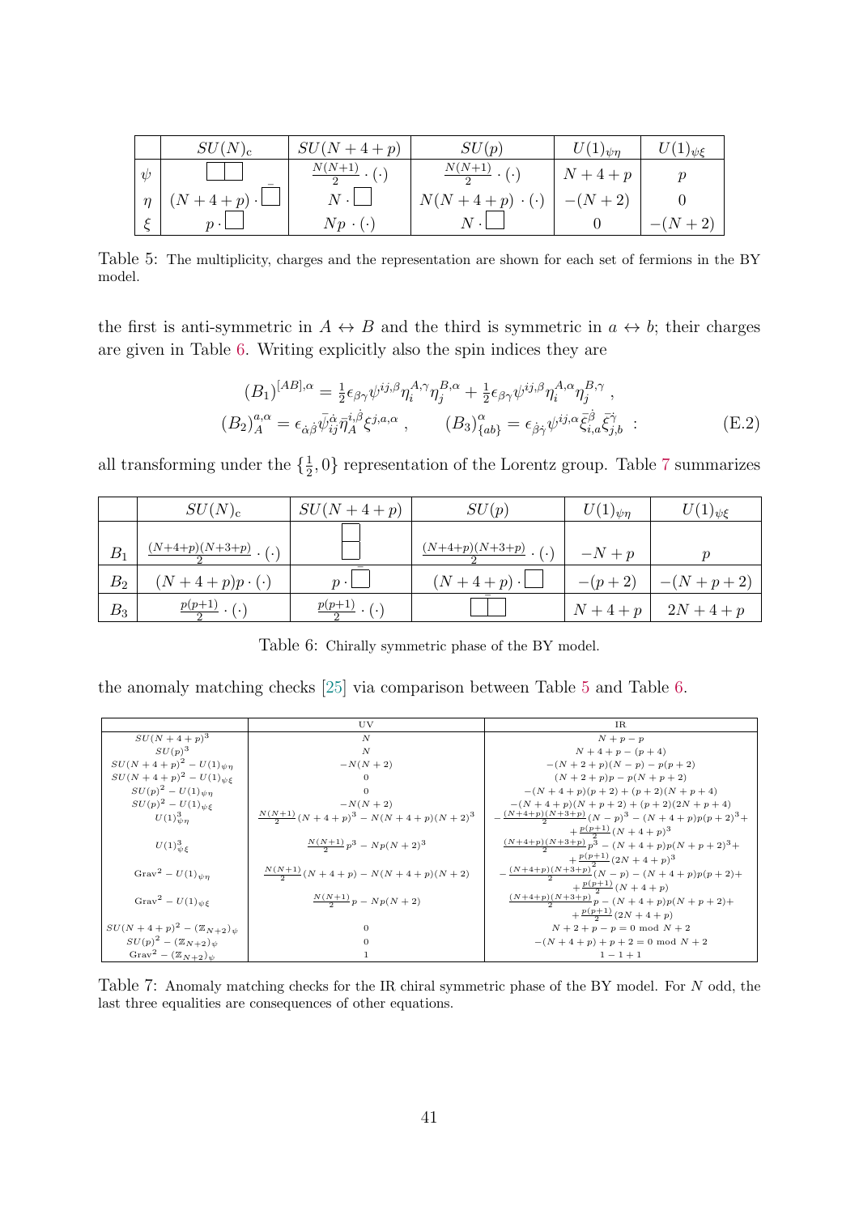|  | $SU(N)_c$ | $SU(N+4+p)$ | $SU(p)$ | $U(1)_{\psi\eta}$ | $U(1)_{\psi\xi}$ |
|---|---|---|---|---|---|
| $\psi$ | $\square\square$ | $\frac{N(N+1)}{2}\cdot(\cdot)$ | $\frac{N(N+1)}{2}\cdot(\cdot)$ | $N+4+p$ | $p$ |
| $\eta$ | $(N+4+p)\cdot\bar{\square}$ | $N\cdot\square$ | $N(N+4+p)\cdot(\cdot)$ | $-(N+2)$ | $0$ |
| $\xi$ | $p\cdot\square$ | $Np\cdot(\cdot)$ | $N\cdot\square$ | $0$ | $-(N+2)$ |

Table 5: The multiplicity, charges and the representation are shown for each set of fermions in the BY model.

the first is anti-symmetric in $A \leftrightarrow B$ and the third is symmetric in $a \leftrightarrow b$; their charges are given in Table 6. Writing explicitly also the spin indices they are

$$
\begin{aligned}
(B_1)^{[AB],\alpha} &= \tfrac{1}{2}\epsilon_{\beta\gamma}\psi^{ij,\beta}\eta_i^{A,\gamma}\eta_j^{B,\alpha} + \tfrac{1}{2}\epsilon_{\beta\gamma}\psi^{ij,\beta}\eta_i^{A,\alpha}\eta_j^{B,\gamma}\,, \\
(B_2)^{a,\alpha}_A &= \epsilon_{\dot\alpha\dot\beta}\bar\psi^{\dot\alpha}_{ij}\bar\eta^{i,\dot\beta}_A\xi^{j,a,\alpha}\,, \qquad (B_3)^{\alpha}_{\{ab\}} = \epsilon_{\dot\beta\dot\gamma}\psi^{ij,\alpha}\bar\xi^{\dot\beta}_{i,a}\bar\xi^{\dot\gamma}_{j,b}\ :
\end{aligned}
\tag{E.2}
$$

all transforming under the $\{\frac{1}{2},0\}$ representation of the Lorentz group. Table 7 summarizes

|  | $SU(N)_c$ | $SU(N+4+p)$ | $SU(p)$ | $U(1)_{\psi\eta}$ | $U(1)_{\psi\xi}$ |
|---|---|---|---|---|---|
| $B_1$ | $\frac{(N+4+p)(N+3+p)}{2}\cdot(\cdot)$ | $\begin{smallmatrix}\square\\\square\end{smallmatrix}$ | $\frac{(N+4+p)(N+3+p)}{2}\cdot(\cdot)$ | $-N+p$ | $p$ |
| $B_2$ | $(N+4+p)p\cdot(\cdot)$ | $p\cdot\bar{\square}$ | $(N+4+p)\cdot\square$ | $-(p+2)$ | $-(N+p+2)$ |
| $B_3$ | $\frac{p(p+1)}{2}\cdot(\cdot)$ | $\frac{p(p+1)}{2}\cdot(\cdot)$ | $\bar{\square\square}$ | $N+4+p$ | $2N+4+p$ |

Table 6: Chirally symmetric phase of the BY model.

the anomaly matching checks [25] via comparison between Table 5 and Table 6.

|  | UV | IR |
|---|---|---|
| $SU(N+4+p)^3$ | $N$ | $N+p-p$ |
| $SU(p)^3$ | $N$ | $N+4+p-(p+4)$ |
| $SU(N+4+p)^2-U(1)_{\psi\eta}$ | $-N(N+2)$ | $-(N+2+p)(N-p)-p(p+2)$ |
| $SU(N+4+p)^2-U(1)_{\psi\xi}$ | $0$ | $(N+2+p)p-p(N+p+2)$ |
| $SU(p)^2-U(1)_{\psi\eta}$ | $0$ | $-(N+4+p)(p+2)+(p+2)(N+p+4)$ |
| $SU(p)^2-U(1)_{\psi\xi}$ | $-N(N+2)$ | $-(N+4+p)(N+p+2)+(p+2)(2N+p+4)$ |
| $U(1)^3_{\psi\eta}$ | $\frac{N(N+1)}{2}(N+4+p)^3-N(N+4+p)(N+2)^3$ | $-\frac{(N+4+p)(N+3+p)}{2}(N-p)^3-(N+4+p)p(p+2)^3+\frac{p(p+1)}{2}(N+4+p)^3$ |
| $U(1)^3_{\psi\xi}$ | $\frac{N(N+1)}{2}p^3-Np(N+2)^3$ | $\frac{(N+4+p)(N+3+p)}{2}p^3-(N+4+p)p(N+p+2)^3+\frac{p(p+1)}{2}(2N+4+p)^3$ |
| $\text{Grav}^2-U(1)_{\psi\eta}$ | $\frac{N(N+1)}{2}(N+4+p)-N(N+4+p)(N+2)$ | $-\frac{(N+4+p)(N+3+p)}{2}(N-p)-(N+4+p)p(p+2)+\frac{p(p+1)}{2}(N+4+p)$ |
| $\text{Grav}^2-U(1)_{\psi\xi}$ | $\frac{N(N+1)}{2}p-Np(N+2)$ | $\frac{(N+4+p)(N+3+p)}{2}p-(N+4+p)p(N+p+2)+\frac{p(p+1)}{2}(2N+4+p)$ |
| $SU(N+4+p)^2-(\mathbb{Z}_{N+2})_\psi$ | $0$ | $N+2+p-p=0 \bmod N+2$ |
| $SU(p)^2-(\mathbb{Z}_{N+2})_\psi$ | $0$ | $-(N+4+p)+p+2=0 \bmod N+2$ |
| $\text{Grav}^2-(\mathbb{Z}_{N+2})_\psi$ | $1$ | $1-1+1$ |

Table 7: Anomaly matching checks for the IR chiral symmetric phase of the BY model. For $N$ odd, the last three equalities are consequences of other equations.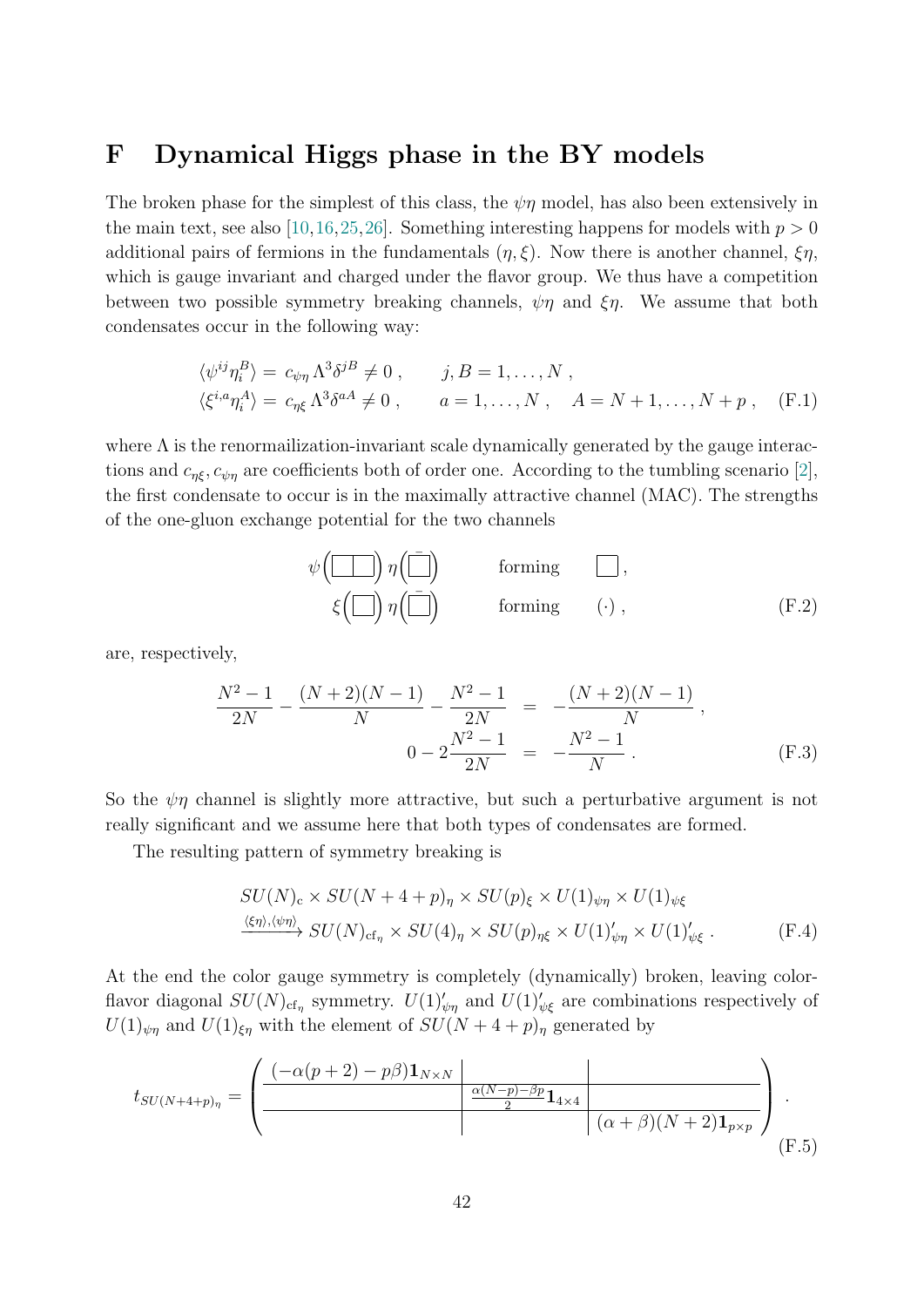# F Dynamical Higgs phase in the BY models

The broken phase for the simplest of this class, the $\psi\eta$ model, has also been extensively in the main text, see also [10,16,25,26]. Something interesting happens for models with $p > 0$ additional pairs of fermions in the fundamentals $(\eta, \xi)$. Now there is another channel, $\xi\eta$, which is gauge invariant and charged under the flavor group. We thus have a competition between two possible symmetry breaking channels, $\psi\eta$ and $\xi\eta$. We assume that both condensates occur in the following way:

$$
\begin{aligned}
\langle \psi^{ij}\eta_i^B \rangle &= c_{\psi\eta}\,\Lambda^3 \delta^{jB} \neq 0 \,, \qquad j, B = 1, \dots, N \,, \\
\langle \xi^{i,a}\eta_i^A \rangle &= c_{\eta\xi}\,\Lambda^3 \delta^{aA} \neq 0 \,, \qquad a = 1, \dots, N \,, \quad A = N+1, \dots, N+p \,,
\end{aligned} \tag{F.1}
$$

where $\Lambda$ is the renormailization-invariant scale dynamically generated by the gauge interactions and $c_{\eta\xi}, c_{\psi\eta}$ are coefficients both of order one. According to the tumbling scenario [2], the first condensate to occur is in the maximally attractive channel (MAC). The strengths of the one-gluon exchange potential for the two channels

$$
\begin{aligned}
\psi\Big(\,\square\!\square\,\Big)\,\eta\Big(\bar{\square}\Big) \qquad &\text{forming} \qquad \square \,, \\
\xi\Big(\,\square\,\Big)\,\eta\Big(\bar{\square}\Big) \qquad &\text{forming} \qquad (\cdot) \,,
\end{aligned} \tag{F.2}
$$

are, respectively,

$$
\begin{aligned}
\frac{N^2-1}{2N} - \frac{(N+2)(N-1)}{N} - \frac{N^2-1}{2N} &= -\frac{(N+2)(N-1)}{N} \,, \\
0 - 2\frac{N^2-1}{2N} &= -\frac{N^2-1}{N} \,.
\end{aligned} \tag{F.3}
$$

So the $\psi\eta$ channel is slightly more attractive, but such a perturbative argument is not really significant and we assume here that both types of condensates are formed.

The resulting pattern of symmetry breaking is

$$
\begin{aligned}
& SU(N)_{\rm c} \times SU(N+4+p)_\eta \times SU(p)_\xi \times U(1)_{\psi\eta} \times U(1)_{\psi\xi} \\
& \xrightarrow{\langle\xi\eta\rangle, \langle\psi\eta\rangle} SU(N)_{{\rm cf}_\eta} \times SU(4)_\eta \times SU(p)_{\eta\xi} \times U(1)'_{\psi\eta} \times U(1)'_{\psi\xi} \,.
\end{aligned} \tag{F.4}
$$

At the end the color gauge symmetry is completely (dynamically) broken, leaving color-flavor diagonal $SU(N)_{{\rm cf}_\eta}$ symmetry. $U(1)'_{\psi\eta}$ and $U(1)'_{\psi\xi}$ are combinations respectively of $U(1)_{\psi\eta}$ and $U(1)_{\xi\eta}$ with the element of $SU(N+4+p)_\eta$ generated by

$$
t_{SU(N+4+p)_\eta} = \left( \begin{array}{c|c|c}
(-\alpha(p+2) - p\beta)\mathbf{1}_{N\times N} & & \\
\hline
 & \frac{\alpha(N-p)-\beta p}{2}\mathbf{1}_{4\times 4} & \\
\hline
 & & (\alpha+\beta)(N+2)\mathbf{1}_{p\times p}
\end{array} \right) \,. \tag{F.5}
$$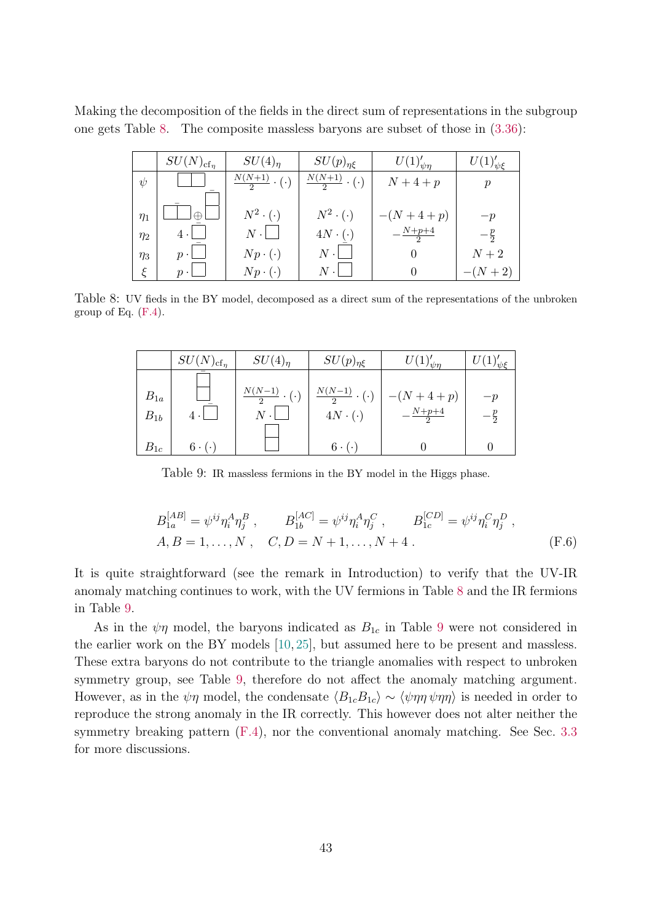Making the decomposition of the fields in the direct sum of representations in the subgroup one gets Table 8. The composite massless baryons are subset of those in (3.36):

| | $SU(N)_{\mathrm{cf}_\eta}$ | $SU(4)_\eta$ | $SU(p)_{\eta\xi}$ | $U(1)'_{\psi\eta}$ | $U(1)'_{\psi\xi}$ |
|---|---|---|---|---|---|
| $\psi$ | $\square\!\square$ | $\frac{N(N+1)}{2}\cdot(\cdot)$ | $\frac{N(N+1)}{2}\cdot(\cdot)$ | $N+4+p$ | $p$ |
| $\eta_1$ | $\bar{\square\!\square} \oplus \bar{\begin{smallmatrix}\square\\\square\end{smallmatrix}}$ | $N^2\cdot(\cdot)$ | $N^2\cdot(\cdot)$ | $-(N+4+p)$ | $-p$ |
| $\eta_2$ | $4\cdot\bar{\square}$ | $N\cdot\bar{\square}$ | $4N\cdot(\cdot)$ | $-\frac{N+p+4}{2}$ | $-\frac{p}{2}$ |
| $\eta_3$ | $p\cdot\bar{\square}$ | $Np\cdot(\cdot)$ | $N\cdot\bar{\square}$ | $0$ | $N+2$ |
| $\xi$ | $p\cdot\square$ | $Np\cdot(\cdot)$ | $N\cdot\square$ | $0$ | $-(N+2)$ |

Table 8: UV fieds in the BY model, decomposed as a direct sum of the representations of the unbroken group of Eq. (F.4).

| | $SU(N)_{\mathrm{cf}_\eta}$ | $SU(4)_\eta$ | $SU(p)_{\eta\xi}$ | $U(1)'_{\psi\eta}$ | $U(1)'_{\psi\xi}$ |
|---|---|---|---|---|---|
| $B_{1a}$ | $\bar{\begin{smallmatrix}\square\\\square\end{smallmatrix}}$ | $\frac{N(N-1)}{2}\cdot(\cdot)$ | $\frac{N(N-1)}{2}\cdot(\cdot)$ | $-(N+4+p)$ | $-p$ |
| $B_{1b}$ | $4\cdot\bar{\square}$ | $N\cdot\bar{\square}$ | $4N\cdot(\cdot)$ | $-\frac{N+p+4}{2}$ | $-\frac{p}{2}$ |
| $B_{1c}$ | $6\cdot(\cdot)$ | $\begin{smallmatrix}\square\\\square\end{smallmatrix}$ | $6\cdot(\cdot)$ | $0$ | $0$ |

Table 9: IR massless fermions in the BY model in the Higgs phase.

$$
\begin{aligned}
&B_{1a}^{[AB]} = \psi^{ij}\eta_i^A\eta_j^B\ , \qquad B_{1b}^{[AC]} = \psi^{ij}\eta_i^A\eta_j^C\ , \qquad B_{1c}^{[CD]} = \psi^{ij}\eta_i^C\eta_j^D\ , \\
&A,B = 1,\ldots,N\ , \quad C,D = N+1,\ldots,N+4\ .
\end{aligned} \tag{F.6}
$$

It is quite straightforward (see the remark in Introduction) to verify that the UV-IR anomaly matching continues to work, with the UV fermions in Table 8 and the IR fermions in Table 9.

As in the $\psi\eta$ model, the baryons indicated as $B_{1c}$ in Table 9 were not considered in the earlier work on the BY models [10, 25], but assumed here to be present and massless. These extra baryons do not contribute to the triangle anomalies with respect to unbroken symmetry group, see Table 9, therefore do not affect the anomaly matching argument. However, as in the $\psi\eta$ model, the condensate $\langle B_{1c}B_{1c}\rangle \sim \langle\psi\eta\eta\,\psi\eta\eta\rangle$ is needed in order to reproduce the strong anomaly in the IR correctly. This however does not alter neither the symmetry breaking pattern (F.4), nor the conventional anomaly matching. See Sec. 3.3 for more discussions.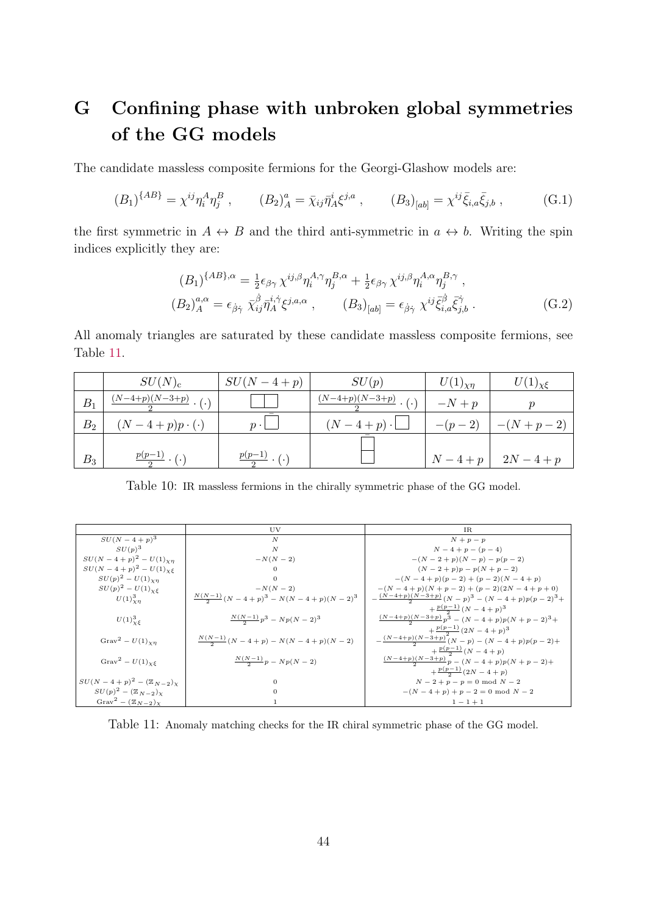# G Confining phase with unbroken global symmetries of the GG models

The candidate massless composite fermions for the Georgi-Glashow models are:

$$(B_1)^{\{AB\}} = \chi^{ij}\eta_i^A\eta_j^B\ , \qquad (B_2)^a_A = \bar{\chi}_{ij}\bar{\eta}^i_A\xi^{j,a}\ , \qquad (B_3)_{[ab]} = \chi^{ij}\bar{\xi}_{i,a}\bar{\xi}_{j,b}\ , \tag{G.1}$$

the first symmetric in $A \leftrightarrow B$ and the third anti-symmetric in $a \leftrightarrow b$. Writing the spin indices explicitly they are:

$$\begin{aligned}
(B_1)^{\{AB\},\alpha} &= \tfrac{1}{2}\epsilon_{\beta\gamma}\,\chi^{ij,\beta}\eta_i^{A,\gamma}\eta_j^{B,\alpha} + \tfrac{1}{2}\epsilon_{\beta\gamma}\,\chi^{ij,\beta}\eta_i^{A,\alpha}\eta_j^{B,\gamma}\ , \\
(B_2)^{a,\alpha}_A &= \epsilon_{\dot\beta\dot\gamma}\ \bar{\chi}^{\dot\beta}_{ij}\bar{\eta}^{i,\dot\gamma}_A\xi^{j,a,\alpha}\ , \qquad (B_3)_{[ab]} = \epsilon_{\dot\beta\dot\gamma}\ \chi^{ij}\bar{\xi}^{\dot\beta}_{i,a}\bar{\xi}^{\dot\gamma}_{j,b}\ .
\end{aligned} \tag{G.2}$$

All anomaly triangles are saturated by these candidate massless composite fermions, see Table 11.

| | $SU(N)_{\rm c}$ | $SU(N-4+p)$ | $SU(p)$ | $U(1)_{\chi\eta}$ | $U(1)_{\chi\xi}$ |
|---|---|---|---|---|---|
| $B_1$ | $\frac{(N-4+p)(N-3+p)}{2}\cdot(\cdot)$ | $\square\!\square$ | $\frac{(N-4+p)(N-3+p)}{2}\cdot(\cdot)$ | $-N+p$ | $p$ |
| $B_2$ | $(N-4+p)p\cdot(\cdot)$ | $p\cdot\bar{\square}$ | $(N-4+p)\cdot\square$ | $-(p-2)$ | $-(N+p-2)$ |
| $B_3$ | $\frac{p(p-1)}{2}\cdot(\cdot)$ | $\frac{p(p-1)}{2}\cdot(\cdot)$ | $\begin{matrix}\square\\\square\end{matrix}$ | $N-4+p$ | $2N-4+p$ |

Table 10: IR massless fermions in the chirally symmetric phase of the GG model.

| | UV | IR |
|---|---|---|
| $SU(N-4+p)^3$ | $N$ | $N+p-p$ |
| $SU(p)^3$ | $N$ | $N-4+p-(p-4)$ |
| $SU(N-4+p)^2-U(1)_{\chi\eta}$ | $-N(N-2)$ | $-(N-2+p)(N-p)-p(p-2)$ |
| $SU(N-4+p)^2-U(1)_{\chi\xi}$ | $0$ | $(N-2+p)p-p(N+p-2)$ |
| $SU(p)^2-U(1)_{\chi\eta}$ | $0$ | $-(N-4+p)(p-2)+(p-2)(N-4+p)$ |
| $SU(p)^2-U(1)_{\chi\xi}$ | $-N(N-2)$ | $-(N-4+p)(N+p-2)+(p-2)(2N-4+p+0)$ |
| $U(1)^3_{\chi\eta}$ | $\frac{N(N-1)}{2}(N-4+p)^3-N(N-4+p)(N-2)^3$ | $-\frac{(N-4+p)(N-3+p)}{2}(N-p)^3-(N-4+p)p(p-2)^3+$ $+\frac{p(p-1)}{2}(N-4+p)^3$ |
| $U(1)^3_{\chi\xi}$ | $\frac{N(N-1)}{2}p^3-Np(N-2)^3$ | $\frac{(N-4+p)(N-3+p)}{2}p^3-(N-4+p)p(N+p-2)^3+$ $+\frac{p(p-1)}{2}(2N-4+p)^3$ |
| $\mathrm{Grav}^2-U(1)_{\chi\eta}$ | $\frac{N(N-1)}{2}(N-4+p)-N(N-4+p)(N-2)$ | $-\frac{(N-4+p)(N-3+p)}{2}(N-p)-(N-4+p)p(p-2)+$ $+\frac{p(p-1)}{2}(N-4+p)$ |
| $\mathrm{Grav}^2-U(1)_{\chi\xi}$ | $\frac{N(N-1)}{2}p-Np(N-2)$ | $\frac{(N-4+p)(N-3+p)}{2}p-(N-4+p)p(N+p-2)+$ $+\frac{p(p-1)}{2}(2N-4+p)$ |
| $SU(N-4+p)^2-(\mathbb{Z}_{N-2})_\chi$ | $0$ | $N-2+p-p=0 \mod N-2$ |
| $SU(p)^2-(\mathbb{Z}_{N-2})_\chi$ | $0$ | $-(N-4+p)+p-2=0 \mod N-2$ |
| $\mathrm{Grav}^2-(\mathbb{Z}_{N-2})_\chi$ | $1$ | $1-1+1$ |

Table 11: Anomaly matching checks for the IR chiral symmetric phase of the GG model.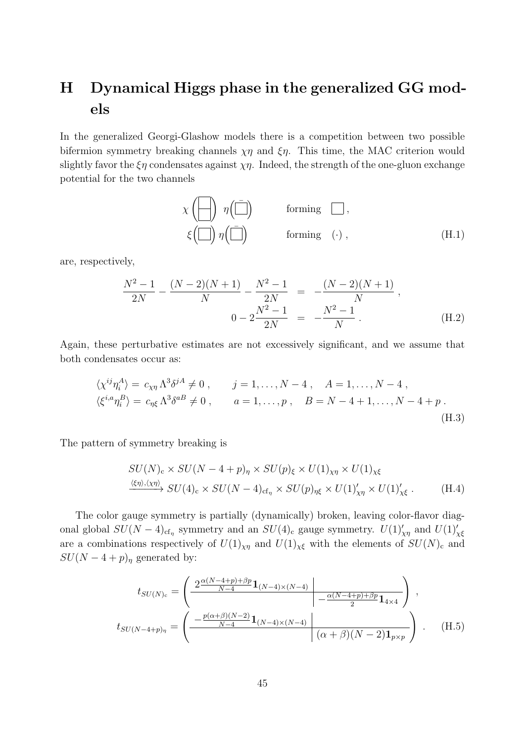# H Dynamical Higgs phase in the generalized GG models

In the generalized Georgi-Glashow models there is a competition between two possible bifermion symmetry breaking channels $\chi\eta$ and $\xi\eta$. This time, the MAC criterion would slightly favor the $\xi\eta$ condensates against $\chi\eta$. Indeed, the strength of the one-gluon exchange potential for the two channels

$$
\begin{aligned}
&\chi\left(\begin{array}{|c|}\hline \\ \hline \\ \hline\end{array}\right)\ \eta\left(\bar{\square}\right) \qquad \text{forming} \quad \square\,, \\
&\xi\left(\square\right)\eta\left(\bar{\square}\right) \qquad \text{forming} \quad (\cdot)\,,
\end{aligned} \tag{H.1}
$$

are, respectively,

$$
\begin{aligned}
\frac{N^2-1}{2N} - \frac{(N-2)(N+1)}{N} - \frac{N^2-1}{2N} &= -\frac{(N-2)(N+1)}{N}\,, \\
0 - 2\frac{N^2-1}{2N} &= -\frac{N^2-1}{N}\,.
\end{aligned} \tag{H.2}
$$

Again, these perturbative estimates are not excessively significant, and we assume that both condensates occur as:

$$
\begin{aligned}
&\langle \chi^{ij}\eta_i^A \rangle = c_{\chi\eta}\,\Lambda^3 \delta^{jA} \neq 0\,, \qquad j = 1,\ldots,N-4\,, \quad A = 1,\ldots,N-4\,, \\
&\langle \xi^{i,a}\eta_i^B \rangle = c_{\eta\xi}\,\Lambda^3 \delta^{aB} \neq 0\,, \qquad a = 1,\ldots,p\,, \quad B = N-4+1,\ldots,N-4+p\,.
\end{aligned} \tag{H.3}
$$

The pattern of symmetry breaking is

$$
\begin{aligned}
&SU(N)_{\rm c} \times SU(N-4+p)_\eta \times SU(p)_\xi \times U(1)_{\chi\eta} \times U(1)_{\chi\xi} \\
&\xrightarrow{\langle\xi\eta\rangle,\langle\chi\eta\rangle} SU(4)_{\rm c} \times SU(N-4)_{{\rm cf}_\eta} \times SU(p)_{\eta\xi} \times U(1)'_{\chi\eta} \times U(1)'_{\chi\xi}\,.
\end{aligned} \tag{H.4}
$$

The color gauge symmetry is partially (dynamically) broken, leaving color-flavor diagonal global $SU(N-4)_{{\rm cf}_\eta}$ symmetry and an $SU(4)_{\rm c}$ gauge symmetry. $U(1)'_{\chi\eta}$ and $U(1)'_{\chi\xi}$ are a combinations respectively of $U(1)_{\chi\eta}$ and $U(1)_{\chi\xi}$ with the elements of $SU(N)_{\rm c}$ and $SU(N-4+p)_\eta$ generated by:

$$
\begin{aligned}
t_{SU(N)_{\rm c}} &= \left(\begin{array}{c|c} 2\frac{\alpha(N-4+p)+\beta p}{N-4}\mathbf{1}_{(N-4)\times(N-4)} & \\ \hline & -\frac{\alpha(N-4+p)+\beta p}{2}\mathbf{1}_{4\times 4} \end{array}\right)\,, \\
t_{SU(N-4+p)_\eta} &= \left(\begin{array}{c|c} -\frac{p(\alpha+\beta)(N-2)}{N-4}\mathbf{1}_{(N-4)\times(N-4)} & \\ \hline & (\alpha+\beta)(N-2)\mathbf{1}_{p\times p} \end{array}\right)\,.
\end{aligned} \tag{H.5}
$$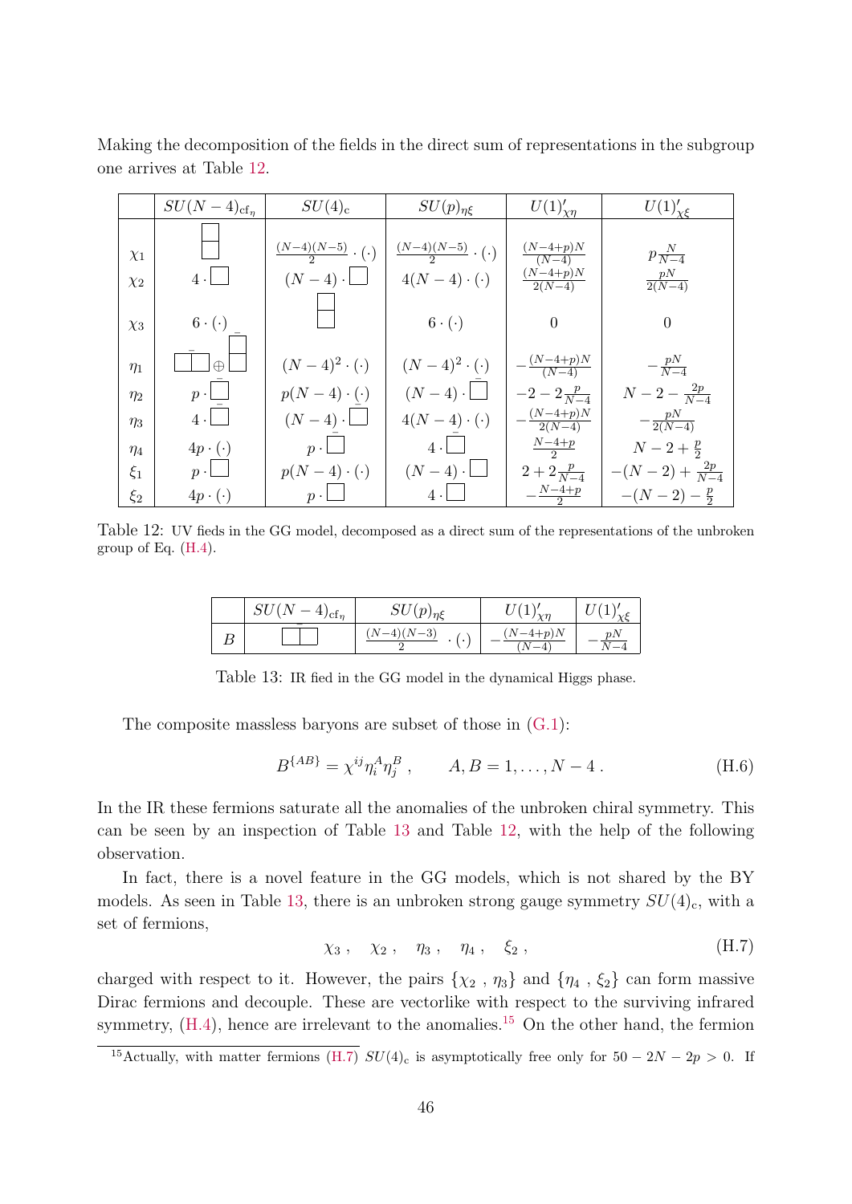Making the decomposition of the fields in the direct sum of representations in the subgroup one arrives at Table 12.

| | $SU(N-4)_{\mathrm{cf}_\eta}$ | $SU(4)_{\mathrm{c}}$ | $SU(p)_{\eta\xi}$ | $U(1)'_{\chi\eta}$ | $U(1)'_{\chi\xi}$ |
|---|---|---|---|---|---|
| $\chi_1$ | $\begin{array}{c}\square\\[-2pt]\square\end{array}$ | $\frac{(N-4)(N-5)}{2}\cdot(\cdot)$ | $\frac{(N-4)(N-5)}{2}\cdot(\cdot)$ | $\frac{(N-4+p)N}{(N-4)}$ | $p\frac{N}{N-4}$ |
| $\chi_2$ | $4\cdot\square$ | $(N-4)\cdot\square$ | $4(N-4)\cdot(\cdot)$ | $\frac{(N-4+p)N}{2(N-4)}$ | $\frac{pN}{2(N-4)}$ |
| $\chi_3$ | $6\cdot(\cdot)$ | $\begin{array}{c}\square\\[-2pt]\square\end{array}$ | $6\cdot(\cdot)$ | $0$ | $0$ |
| $\eta_1$ | $\bar{\square\square}\oplus\bar{\begin{array}{c}\square\\[-2pt]\square\end{array}}$ | $(N-4)^2\cdot(\cdot)$ | $(N-4)^2\cdot(\cdot)$ | $-\frac{(N-4+p)N}{(N-4)}$ | $-\frac{pN}{N-4}$ |
| $\eta_2$ | $p\cdot\bar{\square}$ | $p(N-4)\cdot(\cdot)$ | $(N-4)\cdot\bar{\square}$ | $-2-2\frac{p}{N-4}$ | $N-2-\frac{2p}{N-4}$ |
| $\eta_3$ | $4\cdot\bar{\square}$ | $(N-4)\cdot\bar{\square}$ | $4(N-4)\cdot(\cdot)$ | $-\frac{(N-4+p)N}{2(N-4)}$ | $-\frac{pN}{2(N-4)}$ |
| $\eta_4$ | $4p\cdot(\cdot)$ | $p\cdot\bar{\square}$ | $4\cdot\bar{\square}$ | $\frac{N-4+p}{2}$ | $N-2+\frac{p}{2}$ |
| $\xi_1$ | $p\cdot\square$ | $p(N-4)\cdot(\cdot)$ | $(N-4)\cdot\square$ | $2+2\frac{p}{N-4}$ | $-(N-2)+\frac{2p}{N-4}$ |
| $\xi_2$ | $4p\cdot(\cdot)$ | $p\cdot\square$ | $4\cdot\square$ | $-\frac{N-4+p}{2}$ | $-(N-2)-\frac{p}{2}$ |

Table 12: UV fieds in the GG model, decomposed as a direct sum of the representations of the unbroken group of Eq. (H.4).

| | $SU(N-4)_{\mathrm{cf}_\eta}$ | $SU(p)_{\eta\xi}$ | $U(1)'_{\chi\eta}$ | $U(1)'_{\chi\xi}$ |
|---|---|---|---|---|
| $B$ | $\bar{\square\square}$ | $\frac{(N-4)(N-3)}{2}\cdot(\cdot)$ | $-\frac{(N-4+p)N}{(N-4)}$ | $-\frac{pN}{N-4}$ |

Table 13: IR fied in the GG model in the dynamical Higgs phase.

The composite massless baryons are subset of those in (G.1):

$$B^{\{AB\}} = \chi^{ij}\eta_i^A\eta_j^B\ , \qquad A, B = 1, \ldots, N-4\ . \tag{H.6}$$

In the IR these fermions saturate all the anomalies of the unbroken chiral symmetry. This can be seen by an inspection of Table 13 and Table 12, with the help of the following observation.

In fact, there is a novel feature in the GG models, which is not shared by the BY models. As seen in Table 13, there is an unbroken strong gauge symmetry $SU(4)_{\mathrm{c}}$, with a set of fermions,

$$\chi_3\ , \quad \chi_2\ , \quad \eta_3\ , \quad \eta_4\ , \quad \xi_2\ , \tag{H.7}$$

charged with respect to it. However, the pairs $\{\chi_2\ , \eta_3\}$ and $\{\eta_4\ , \xi_2\}$ can form massive Dirac fermions and decouple. These are vectorlike with respect to the surviving infrared symmetry, (H.4), hence are irrelevant to the anomalies.[15] On the other hand, the fermion

[15] Actually, with matter fermions (H.7) $SU(4)_{\mathrm{c}}$ is asymptotically free only for $50-2N-2p>0$. If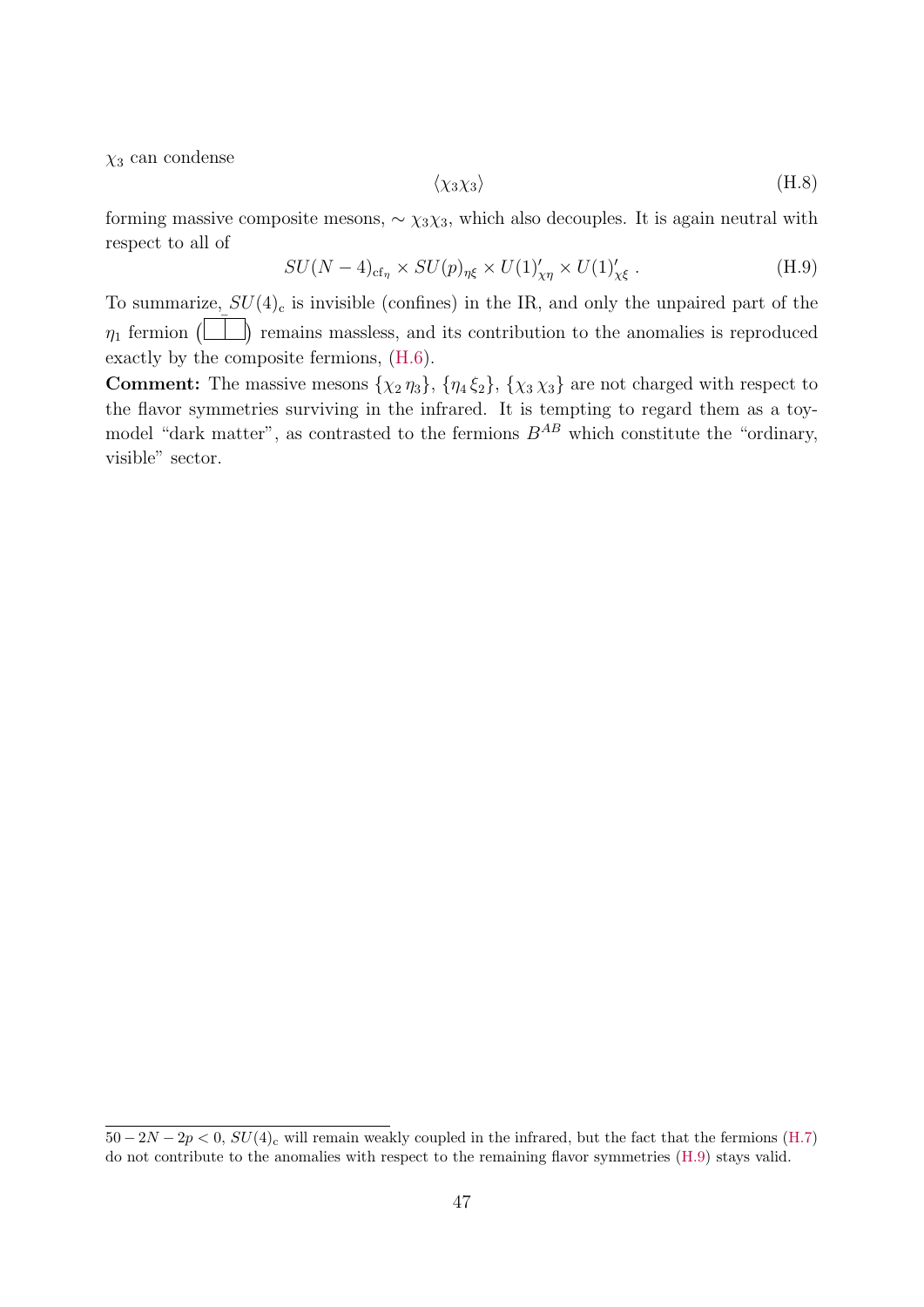$\chi_3$ can condense

$$\langle \chi_3 \chi_3 \rangle \tag{H.8}$$

forming massive composite mesons, $\sim \chi_3\chi_3$, which also decouples. It is again neutral with respect to all of

$$SU(N-4)_{\mathrm{cf}_\eta} \times SU(p)_{\eta\xi} \times U(1)'_{\chi\eta} \times U(1)'_{\chi\xi} \,. \tag{H.9}$$

To summarize, $SU(4)_{\mathrm{c}}$ is invisible (confines) in the IR, and only the unpaired part of the $\eta_1$ fermion ($\bar{\square\square}$) remains massless, and its contribution to the anomalies is reproduced exactly by the composite fermions, (H.6).

**Comment:** The massive mesons $\{\chi_2\,\eta_3\}$, $\{\eta_4\,\xi_2\}$, $\{\chi_3\,\chi_3\}$ are not charged with respect to the flavor symmetries surviving in the infrared. It is tempting to regard them as a toy-model "dark matter", as contrasted to the fermions $B^{AB}$ which constitute the "ordinary, visible" sector.

---

$50 - 2N - 2p < 0$, $SU(4)_{\mathrm{c}}$ will remain weakly coupled in the infrared, but the fact that the fermions (H.7) do not contribute to the anomalies with respect to the remaining flavor symmetries (H.9) stays valid.